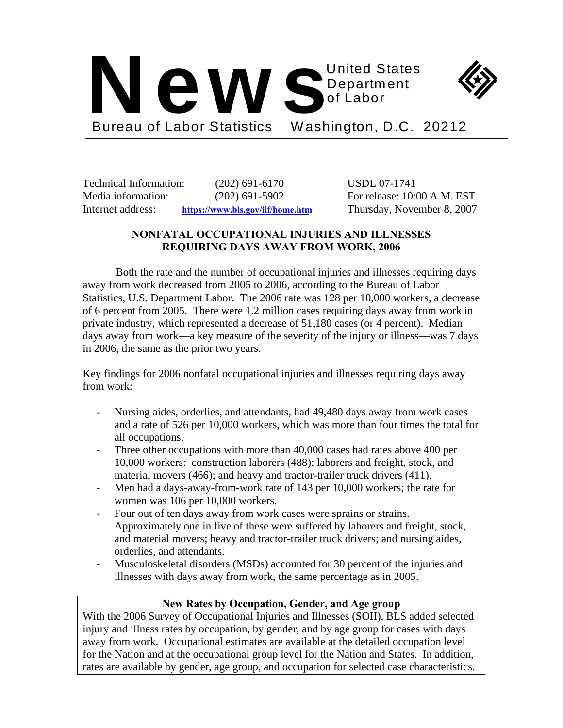# News

United States Department of Labor

Bureau of Labor Statistics Washington, D.C. 20212

Technical Information: (202) 691-6170
Media information: (202) 691-5902
Internet address: https://www.bls.gov/iif/home.htm

USDL 07-1741
For release: 10:00 A.M. EST
Thursday, November 8, 2007

## NONFATAL OCCUPATIONAL INJURIES AND ILLNESSES REQUIRING DAYS AWAY FROM WORK, 2006

Both the rate and the number of occupational injuries and illnesses requiring days away from work decreased from 2005 to 2006, according to the Bureau of Labor Statistics, U.S. Department Labor. The 2006 rate was 128 per 10,000 workers, a decrease of 6 percent from 2005. There were 1.2 million cases requiring days away from work in private industry, which represented a decrease of 51,180 cases (or 4 percent). Median days away from work—a key measure of the severity of the injury or illness—was 7 days in 2006, the same as the prior two years.

Key findings for 2006 nonfatal occupational injuries and illnesses requiring days away from work:

- Nursing aides, orderlies, and attendants, had 49,480 days away from work cases and a rate of 526 per 10,000 workers, which was more than four times the total for all occupations.
- Three other occupations with more than 40,000 cases had rates above 400 per 10,000 workers: construction laborers (488); laborers and freight, stock, and material movers (466); and heavy and tractor-trailer truck drivers (411).
- Men had a days-away-from-work rate of 143 per 10,000 workers; the rate for women was 106 per 10,000 workers.
- Four out of ten days away from work cases were sprains or strains. Approximately one in five of these were suffered by laborers and freight, stock, and material movers; heavy and tractor-trailer truck drivers; and nursing aides, orderlies, and attendants.
- Musculoskeletal disorders (MSDs) accounted for 30 percent of the injuries and illnesses with days away from work, the same percentage as in 2005.

**New Rates by Occupation, Gender, and Age group**

With the 2006 Survey of Occupational Injuries and Illnesses (SOII), BLS added selected injury and illness rates by occupation, by gender, and by age group for cases with days away from work. Occupational estimates are available at the detailed occupation level for the Nation and at the occupational group level for the Nation and States. In addition, rates are available by gender, age group, and occupation for selected case characteristics.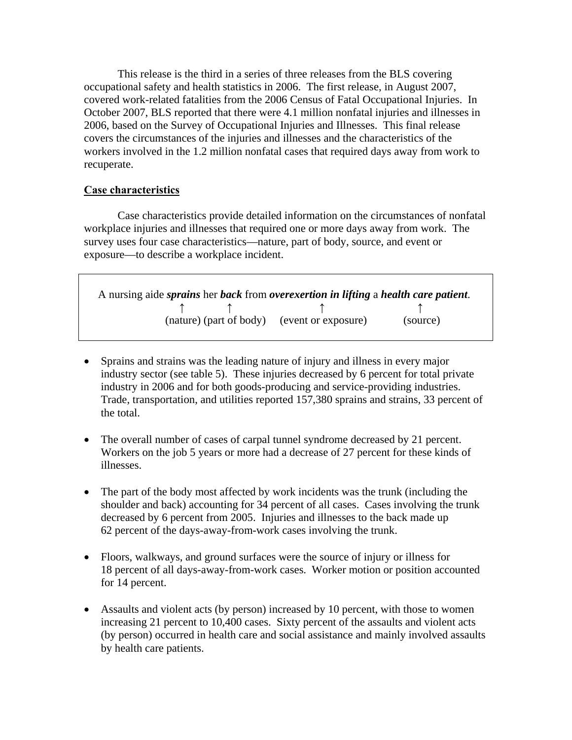This release is the third in a series of three releases from the BLS covering occupational safety and health statistics in 2006. The first release, in August 2007, covered work-related fatalities from the 2006 Census of Fatal Occupational Injuries. In October 2007, BLS reported that there were 4.1 million nonfatal injuries and illnesses in 2006, based on the Survey of Occupational Injuries and Illnesses. This final release covers the circumstances of the injuries and illnesses and the characteristics of the workers involved in the 1.2 million nonfatal cases that required days away from work to recuperate.

## Case characteristics

Case characteristics provide detailed information on the circumstances of nonfatal workplace injuries and illnesses that required one or more days away from work. The survey uses four case characteristics—nature, part of body, source, and event or exposure—to describe a workplace incident.

```
A nursing aide sprains her back from overexertion in lifting a health care patient.
                  ↑        ↑              ↑                          ↑
              (nature) (part of body)  (event or exposure)        (source)
```

- Sprains and strains was the leading nature of injury and illness in every major industry sector (see table 5). These injuries decreased by 6 percent for total private industry in 2006 and for both goods-producing and service-providing industries. Trade, transportation, and utilities reported 157,380 sprains and strains, 33 percent of the total.

- The overall number of cases of carpal tunnel syndrome decreased by 21 percent. Workers on the job 5 years or more had a decrease of 27 percent for these kinds of illnesses.

- The part of the body most affected by work incidents was the trunk (including the shoulder and back) accounting for 34 percent of all cases. Cases involving the trunk decreased by 6 percent from 2005. Injuries and illnesses to the back made up 62 percent of the days-away-from-work cases involving the trunk.

- Floors, walkways, and ground surfaces were the source of injury or illness for 18 percent of all days-away-from-work cases. Worker motion or position accounted for 14 percent.

- Assaults and violent acts (by person) increased by 10 percent, with those to women increasing 21 percent to 10,400 cases. Sixty percent of the assaults and violent acts (by person) occurred in health care and social assistance and mainly involved assaults by health care patients.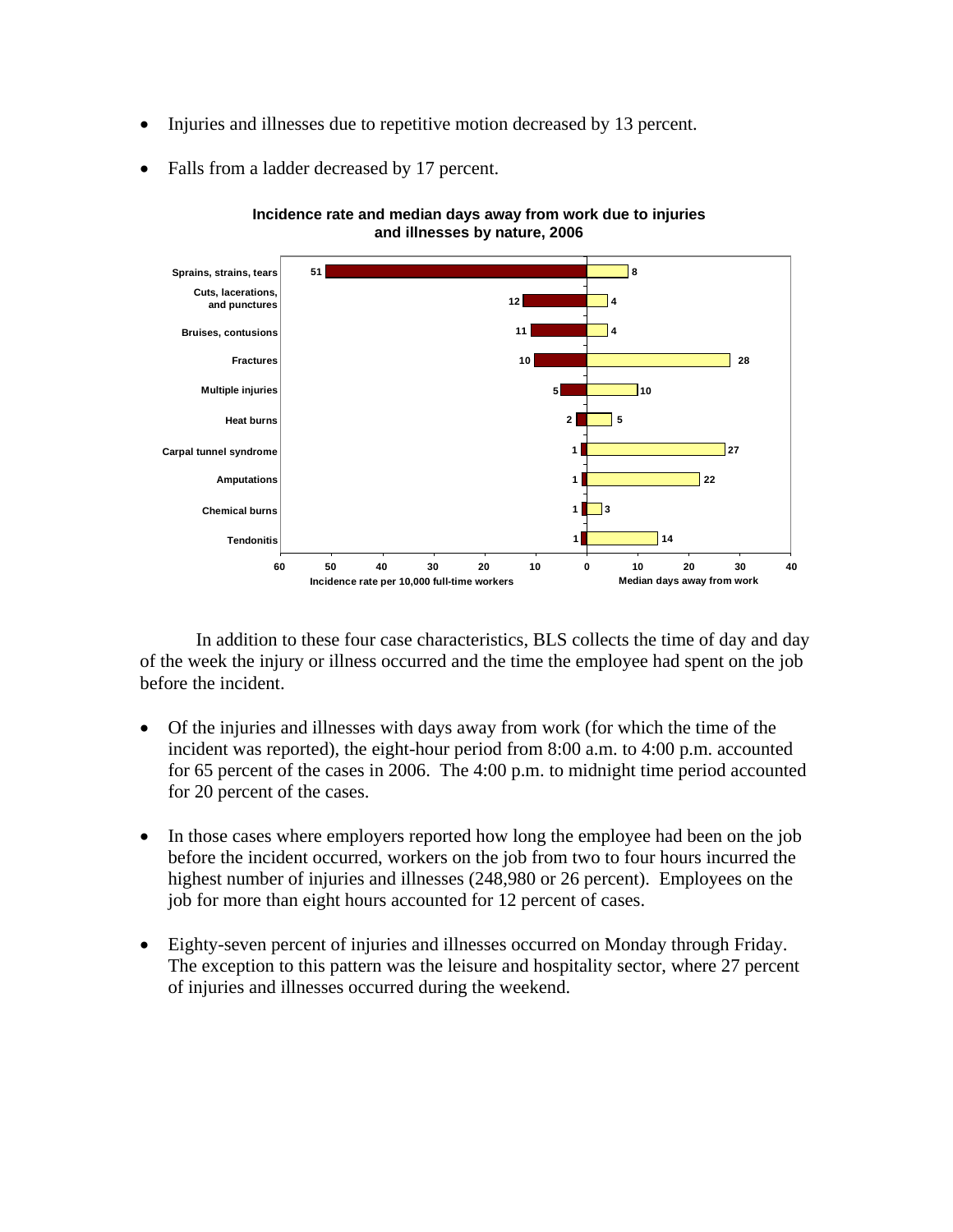- Injuries and illnesses due to repetitive motion decreased by 13 percent.

- Falls from a ladder decreased by 17 percent.

**Incidence rate and median days away from work due to injuries and illnesses by nature, 2006**

| Nature | Incidence rate per 10,000 full-time workers | Median days away from work |
|---|---|---|
| Sprains, strains, tears | 51 | 8 |
| Cuts, lacerations, and punctures | 12 | 4 |
| Bruises, contusions | 11 | 4 |
| Fractures | 10 | 28 |
| Multiple injuries | 5 | 10 |
| Heat burns | 2 | 5 |
| Carpal tunnel syndrome | 1 | 27 |
| Amputations | 1 | 22 |
| Chemical burns | 1 | 3 |
| Tendonitis | 1 | 14 |

In addition to these four case characteristics, BLS collects the time of day and day of the week the injury or illness occurred and the time the employee had spent on the job before the incident.

- Of the injuries and illnesses with days away from work (for which the time of the incident was reported), the eight-hour period from 8:00 a.m. to 4:00 p.m. accounted for 65 percent of the cases in 2006. The 4:00 p.m. to midnight time period accounted for 20 percent of the cases.

- In those cases where employers reported how long the employee had been on the job before the incident occurred, workers on the job from two to four hours incurred the highest number of injuries and illnesses (248,980 or 26 percent). Employees on the job for more than eight hours accounted for 12 percent of cases.

- Eighty-seven percent of injuries and illnesses occurred on Monday through Friday. The exception to this pattern was the leisure and hospitality sector, where 27 percent of injuries and illnesses occurred during the weekend.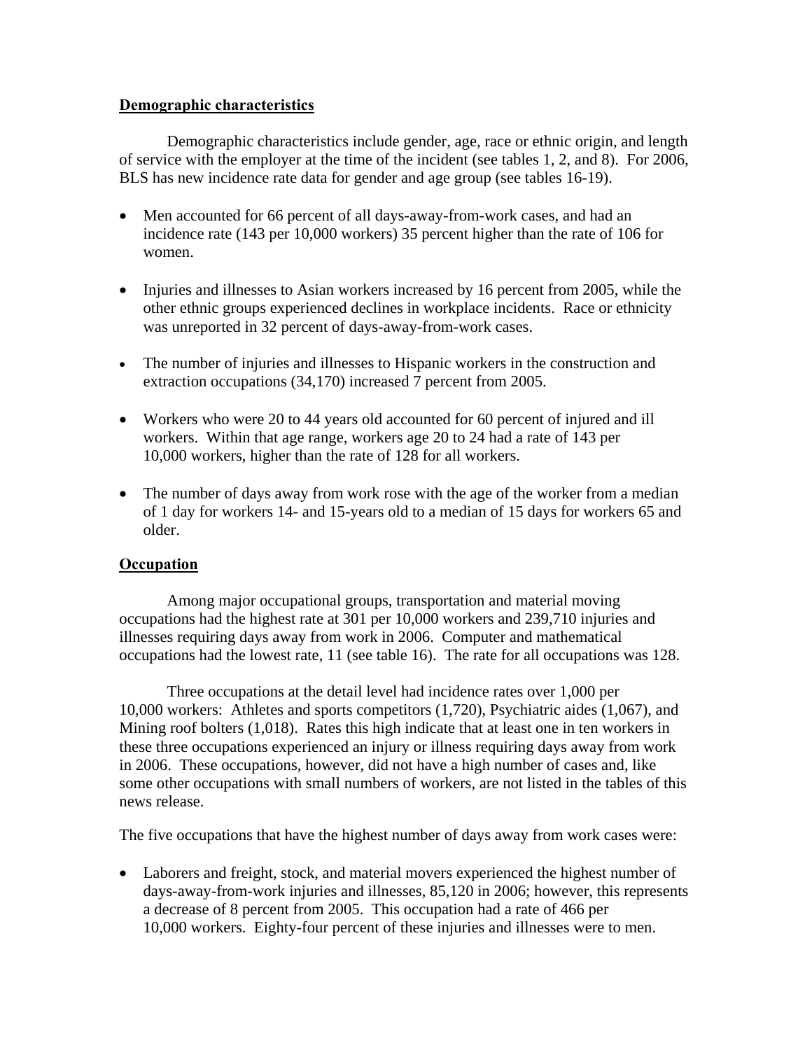## Demographic characteristics

Demographic characteristics include gender, age, race or ethnic origin, and length of service with the employer at the time of the incident (see tables 1, 2, and 8). For 2006, BLS has new incidence rate data for gender and age group (see tables 16-19).

- Men accounted for 66 percent of all days-away-from-work cases, and had an incidence rate (143 per 10,000 workers) 35 percent higher than the rate of 106 for women.
- Injuries and illnesses to Asian workers increased by 16 percent from 2005, while the other ethnic groups experienced declines in workplace incidents. Race or ethnicity was unreported in 32 percent of days-away-from-work cases.
- The number of injuries and illnesses to Hispanic workers in the construction and extraction occupations (34,170) increased 7 percent from 2005.
- Workers who were 20 to 44 years old accounted for 60 percent of injured and ill workers. Within that age range, workers age 20 to 24 had a rate of 143 per 10,000 workers, higher than the rate of 128 for all workers.
- The number of days away from work rose with the age of the worker from a median of 1 day for workers 14- and 15-years old to a median of 15 days for workers 65 and older.

## Occupation

Among major occupational groups, transportation and material moving occupations had the highest rate at 301 per 10,000 workers and 239,710 injuries and illnesses requiring days away from work in 2006. Computer and mathematical occupations had the lowest rate, 11 (see table 16). The rate for all occupations was 128.

Three occupations at the detail level had incidence rates over 1,000 per 10,000 workers: Athletes and sports competitors (1,720), Psychiatric aides (1,067), and Mining roof bolters (1,018). Rates this high indicate that at least one in ten workers in these three occupations experienced an injury or illness requiring days away from work in 2006. These occupations, however, did not have a high number of cases and, like some other occupations with small numbers of workers, are not listed in the tables of this news release.

The five occupations that have the highest number of days away from work cases were:

- Laborers and freight, stock, and material movers experienced the highest number of days-away-from-work injuries and illnesses, 85,120 in 2006; however, this represents a decrease of 8 percent from 2005. This occupation had a rate of 466 per 10,000 workers. Eighty-four percent of these injuries and illnesses were to men.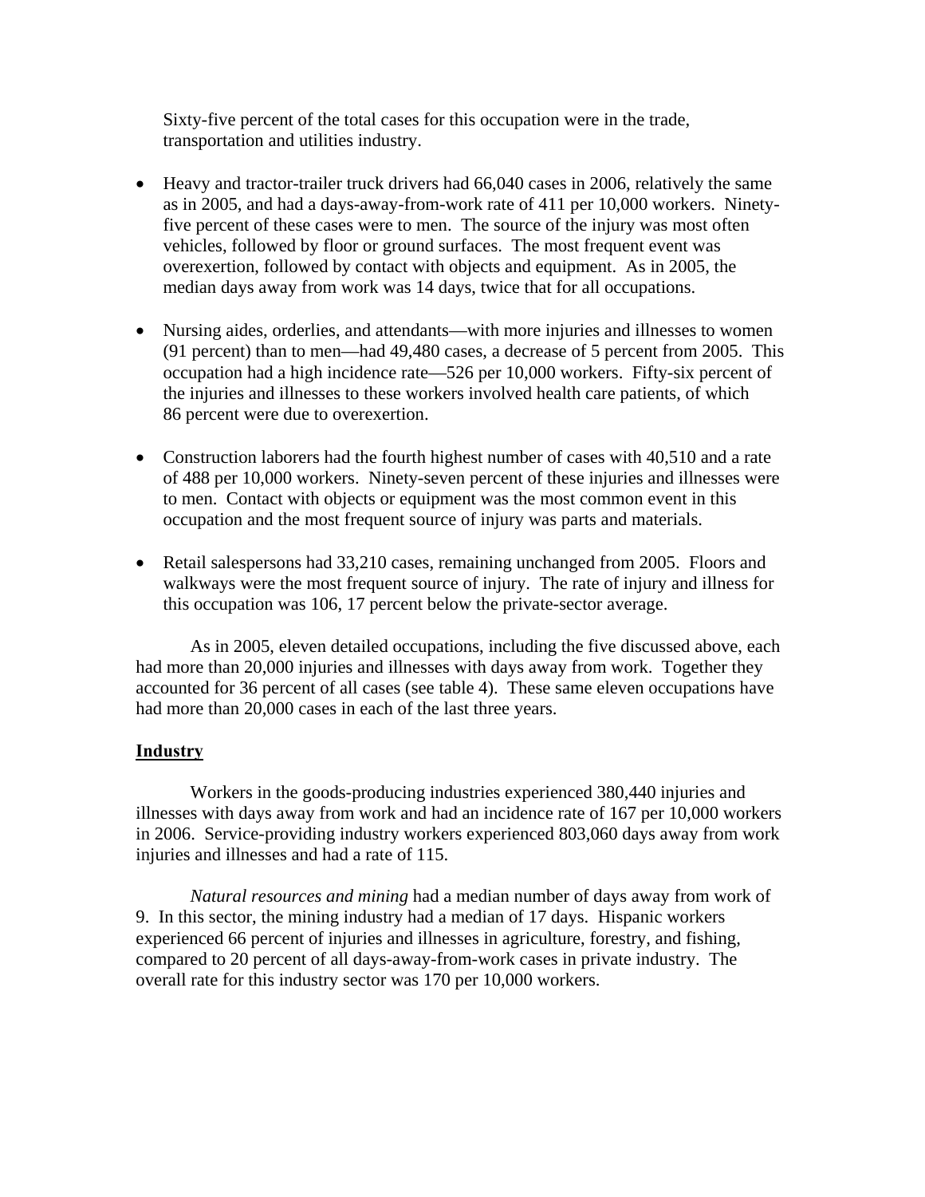Sixty-five percent of the total cases for this occupation were in the trade, transportation and utilities industry.

- Heavy and tractor-trailer truck drivers had 66,040 cases in 2006, relatively the same as in 2005, and had a days-away-from-work rate of 411 per 10,000 workers. Ninety-five percent of these cases were to men. The source of the injury was most often vehicles, followed by floor or ground surfaces. The most frequent event was overexertion, followed by contact with objects and equipment. As in 2005, the median days away from work was 14 days, twice that for all occupations.

- Nursing aides, orderlies, and attendants—with more injuries and illnesses to women (91 percent) than to men—had 49,480 cases, a decrease of 5 percent from 2005. This occupation had a high incidence rate—526 per 10,000 workers. Fifty-six percent of the injuries and illnesses to these workers involved health care patients, of which 86 percent were due to overexertion.

- Construction laborers had the fourth highest number of cases with 40,510 and a rate of 488 per 10,000 workers. Ninety-seven percent of these injuries and illnesses were to men. Contact with objects or equipment was the most common event in this occupation and the most frequent source of injury was parts and materials.

- Retail salespersons had 33,210 cases, remaining unchanged from 2005. Floors and walkways were the most frequent source of injury. The rate of injury and illness for this occupation was 106, 17 percent below the private-sector average.

As in 2005, eleven detailed occupations, including the five discussed above, each had more than 20,000 injuries and illnesses with days away from work. Together they accounted for 36 percent of all cases (see table 4). These same eleven occupations have had more than 20,000 cases in each of the last three years.

**Industry**

Workers in the goods-producing industries experienced 380,440 injuries and illnesses with days away from work and had an incidence rate of 167 per 10,000 workers in 2006. Service-providing industry workers experienced 803,060 days away from work injuries and illnesses and had a rate of 115.

*Natural resources and mining* had a median number of days away from work of 9. In this sector, the mining industry had a median of 17 days. Hispanic workers experienced 66 percent of injuries and illnesses in agriculture, forestry, and fishing, compared to 20 percent of all days-away-from-work cases in private industry. The overall rate for this industry sector was 170 per 10,000 workers.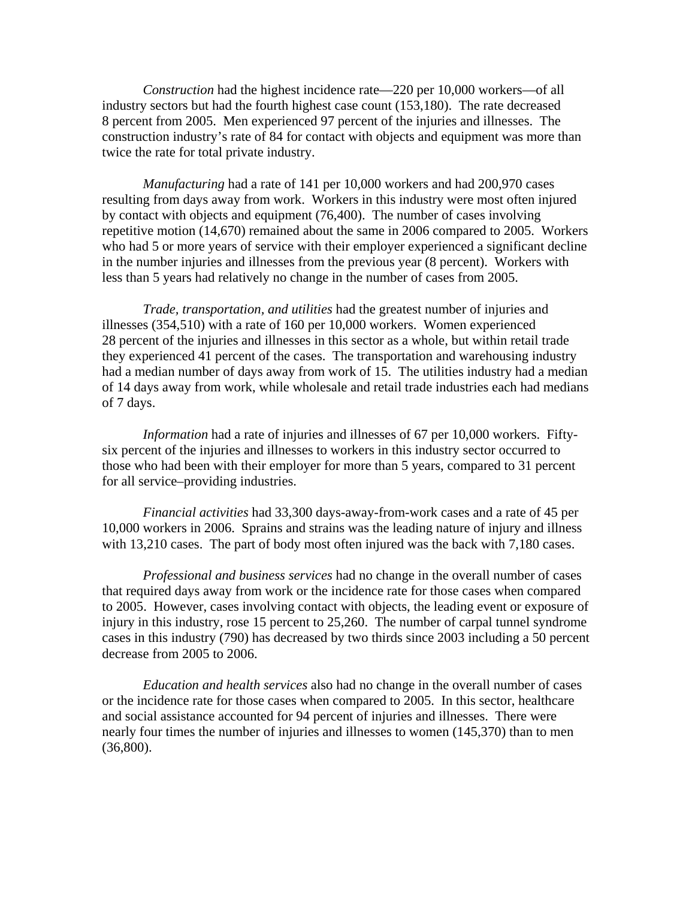*Construction* had the highest incidence rate—220 per 10,000 workers—of all industry sectors but had the fourth highest case count (153,180). The rate decreased 8 percent from 2005. Men experienced 97 percent of the injuries and illnesses. The construction industry's rate of 84 for contact with objects and equipment was more than twice the rate for total private industry.

*Manufacturing* had a rate of 141 per 10,000 workers and had 200,970 cases resulting from days away from work. Workers in this industry were most often injured by contact with objects and equipment (76,400). The number of cases involving repetitive motion (14,670) remained about the same in 2006 compared to 2005. Workers who had 5 or more years of service with their employer experienced a significant decline in the number injuries and illnesses from the previous year (8 percent). Workers with less than 5 years had relatively no change in the number of cases from 2005.

*Trade, transportation, and utilities* had the greatest number of injuries and illnesses (354,510) with a rate of 160 per 10,000 workers. Women experienced 28 percent of the injuries and illnesses in this sector as a whole, but within retail trade they experienced 41 percent of the cases. The transportation and warehousing industry had a median number of days away from work of 15. The utilities industry had a median of 14 days away from work, while wholesale and retail trade industries each had medians of 7 days.

*Information* had a rate of injuries and illnesses of 67 per 10,000 workers. Fifty-six percent of the injuries and illnesses to workers in this industry sector occurred to those who had been with their employer for more than 5 years, compared to 31 percent for all service–providing industries.

*Financial activities* had 33,300 days-away-from-work cases and a rate of 45 per 10,000 workers in 2006. Sprains and strains was the leading nature of injury and illness with 13,210 cases. The part of body most often injured was the back with 7,180 cases.

*Professional and business services* had no change in the overall number of cases that required days away from work or the incidence rate for those cases when compared to 2005. However, cases involving contact with objects, the leading event or exposure of injury in this industry, rose 15 percent to 25,260. The number of carpal tunnel syndrome cases in this industry (790) has decreased by two thirds since 2003 including a 50 percent decrease from 2005 to 2006.

*Education and health services* also had no change in the overall number of cases or the incidence rate for those cases when compared to 2005. In this sector, healthcare and social assistance accounted for 94 percent of injuries and illnesses. There were nearly four times the number of injuries and illnesses to women (145,370) than to men (36,800).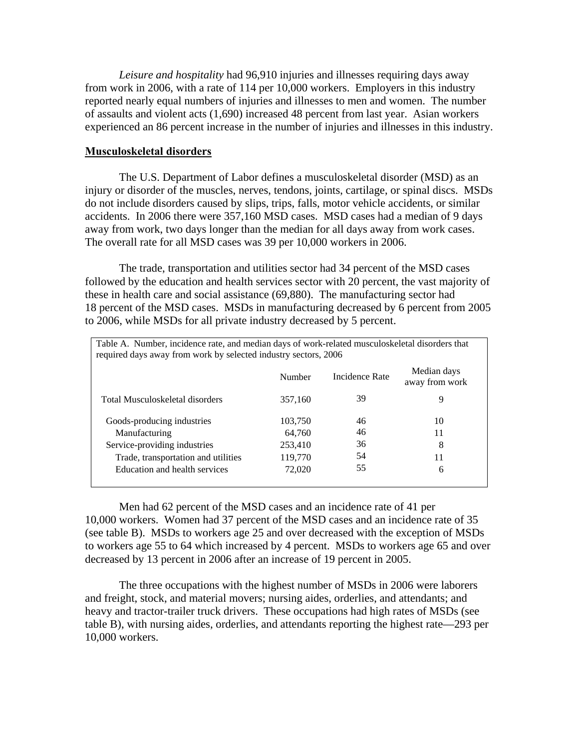*Leisure and hospitality* had 96,910 injuries and illnesses requiring days away from work in 2006, with a rate of 114 per 10,000 workers. Employers in this industry reported nearly equal numbers of injuries and illnesses to men and women. The number of assaults and violent acts (1,690) increased 48 percent from last year. Asian workers experienced an 86 percent increase in the number of injuries and illnesses in this industry.

## Musculoskeletal disorders

The U.S. Department of Labor defines a musculoskeletal disorder (MSD) as an injury or disorder of the muscles, nerves, tendons, joints, cartilage, or spinal discs. MSDs do not include disorders caused by slips, trips, falls, motor vehicle accidents, or similar accidents. In 2006 there were 357,160 MSD cases. MSD cases had a median of 9 days away from work, two days longer than the median for all days away from work cases. The overall rate for all MSD cases was 39 per 10,000 workers in 2006.

The trade, transportation and utilities sector had 34 percent of the MSD cases followed by the education and health services sector with 20 percent, the vast majority of these in health care and social assistance (69,880). The manufacturing sector had 18 percent of the MSD cases. MSDs in manufacturing decreased by 6 percent from 2005 to 2006, while MSDs for all private industry decreased by 5 percent.

Table A. Number, incidence rate, and median days of work-related musculoskeletal disorders that required days away from work by selected industry sectors, 2006

| | Number | Incidence Rate | Median days away from work |
|---|---|---|---|
| Total Musculoskeletal disorders | 357,160 | 39 | 9 |
| Goods-producing industries | 103,750 | 46 | 10 |
| Manufacturing | 64,760 | 46 | 11 |
| Service-providing industries | 253,410 | 36 | 8 |
| Trade, transportation and utilities | 119,770 | 54 | 11 |
| Education and health services | 72,020 | 55 | 6 |

Men had 62 percent of the MSD cases and an incidence rate of 41 per 10,000 workers. Women had 37 percent of the MSD cases and an incidence rate of 35 (see table B). MSDs to workers age 25 and over decreased with the exception of MSDs to workers age 55 to 64 which increased by 4 percent. MSDs to workers age 65 and over decreased by 13 percent in 2006 after an increase of 19 percent in 2005.

The three occupations with the highest number of MSDs in 2006 were laborers and freight, stock, and material movers; nursing aides, orderlies, and attendants; and heavy and tractor-trailer truck drivers. These occupations had high rates of MSDs (see table B), with nursing aides, orderlies, and attendants reporting the highest rate—293 per 10,000 workers.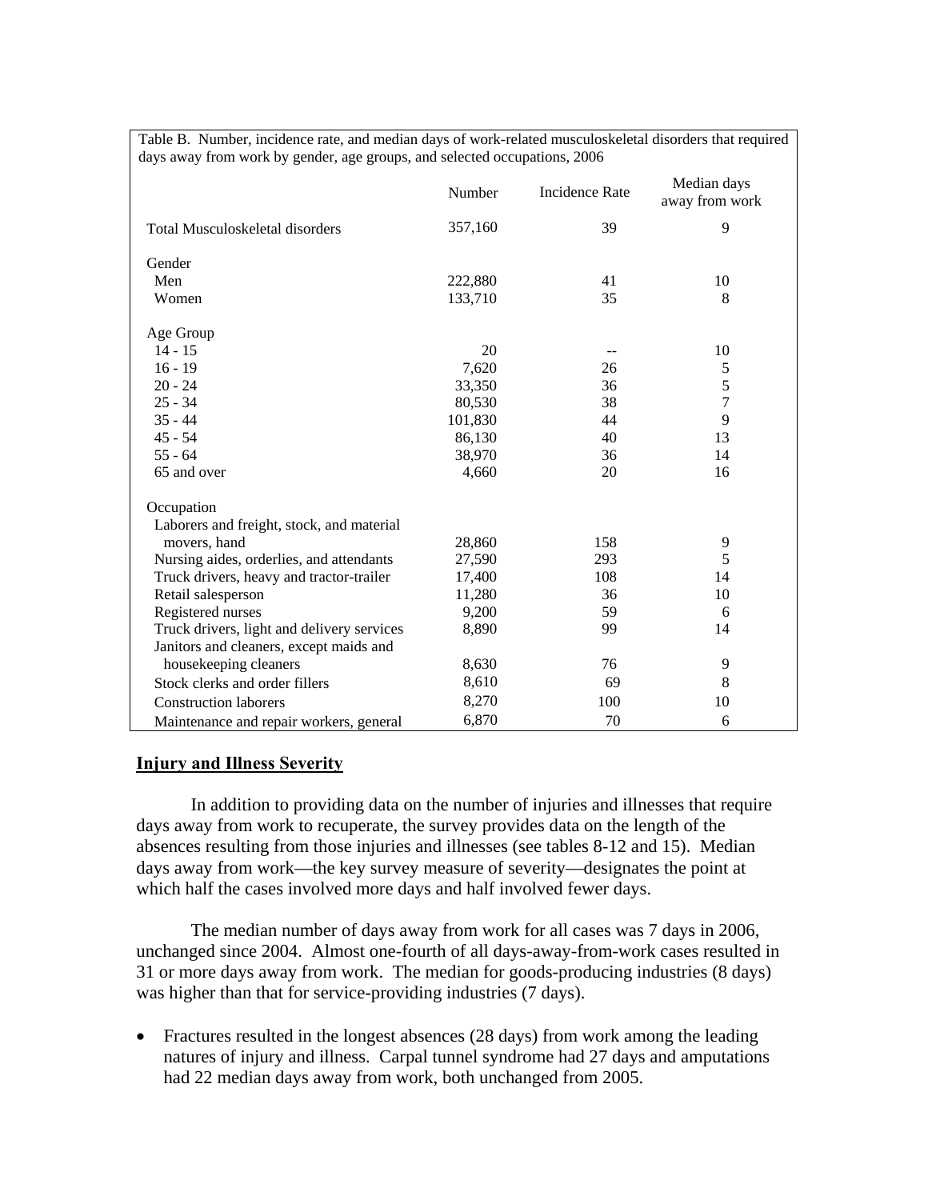Table B. Number, incidence rate, and median days of work-related musculoskeletal disorders that required days away from work by gender, age groups, and selected occupations, 2006

| | Number | Incidence Rate | Median days away from work |
|---|---|---|---|
| Total Musculoskeletal disorders | 357,160 | 39 | 9 |
| Gender | | | |
| Men | 222,880 | 41 | 10 |
| Women | 133,710 | 35 | 8 |
| Age Group | | | |
| 14 - 15 | 20 | -- | 10 |
| 16 - 19 | 7,620 | 26 | 5 |
| 20 - 24 | 33,350 | 36 | 5 |
| 25 - 34 | 80,530 | 38 | 7 |
| 35 - 44 | 101,830 | 44 | 9 |
| 45 - 54 | 86,130 | 40 | 13 |
| 55 - 64 | 38,970 | 36 | 14 |
| 65 and over | 4,660 | 20 | 16 |
| Occupation | | | |
| Laborers and freight, stock, and material movers, hand | 28,860 | 158 | 9 |
| Nursing aides, orderlies, and attendants | 27,590 | 293 | 5 |
| Truck drivers, heavy and tractor-trailer | 17,400 | 108 | 14 |
| Retail salesperson | 11,280 | 36 | 10 |
| Registered nurses | 9,200 | 59 | 6 |
| Truck drivers, light and delivery services | 8,890 | 99 | 14 |
| Janitors and cleaners, except maids and housekeeping cleaners | 8,630 | 76 | 9 |
| Stock clerks and order fillers | 8,610 | 69 | 8 |
| Construction laborers | 8,270 | 100 | 10 |
| Maintenance and repair workers, general | 6,870 | 70 | 6 |

## Injury and Illness Severity

In addition to providing data on the number of injuries and illnesses that require days away from work to recuperate, the survey provides data on the length of the absences resulting from those injuries and illnesses (see tables 8-12 and 15). Median days away from work—the key survey measure of severity—designates the point at which half the cases involved more days and half involved fewer days.

The median number of days away from work for all cases was 7 days in 2006, unchanged since 2004. Almost one-fourth of all days-away-from-work cases resulted in 31 or more days away from work. The median for goods-producing industries (8 days) was higher than that for service-providing industries (7 days).

- Fractures resulted in the longest absences (28 days) from work among the leading natures of injury and illness. Carpal tunnel syndrome had 27 days and amputations had 22 median days away from work, both unchanged from 2005.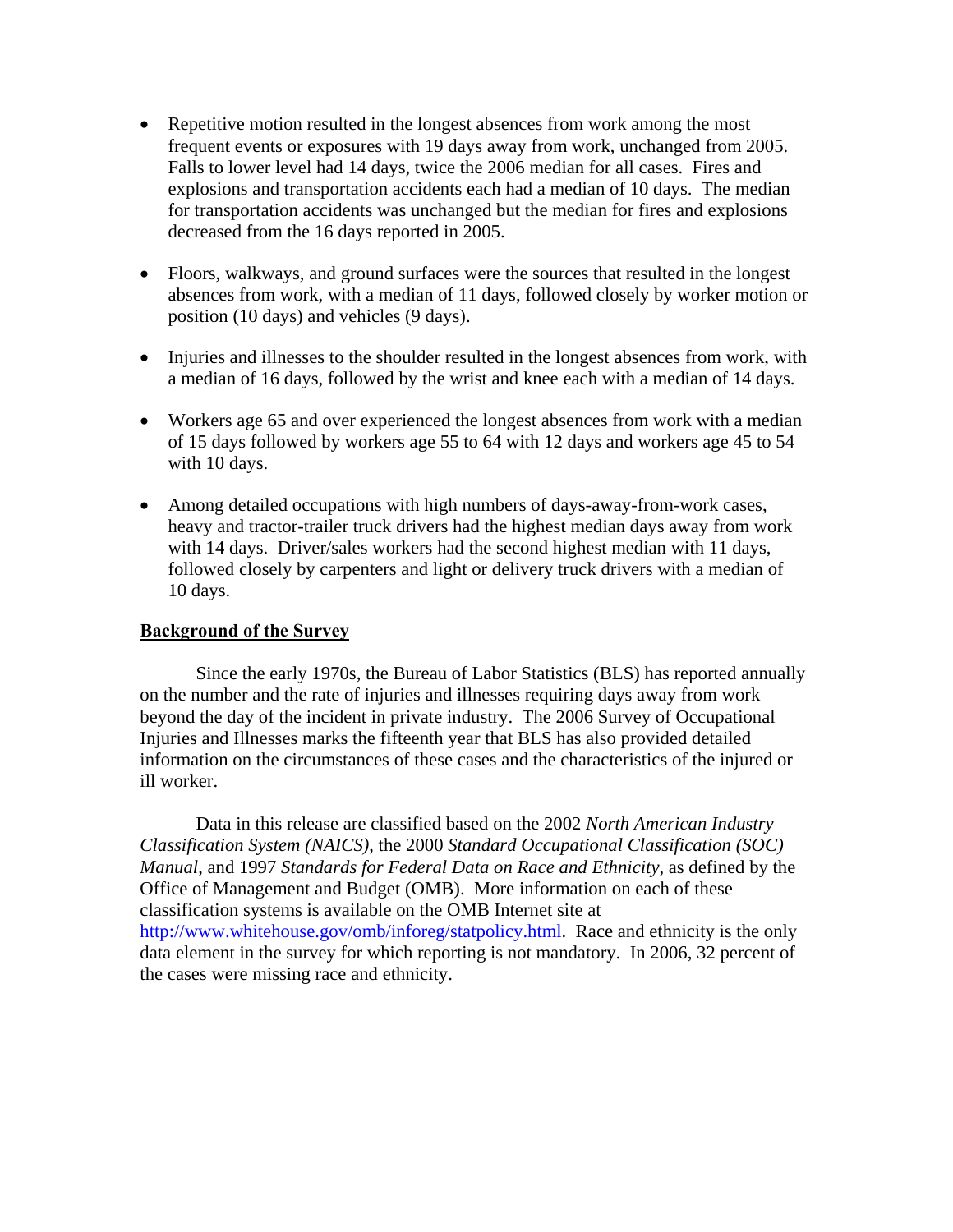- Repetitive motion resulted in the longest absences from work among the most frequent events or exposures with 19 days away from work, unchanged from 2005. Falls to lower level had 14 days, twice the 2006 median for all cases. Fires and explosions and transportation accidents each had a median of 10 days. The median for transportation accidents was unchanged but the median for fires and explosions decreased from the 16 days reported in 2005.

- Floors, walkways, and ground surfaces were the sources that resulted in the longest absences from work, with a median of 11 days, followed closely by worker motion or position (10 days) and vehicles (9 days).

- Injuries and illnesses to the shoulder resulted in the longest absences from work, with a median of 16 days, followed by the wrist and knee each with a median of 14 days.

- Workers age 65 and over experienced the longest absences from work with a median of 15 days followed by workers age 55 to 64 with 12 days and workers age 45 to 54 with 10 days.

- Among detailed occupations with high numbers of days-away-from-work cases, heavy and tractor-trailer truck drivers had the highest median days away from work with 14 days. Driver/sales workers had the second highest median with 11 days, followed closely by carpenters and light or delivery truck drivers with a median of 10 days.

## Background of the Survey

Since the early 1970s, the Bureau of Labor Statistics (BLS) has reported annually on the number and the rate of injuries and illnesses requiring days away from work beyond the day of the incident in private industry. The 2006 Survey of Occupational Injuries and Illnesses marks the fifteenth year that BLS has also provided detailed information on the circumstances of these cases and the characteristics of the injured or ill worker.

Data in this release are classified based on the 2002 *North American Industry Classification System (NAICS)*, the 2000 *Standard Occupational Classification (SOC) Manual*, and 1997 *Standards for Federal Data on Race and Ethnicity*, as defined by the Office of Management and Budget (OMB). More information on each of these classification systems is available on the OMB Internet site at http://www.whitehouse.gov/omb/inforeg/statpolicy.html. Race and ethnicity is the only data element in the survey for which reporting is not mandatory. In 2006, 32 percent of the cases were missing race and ethnicity.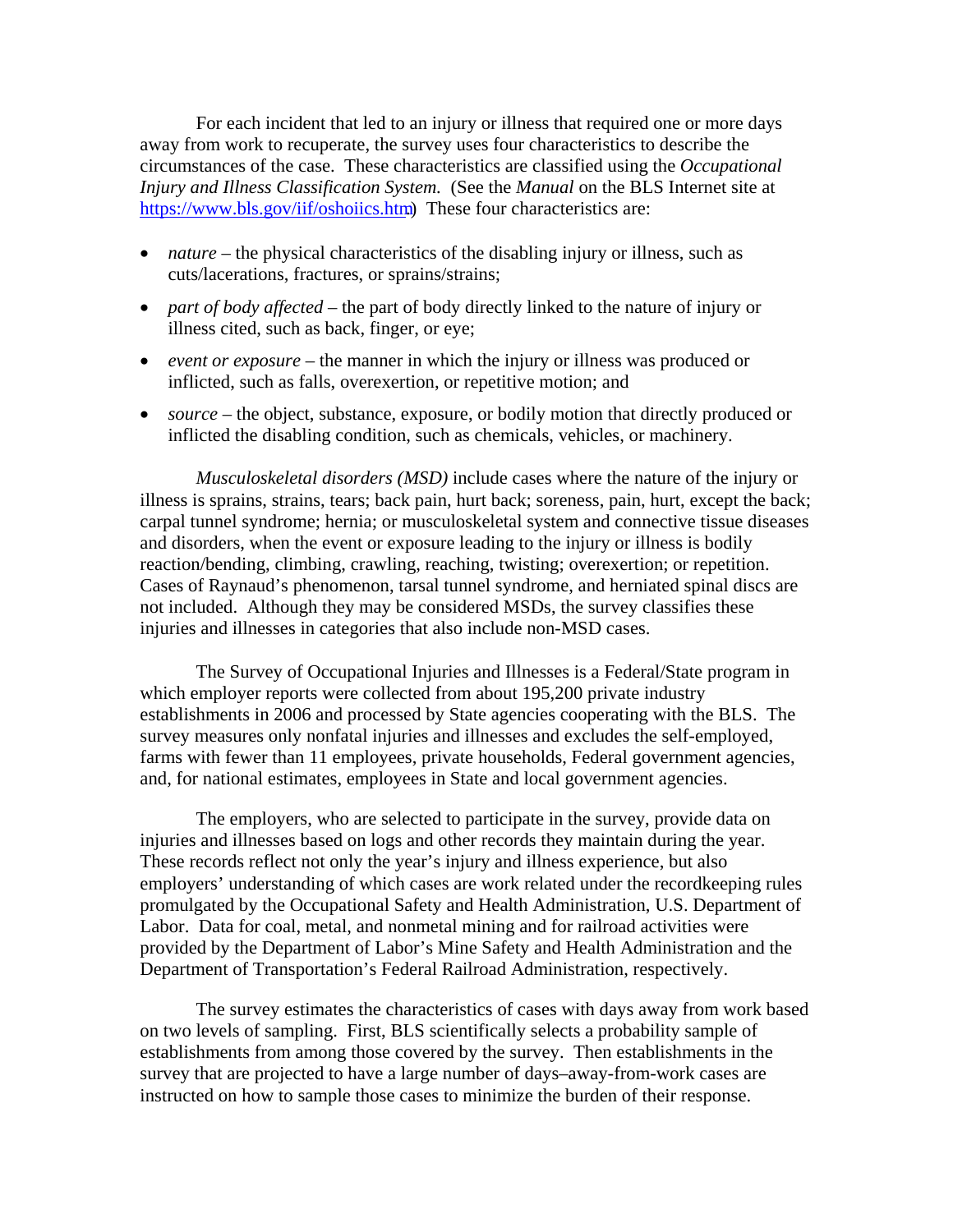For each incident that led to an injury or illness that required one or more days away from work to recuperate, the survey uses four characteristics to describe the circumstances of the case. These characteristics are classified using the *Occupational Injury and Illness Classification System.* (See the *Manual* on the BLS Internet site at https://www.bls.gov/iif/oshoiics.htm) These four characteristics are:

- *nature* – the physical characteristics of the disabling injury or illness, such as cuts/lacerations, fractures, or sprains/strains;
- *part of body affected* – the part of body directly linked to the nature of injury or illness cited, such as back, finger, or eye;
- *event or exposure* – the manner in which the injury or illness was produced or inflicted, such as falls, overexertion, or repetitive motion; and
- *source* – the object, substance, exposure, or bodily motion that directly produced or inflicted the disabling condition, such as chemicals, vehicles, or machinery.

*Musculoskeletal disorders (MSD)* include cases where the nature of the injury or illness is sprains, strains, tears; back pain, hurt back; soreness, pain, hurt, except the back; carpal tunnel syndrome; hernia; or musculoskeletal system and connective tissue diseases and disorders, when the event or exposure leading to the injury or illness is bodily reaction/bending, climbing, crawling, reaching, twisting; overexertion; or repetition. Cases of Raynaud's phenomenon, tarsal tunnel syndrome, and herniated spinal discs are not included. Although they may be considered MSDs, the survey classifies these injuries and illnesses in categories that also include non-MSD cases.

The Survey of Occupational Injuries and Illnesses is a Federal/State program in which employer reports were collected from about 195,200 private industry establishments in 2006 and processed by State agencies cooperating with the BLS. The survey measures only nonfatal injuries and illnesses and excludes the self-employed, farms with fewer than 11 employees, private households, Federal government agencies, and, for national estimates, employees in State and local government agencies.

The employers, who are selected to participate in the survey, provide data on injuries and illnesses based on logs and other records they maintain during the year. These records reflect not only the year's injury and illness experience, but also employers' understanding of which cases are work related under the recordkeeping rules promulgated by the Occupational Safety and Health Administration, U.S. Department of Labor. Data for coal, metal, and nonmetal mining and for railroad activities were provided by the Department of Labor's Mine Safety and Health Administration and the Department of Transportation's Federal Railroad Administration, respectively.

The survey estimates the characteristics of cases with days away from work based on two levels of sampling. First, BLS scientifically selects a probability sample of establishments from among those covered by the survey. Then establishments in the survey that are projected to have a large number of days–away-from-work cases are instructed on how to sample those cases to minimize the burden of their response.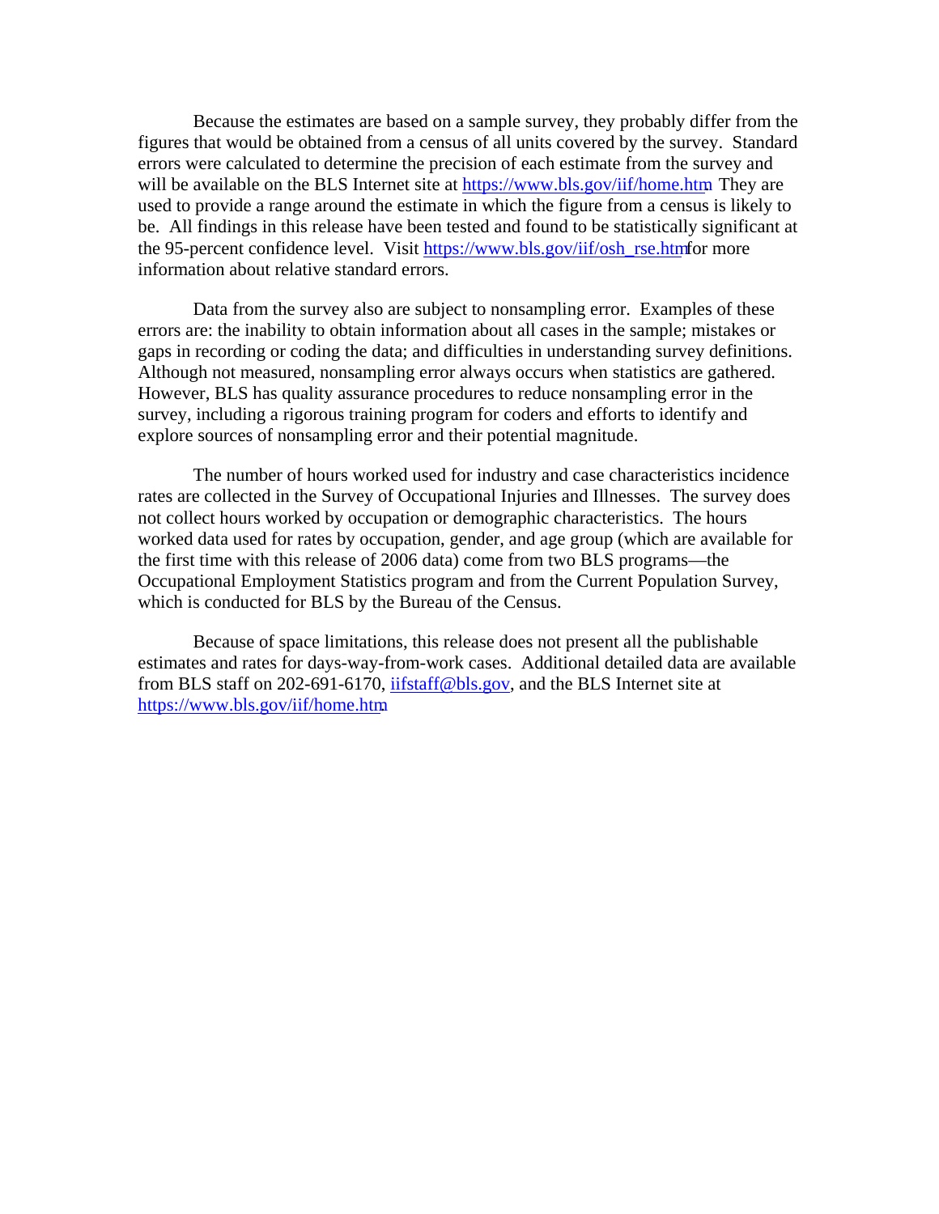Because the estimates are based on a sample survey, they probably differ from the figures that would be obtained from a census of all units covered by the survey. Standard errors were calculated to determine the precision of each estimate from the survey and will be available on the BLS Internet site at https://www.bls.gov/iif/home.htm. They are used to provide a range around the estimate in which the figure from a census is likely to be. All findings in this release have been tested and found to be statistically significant at the 95-percent confidence level. Visit https://www.bls.gov/iif/osh_rse.htm for more information about relative standard errors.

Data from the survey also are subject to nonsampling error. Examples of these errors are: the inability to obtain information about all cases in the sample; mistakes or gaps in recording or coding the data; and difficulties in understanding survey definitions. Although not measured, nonsampling error always occurs when statistics are gathered. However, BLS has quality assurance procedures to reduce nonsampling error in the survey, including a rigorous training program for coders and efforts to identify and explore sources of nonsampling error and their potential magnitude.

The number of hours worked used for industry and case characteristics incidence rates are collected in the Survey of Occupational Injuries and Illnesses. The survey does not collect hours worked by occupation or demographic characteristics. The hours worked data used for rates by occupation, gender, and age group (which are available for the first time with this release of 2006 data) come from two BLS programs—the Occupational Employment Statistics program and from the Current Population Survey, which is conducted for BLS by the Bureau of the Census.

Because of space limitations, this release does not present all the publishable estimates and rates for days-way-from-work cases. Additional detailed data are available from BLS staff on 202-691-6170, iifstaff@bls.gov, and the BLS Internet site at https://www.bls.gov/iif/home.htm.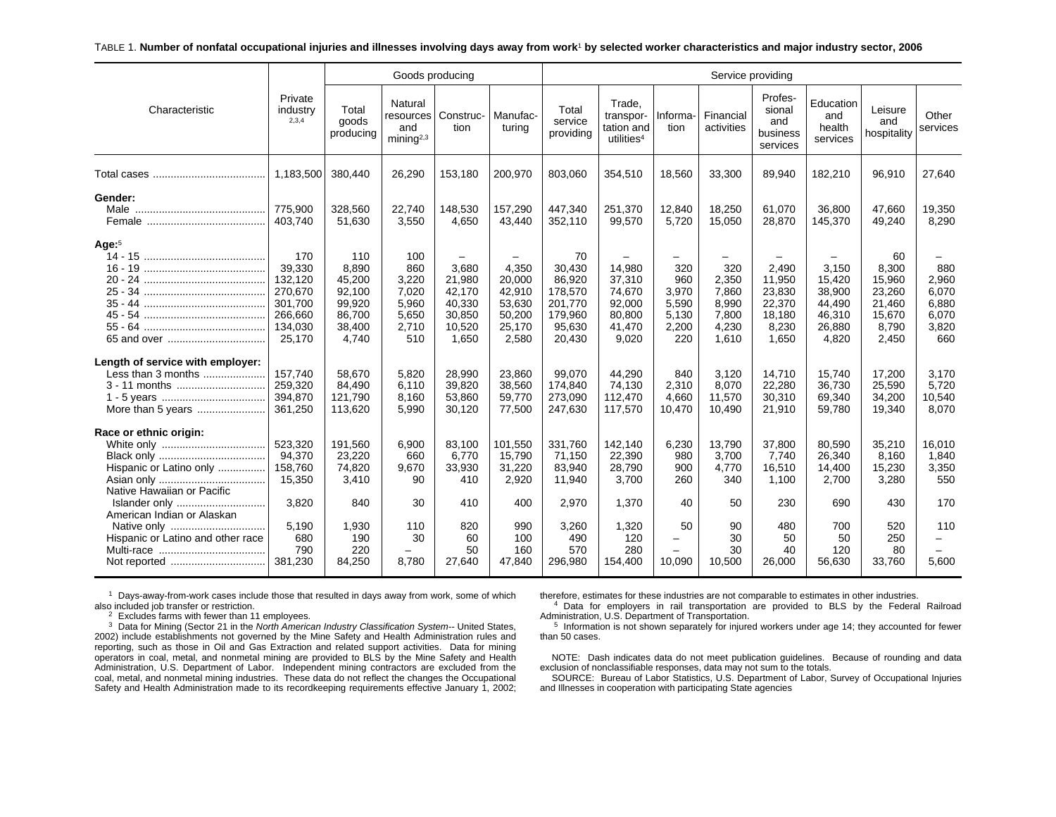TABLE 1. **Number of nonfatal occupational injuries and illnesses involving days away from work[1] by selected worker characteristics and major industry sector, 2006**

| Characteristic | Private industry [2,3,4] | Goods producing | | | | Service providing | | | | | | | |
|---|---|---|---|---|---|---|---|---|---|---|---|---|---|
| | | Total goods producing | Natural resources and mining[2,3] | Construction | Manufacturing | Total service providing | Trade, transportation and utilities[4] | Information | Financial activities | Professional and business services | Education and health services | Leisure and hospitality | Other services |
| Total cases | 1,183,500 | 380,440 | 26,290 | 153,180 | 200,970 | 803,060 | 354,510 | 18,560 | 33,300 | 89,940 | 182,210 | 96,910 | 27,640 |
| **Gender:** | | | | | | | | | | | | | |
| Male | 775,900 | 328,560 | 22,740 | 148,530 | 157,290 | 447,340 | 251,370 | 12,840 | 18,250 | 61,070 | 36,800 | 47,660 | 19,350 |
| Female | 403,740 | 51,630 | 3,550 | 4,650 | 43,440 | 352,110 | 99,570 | 5,720 | 15,050 | 28,870 | 145,370 | 49,240 | 8,290 |
| **Age:**[5] | | | | | | | | | | | | | |
| 14 - 15 | 170 | 110 | 100 | – | – | 70 | – | – | – | – | – | 60 | – |
| 16 - 19 | 39,330 | 8,890 | 860 | 3,680 | 4,350 | 30,430 | 14,980 | 320 | 320 | 2,490 | 3,150 | 8,300 | 880 |
| 20 - 24 | 132,120 | 45,200 | 3,220 | 21,980 | 20,000 | 86,920 | 37,310 | 960 | 2,350 | 11,950 | 15,420 | 15,960 | 2,960 |
| 25 - 34 | 270,670 | 92,100 | 7,020 | 42,170 | 42,910 | 178,570 | 74,670 | 3,970 | 7,860 | 23,830 | 38,900 | 23,260 | 6,070 |
| 35 - 44 | 301,700 | 99,920 | 5,960 | 40,330 | 53,630 | 201,770 | 92,000 | 5,590 | 8,990 | 22,370 | 44,490 | 21,460 | 6,880 |
| 45 - 54 | 266,660 | 86,700 | 5,650 | 30,850 | 50,200 | 179,960 | 80,800 | 5,130 | 7,800 | 18,180 | 46,310 | 15,670 | 6,070 |
| 55 - 64 | 134,030 | 38,400 | 2,710 | 10,520 | 25,170 | 95,630 | 41,470 | 2,200 | 4,230 | 8,230 | 26,880 | 8,790 | 3,820 |
| 65 and over | 25,170 | 4,740 | 510 | 1,650 | 2,580 | 20,430 | 9,020 | 220 | 1,610 | 1,650 | 4,820 | 2,450 | 660 |
| **Length of service with employer:** | | | | | | | | | | | | | |
| Less than 3 months | 157,740 | 58,670 | 5,820 | 28,990 | 23,860 | 99,070 | 44,290 | 840 | 3,120 | 14,710 | 15,740 | 17,200 | 3,170 |
| 3 - 11 months | 259,320 | 84,490 | 6,110 | 39,820 | 38,560 | 174,840 | 74,130 | 2,310 | 8,070 | 22,280 | 36,730 | 25,590 | 5,720 |
| 1 - 5 years | 394,870 | 121,790 | 8,160 | 53,860 | 59,770 | 273,090 | 112,470 | 4,660 | 11,570 | 30,310 | 69,340 | 34,200 | 10,540 |
| More than 5 years | 361,250 | 113,620 | 5,990 | 30,120 | 77,500 | 247,630 | 117,570 | 10,470 | 10,490 | 21,910 | 59,780 | 19,340 | 8,070 |
| **Race or ethnic origin:** | | | | | | | | | | | | | |
| White only | 523,320 | 191,560 | 6,900 | 83,100 | 101,550 | 331,760 | 142,140 | 6,230 | 13,790 | 37,800 | 80,590 | 35,210 | 16,010 |
| Black only | 94,370 | 23,220 | 660 | 6,770 | 15,790 | 71,150 | 22,390 | 980 | 3,700 | 7,740 | 26,340 | 8,160 | 1,840 |
| Hispanic or Latino only | 158,760 | 74,820 | 9,670 | 33,930 | 31,220 | 83,940 | 28,790 | 900 | 4,770 | 16,510 | 14,400 | 15,230 | 3,350 |
| Asian only | 15,350 | 3,410 | 90 | 410 | 2,920 | 11,940 | 3,700 | 260 | 340 | 1,100 | 2,700 | 3,280 | 550 |
| Native Hawaiian or Pacific Islander only | 3,820 | 840 | 30 | 410 | 400 | 2,970 | 1,370 | 40 | 50 | 230 | 690 | 430 | 170 |
| American Indian or Alaskan Native only | 5,190 | 1,930 | 110 | 820 | 990 | 3,260 | 1,320 | 50 | 90 | 480 | 700 | 520 | 110 |
| Hispanic or Latino and other race | 680 | 190 | 30 | 60 | 100 | 490 | 120 | – | 30 | 50 | 50 | 250 | – |
| Multi-race | 790 | 220 | – | 50 | 160 | 570 | 280 | – | 30 | 40 | 120 | 80 | – |
| Not reported | 381,230 | 84,250 | 8,780 | 27,640 | 47,840 | 296,980 | 154,400 | 10,090 | 10,500 | 26,000 | 56,630 | 33,760 | 5,600 |

[1] Days-away-from-work cases include those that resulted in days away from work, some of which also included job transfer or restriction.

[2] Excludes farms with fewer than 11 employees.

[3] Data for Mining (Sector 21 in the *North American Industry Classification System*-- United States, 2002) include establishments not governed by the Mine Safety and Health Administration rules and reporting, such as those in Oil and Gas Extraction and related support activities. Data for mining operators in coal, metal, and nonmetal mining are provided to BLS by the Mine Safety and Health Administration, U.S. Department of Labor. Independent mining contractors are excluded from the coal, metal, and nonmetal mining industries. These data do not reflect the changes the Occupational Safety and Health Administration made to its recordkeeping requirements effective January 1, 2002; therefore, estimates for these industries are not comparable to estimates in other industries.

[4] Data for employers in rail transportation are provided to BLS by the Federal Railroad Administration, U.S. Department of Transportation.

[5] Information is not shown separately for injured workers under age 14; they accounted for fewer than 50 cases.

NOTE: Dash indicates data do not meet publication guidelines. Because of rounding and data exclusion of nonclassifiable responses, data may not sum to the totals.

SOURCE: Bureau of Labor Statistics, U.S. Department of Labor, Survey of Occupational Injuries and Illnesses in cooperation with participating State agencies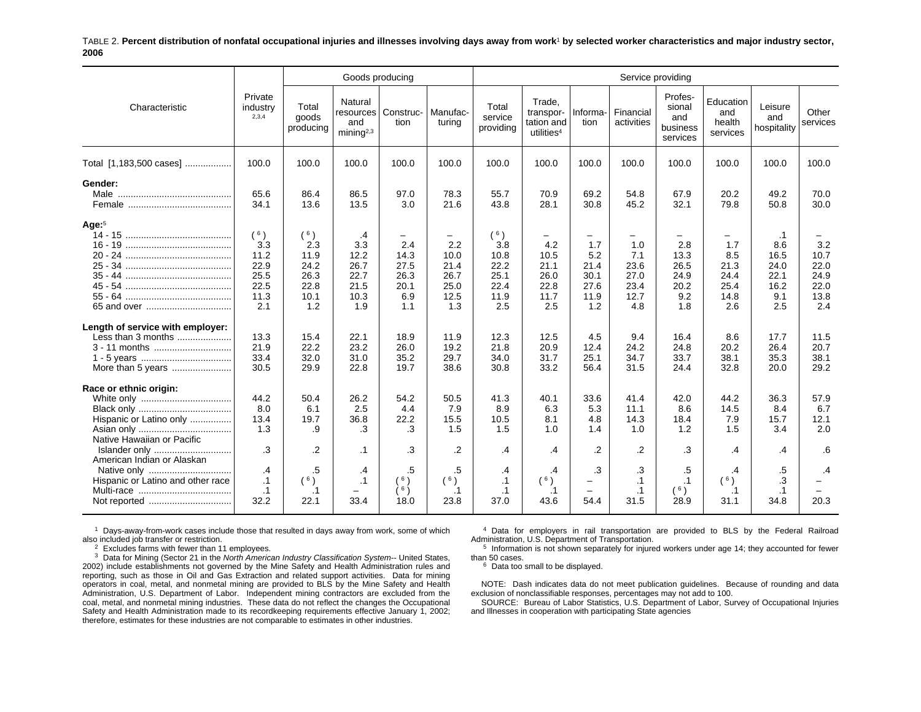TABLE 2. **Percent distribution of nonfatal occupational injuries and illnesses involving days away from work[1] by selected worker characteristics and major industry sector, 2006**

| Characteristic | Private industry [2,3,4] | Goods producing | | | | Service providing | | | | | | | |
|---|---|---|---|---|---|---|---|---|---|---|---|---|---|
| | | Total goods producing | Natural resources and mining[2,3] | Construc-tion | Manufac-turing | Total service providing | Trade, transpor-tation and utilities[4] | Informa-tion | Financial activities | Profes-sional and business services | Education and health services | Leisure and hospitality | Other services |
| Total [1,183,500 cases] | 100.0 | 100.0 | 100.0 | 100.0 | 100.0 | 100.0 | 100.0 | 100.0 | 100.0 | 100.0 | 100.0 | 100.0 | 100.0 |
| **Gender:** | | | | | | | | | | | | | |
| Male | 65.6 | 86.4 | 86.5 | 97.0 | 78.3 | 55.7 | 70.9 | 69.2 | 54.8 | 67.9 | 20.2 | 49.2 | 70.0 |
| Female | 34.1 | 13.6 | 13.5 | 3.0 | 21.6 | 43.8 | 28.1 | 30.8 | 45.2 | 32.1 | 79.8 | 50.8 | 30.0 |
| **Age:**[5] | | | | | | | | | | | | | |
| 14 - 15 | ( 6 ) | ( 6 ) | .4 | – | – | ( 6 ) | – | – | – | – | – | .1 | – |
| 16 - 19 | 3.3 | 2.3 | 3.3 | 2.4 | 2.2 | 3.8 | 4.2 | 1.7 | 1.0 | 2.8 | 1.7 | 8.6 | 3.2 |
| 20 - 24 | 11.2 | 11.9 | 12.2 | 14.3 | 10.0 | 10.8 | 10.5 | 5.2 | 7.1 | 13.3 | 8.5 | 16.5 | 10.7 |
| 25 - 34 | 22.9 | 24.2 | 26.7 | 27.5 | 21.4 | 22.2 | 21.1 | 21.4 | 23.6 | 26.5 | 21.3 | 24.0 | 22.0 |
| 35 - 44 | 25.5 | 26.3 | 22.7 | 26.3 | 26.7 | 25.1 | 26.0 | 30.1 | 27.0 | 24.9 | 24.4 | 22.1 | 24.9 |
| 45 - 54 | 22.5 | 22.8 | 21.5 | 20.1 | 25.0 | 22.4 | 22.8 | 27.6 | 23.4 | 20.2 | 25.4 | 16.2 | 22.0 |
| 55 - 64 | 11.3 | 10.1 | 10.3 | 6.9 | 12.5 | 11.9 | 11.7 | 11.9 | 12.7 | 9.2 | 14.8 | 9.1 | 13.8 |
| 65 and over | 2.1 | 1.2 | 1.9 | 1.1 | 1.3 | 2.5 | 2.5 | 1.2 | 4.8 | 1.8 | 2.6 | 2.5 | 2.4 |
| **Length of service with employer:** | | | | | | | | | | | | | |
| Less than 3 months | 13.3 | 15.4 | 22.1 | 18.9 | 11.9 | 12.3 | 12.5 | 4.5 | 9.4 | 16.4 | 8.6 | 17.7 | 11.5 |
| 3 - 11 months | 21.9 | 22.2 | 23.2 | 26.0 | 19.2 | 21.8 | 20.9 | 12.4 | 24.2 | 24.8 | 20.2 | 26.4 | 20.7 |
| 1 - 5 years | 33.4 | 32.0 | 31.0 | 35.2 | 29.7 | 34.0 | 31.7 | 25.1 | 34.7 | 33.7 | 38.1 | 35.3 | 38.1 |
| More than 5 years | 30.5 | 29.9 | 22.8 | 19.7 | 38.6 | 30.8 | 33.2 | 56.4 | 31.5 | 24.4 | 32.8 | 20.0 | 29.2 |
| **Race or ethnic origin:** | | | | | | | | | | | | | |
| White only | 44.2 | 50.4 | 26.2 | 54.2 | 50.5 | 41.3 | 40.1 | 33.6 | 41.4 | 42.0 | 44.2 | 36.3 | 57.9 |
| Black only | 8.0 | 6.1 | 2.5 | 4.4 | 7.9 | 8.9 | 6.3 | 5.3 | 11.1 | 8.6 | 14.5 | 8.4 | 6.7 |
| Hispanic or Latino only | 13.4 | 19.7 | 36.8 | 22.2 | 15.5 | 10.5 | 8.1 | 4.8 | 14.3 | 18.4 | 7.9 | 15.7 | 12.1 |
| Asian only | 1.3 | .9 | .3 | .3 | 1.5 | 1.5 | 1.0 | 1.4 | 1.0 | 1.2 | 1.5 | 3.4 | 2.0 |
| Native Hawaiian or Pacific Islander only | .3 | .2 | .1 | .3 | .2 | .4 | .4 | .2 | .2 | .3 | .4 | .4 | .6 |
| American Indian or Alaskan Native only | .4 | .5 | .4 | .5 | .5 | .4 | .4 | .3 | .3 | .5 | .4 | .5 | .4 |
| Hispanic or Latino and other race | .1 | ( 6 ) | .1 | ( 6 ) | ( 6 ) | .1 | ( 6 ) | – | .1 | .1 | ( 6 ) | .3 | – |
| Multi-race | .1 | .1 | – | ( 6 ) | .1 | .1 | .1 | – | .1 | ( 6 ) | .1 | .1 | – |
| Not reported | 32.2 | 22.1 | 33.4 | 18.0 | 23.8 | 37.0 | 43.6 | 54.4 | 31.5 | 28.9 | 31.1 | 34.8 | 20.3 |

[1] Days-away-from-work cases include those that resulted in days away from work, some of which also included job transfer or restriction.

[2] Excludes farms with fewer than 11 employees.

[3] Data for Mining (Sector 21 in the *North American Industry Classification System*-- United States, 2002) include establishments not governed by the Mine Safety and Health Administration rules and reporting, such as those in Oil and Gas Extraction and related support activities. Data for mining operators in coal, metal, and nonmetal mining are provided to BLS by the Mine Safety and Health Administration, U.S. Department of Labor. Independent mining contractors are excluded from the coal, metal, and nonmetal mining industries. These data do not reflect the changes the Occupational Safety and Health Administration made to its recordkeeping requirements effective January 1, 2002; therefore, estimates for these industries are not comparable to estimates in other industries.

[4] Data for employers in rail transportation are provided to BLS by the Federal Railroad Administration, U.S. Department of Transportation.

[5] Information is not shown separately for injured workers under age 14; they accounted for fewer than 50 cases.

[6] Data too small to be displayed.

NOTE: Dash indicates data do not meet publication guidelines. Because of rounding and data exclusion of nonclassifiable responses, percentages may not add to 100.

SOURCE: Bureau of Labor Statistics, U.S. Department of Labor, Survey of Occupational Injuries and Illnesses in cooperation with participating State agencies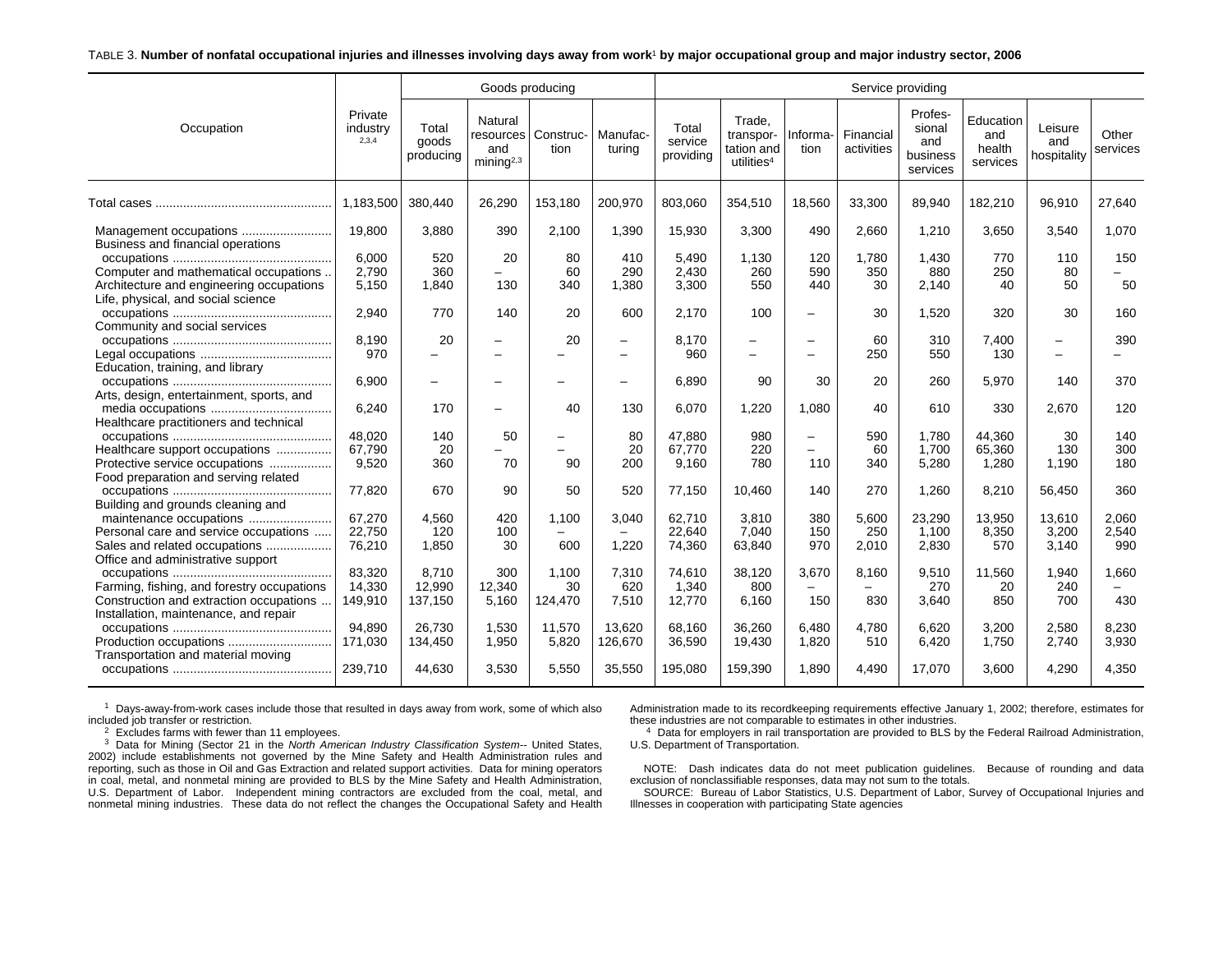TABLE 3. **Number of nonfatal occupational injuries and illnesses involving days away from work[1] by major occupational group and major industry sector, 2006**

| Occupation | Private industry[2,3,4] | Goods producing | | | | Service providing | | | | | | | |
|---|---|---|---|---|---|---|---|---|---|---|---|---|---|
| | | Total goods producing | Natural resources and mining[2,3] | Construction | Manufacturing | Total service providing | Trade, transportation and utilities[4] | Information | Financial activities | Professional and business services | Education and health services | Leisure and hospitality | Other services |
| Total cases | 1,183,500 | 380,440 | 26,290 | 153,180 | 200,970 | 803,060 | 354,510 | 18,560 | 33,300 | 89,940 | 182,210 | 96,910 | 27,640 |
| Management occupations | 19,800 | 3,880 | 390 | 2,100 | 1,390 | 15,930 | 3,300 | 490 | 2,660 | 1,210 | 3,650 | 3,540 | 1,070 |
| Business and financial operations occupations | 6,000 | 520 | 20 | 80 | 410 | 5,490 | 1,130 | 120 | 1,780 | 1,430 | 770 | 110 | 150 |
| Computer and mathematical occupations | 2,790 | 360 | – | 60 | 290 | 2,430 | 260 | 590 | 350 | 880 | 250 | 80 | – |
| Architecture and engineering occupations | 5,150 | 1,840 | 130 | 340 | 1,380 | 3,300 | 550 | 440 | 30 | 2,140 | 40 | 50 | 50 |
| Life, physical, and social science occupations | 2,940 | 770 | 140 | 20 | 600 | 2,170 | 100 | – | 30 | 1,520 | 320 | 30 | 160 |
| Community and social services occupations | 8,190 | 20 | – | 20 | – | 8,170 | – | – | 60 | 310 | 7,400 | – | 390 |
| Legal occupations | 970 | – | – | – | – | 960 | – | – | 250 | 550 | 130 | – | – |
| Education, training, and library occupations | 6,900 | – | – | – | – | 6,890 | 90 | 30 | 20 | 260 | 5,970 | 140 | 370 |
| Arts, design, entertainment, sports, and media occupations | 6,240 | 170 | – | 40 | 130 | 6,070 | 1,220 | 1,080 | 40 | 610 | 330 | 2,670 | 120 |
| Healthcare practitioners and technical occupations | 48,020 | 140 | 50 | – | 80 | 47,880 | 980 | – | 590 | 1,780 | 44,360 | 30 | 140 |
| Healthcare support occupations | 67,790 | 20 | – | – | 20 | 67,770 | 220 | – | 60 | 1,700 | 65,360 | 130 | 300 |
| Protective service occupations | 9,520 | 360 | 70 | 90 | 200 | 9,160 | 780 | 110 | 340 | 5,280 | 1,280 | 1,190 | 180 |
| Food preparation and serving related occupations | 77,820 | 670 | 90 | 50 | 520 | 77,150 | 10,460 | 140 | 270 | 1,260 | 8,210 | 56,450 | 360 |
| Building and grounds cleaning and maintenance occupations | 67,270 | 4,560 | 420 | 1,100 | 3,040 | 62,710 | 3,810 | 380 | 5,600 | 23,290 | 13,950 | 13,610 | 2,060 |
| Personal care and service occupations | 22,750 | 120 | 100 | – | – | 22,640 | 7,040 | 150 | 250 | 1,100 | 8,350 | 3,200 | 2,540 |
| Sales and related occupations | 76,210 | 1,850 | 30 | 600 | 1,220 | 74,360 | 63,840 | 970 | 2,010 | 2,830 | 570 | 3,140 | 990 |
| Office and administrative support occupations | 83,320 | 8,710 | 300 | 1,100 | 7,310 | 74,610 | 38,120 | 3,670 | 8,160 | 9,510 | 11,560 | 1,940 | 1,660 |
| Farming, fishing, and forestry occupations | 14,330 | 12,990 | 12,340 | 30 | 620 | 1,340 | 800 | – | – | 270 | 20 | 240 | – |
| Construction and extraction occupations | 149,910 | 137,150 | 5,160 | 124,470 | 7,510 | 12,770 | 6,160 | 150 | 830 | 3,640 | 850 | 700 | 430 |
| Installation, maintenance, and repair occupations | 94,890 | 26,730 | 1,530 | 11,570 | 13,620 | 68,160 | 36,260 | 6,480 | 4,780 | 6,620 | 3,200 | 2,580 | 8,230 |
| Production occupations | 171,030 | 134,450 | 1,950 | 5,820 | 126,670 | 36,590 | 19,430 | 1,820 | 510 | 6,420 | 1,750 | 2,740 | 3,930 |
| Transportation and material moving occupations | 239,710 | 44,630 | 3,530 | 5,550 | 35,550 | 195,080 | 159,390 | 1,890 | 4,490 | 17,070 | 3,600 | 4,290 | 4,350 |

[1] Days-away-from-work cases include those that resulted in days away from work, some of which also included job transfer or restriction.

[2] Excludes farms with fewer than 11 employees.

[3] Data for Mining (Sector 21 in the *North American Industry Classification System*-- United States, 2002) include establishments not governed by the Mine Safety and Health Administration rules and reporting, such as those in Oil and Gas Extraction and related support activities. Data for mining operators in coal, metal, and nonmetal mining are provided to BLS by the Mine Safety and Health Administration, U.S. Department of Labor. Independent mining contractors are excluded from the coal, metal, and nonmetal mining industries. These data do not reflect the changes the Occupational Safety and Health Administration made to its recordkeeping requirements effective January 1, 2002; therefore, estimates for these industries are not comparable to estimates in other industries.

[4] Data for employers in rail transportation are provided to BLS by the Federal Railroad Administration, U.S. Department of Transportation.

NOTE: Dash indicates data do not meet publication guidelines. Because of rounding and data exclusion of nonclassifiable responses, data may not sum to the totals.

SOURCE: Bureau of Labor Statistics, U.S. Department of Labor, Survey of Occupational Injuries and Illnesses in cooperation with participating State agencies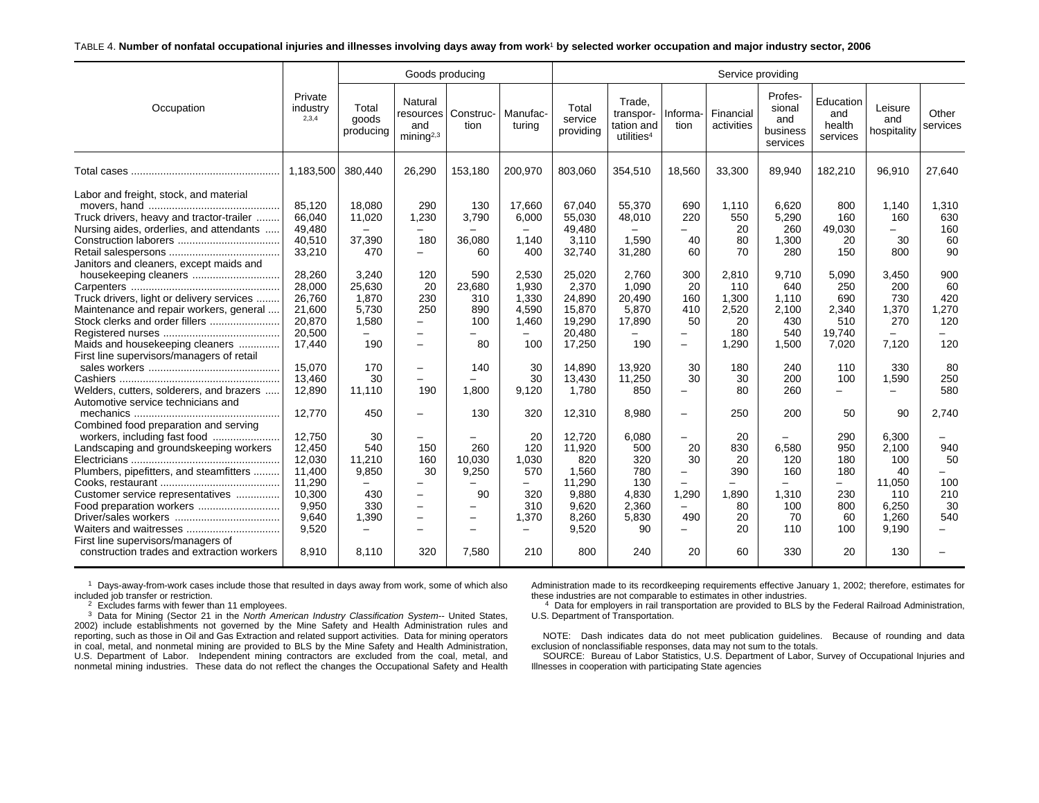TABLE 4. **Number of nonfatal occupational injuries and illnesses involving days away from work[1] by selected worker occupation and major industry sector, 2006**

| Occupation | Private industry[2,3,4] | Goods producing | | | | Service providing | | | | | | | |
|---|---|---|---|---|---|---|---|---|---|---|---|---|---|
| | | Total goods producing | Natural resources and mining[2,3] | Construction | Manufacturing | Total service providing | Trade, transportation and utilities[4] | Information | Financial activities | Professional and business services | Education and health services | Leisure and hospitality | Other services |
| Total cases | 1,183,500 | 380,440 | 26,290 | 153,180 | 200,970 | 803,060 | 354,510 | 18,560 | 33,300 | 89,940 | 182,210 | 96,910 | 27,640 |
| Labor and freight, stock, and material movers, hand | 85,120 | 18,080 | 290 | 130 | 17,660 | 67,040 | 55,370 | 690 | 1,110 | 6,620 | 800 | 1,140 | 1,310 |
| Truck drivers, heavy and tractor-trailer | 66,040 | 11,020 | 1,230 | 3,790 | 6,000 | 55,030 | 48,010 | 220 | 550 | 5,290 | 160 | 160 | 630 |
| Nursing aides, orderlies, and attendants | 49,480 | – | – | – | – | 49,480 | – | – | 20 | 260 | 49,030 | – | 160 |
| Construction laborers | 40,510 | 37,390 | 180 | 36,080 | 1,140 | 3,110 | 1,590 | 40 | 80 | 1,300 | 20 | 30 | 60 |
| Retail salespersons | 33,210 | 470 | – | 60 | 400 | 32,740 | 31,280 | 60 | 70 | 280 | 150 | 800 | 90 |
| Janitors and cleaners, except maids and housekeeping cleaners | 28,260 | 3,240 | 120 | 590 | 2,530 | 25,020 | 2,760 | 300 | 2,810 | 9,710 | 5,090 | 3,450 | 900 |
| Carpenters | 28,000 | 25,630 | 20 | 23,680 | 1,930 | 2,370 | 1,090 | 20 | 110 | 640 | 250 | 200 | 60 |
| Truck drivers, light or delivery services | 26,760 | 1,870 | 230 | 310 | 1,330 | 24,890 | 20,490 | 160 | 1,300 | 1,110 | 690 | 730 | 420 |
| Maintenance and repair workers, general | 21,600 | 5,730 | 250 | 890 | 4,590 | 15,870 | 5,870 | 410 | 2,520 | 2,100 | 2,340 | 1,370 | 1,270 |
| Stock clerks and order fillers | 20,870 | 1,580 | – | 100 | 1,460 | 19,290 | 17,890 | 50 | 20 | 430 | 510 | 270 | 120 |
| Registered nurses | 20,500 | – | – | – | – | 20,480 | – | – | 180 | 540 | 19,740 | – | – |
| Maids and housekeeping cleaners | 17,440 | 190 | – | 80 | 100 | 17,250 | 190 | – | 1,290 | 1,500 | 7,020 | 7,120 | 120 |
| First line supervisors/managers of retail sales workers | 15,070 | 170 | – | 140 | 30 | 14,890 | 13,920 | 30 | 180 | 240 | 110 | 330 | 80 |
| Cashiers | 13,460 | 30 | – | – | 30 | 13,430 | 11,250 | 30 | 30 | 200 | 100 | 1,590 | 250 |
| Welders, cutters, solderers, and brazers | 12,890 | 11,110 | 190 | 1,800 | 9,120 | 1,780 | 850 | – | 80 | 260 | – | – | 580 |
| Automotive service technicians and mechanics | 12,770 | 450 | – | 130 | 320 | 12,310 | 8,980 | – | 250 | 200 | 50 | 90 | 2,740 |
| Combined food preparation and serving workers, including fast food | 12,750 | 30 | – | – | 20 | 12,720 | 6,080 | – | 20 | – | 290 | 6,300 | – |
| Landscaping and groundskeeping workers | 12,450 | 540 | 150 | 260 | 120 | 11,920 | 500 | 20 | 830 | 6,580 | 950 | 2,100 | 940 |
| Electricians | 12,030 | 11,210 | 160 | 10,030 | 1,030 | 820 | 320 | 30 | 20 | 120 | 180 | 100 | 50 |
| Plumbers, pipefitters, and steamfitters | 11,400 | 9,850 | 30 | 9,250 | 570 | 1,560 | 780 | – | 390 | 160 | 180 | 40 | – |
| Cooks, restaurant | 11,290 | – | – | – | – | 11,290 | 130 | – | – | – | – | 11,050 | 100 |
| Customer service representatives | 10,300 | 430 | – | 90 | 320 | 9,880 | 4,830 | 1,290 | 1,890 | 1,310 | 230 | 110 | 210 |
| Food preparation workers | 9,950 | 330 | – | – | 310 | 9,620 | 2,360 | – | 80 | 100 | 800 | 6,250 | 30 |
| Driver/sales workers | 9,640 | 1,390 | – | – | 1,370 | 8,260 | 5,830 | 490 | 20 | 70 | 60 | 1,260 | 540 |
| Waiters and waitresses | 9,520 | – | – | – | – | 9,520 | 90 | – | 20 | 110 | 100 | 9,190 | – |
| First line supervisors/managers of construction trades and extraction workers | 8,910 | 8,110 | 320 | 7,580 | 210 | 800 | 240 | 20 | 60 | 330 | 20 | 130 | – |

[1] Days-away-from-work cases include those that resulted in days away from work, some of which also included job transfer or restriction.

[2] Excludes farms with fewer than 11 employees.

[3] Data for Mining (Sector 21 in the *North American Industry Classification System*-- United States, 2002) include establishments not governed by the Mine Safety and Health Administration rules and reporting, such as those in Oil and Gas Extraction and related support activities. Data for mining operators in coal, metal, and nonmetal mining are provided to BLS by the Mine Safety and Health Administration, U.S. Department of Labor. Independent mining contractors are excluded from the coal, metal, and nonmetal mining industries. These data do not reflect the changes the Occupational Safety and Health Administration made to its recordkeeping requirements effective January 1, 2002; therefore, estimates for these industries are not comparable to estimates in other industries.

[4] Data for employers in rail transportation are provided to BLS by the Federal Railroad Administration, U.S. Department of Transportation.

NOTE: Dash indicates data do not meet publication guidelines. Because of rounding and data exclusion of nonclassifiable responses, data may not sum to the totals.

SOURCE: Bureau of Labor Statistics, U.S. Department of Labor, Survey of Occupational Injuries and Illnesses in cooperation with participating State agencies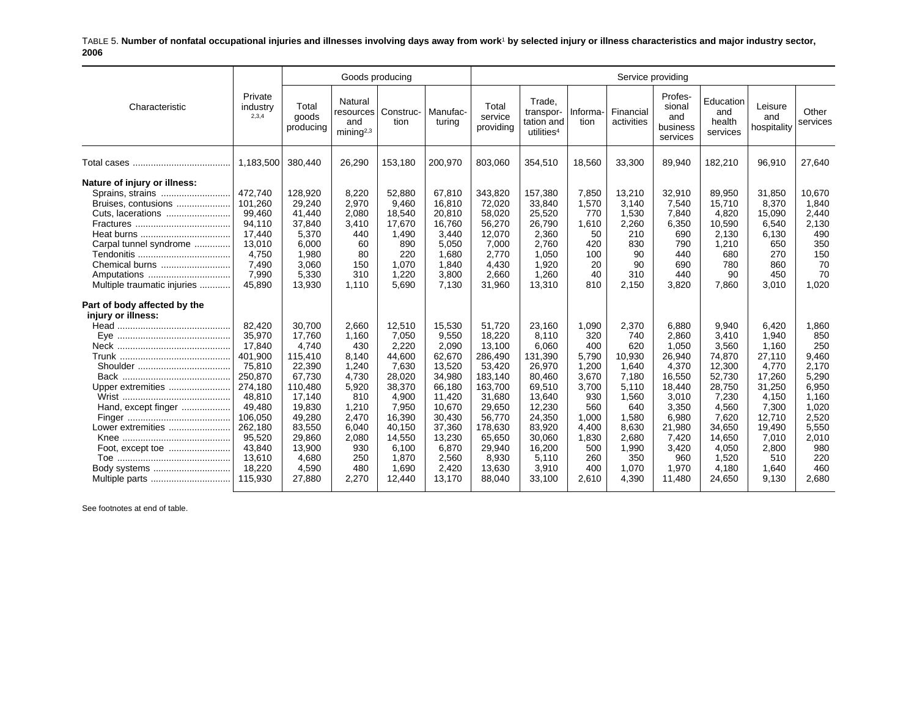TABLE 5. **Number of nonfatal occupational injuries and illnesses involving days away from work[1] by selected injury or illness characteristics and major industry sector, 2006**

| Characteristic | Private industry [2,3,4] | Goods producing | | | | Service providing | | | | | | | |
|---|---|---|---|---|---|---|---|---|---|---|---|---|---|
| | | Total goods producing | Natural resources and mining[2,3] | Construction | Manufacturing | Total service providing | Trade, transportation and utilities[4] | Information | Financial activities | Professional and business services | Education and health services | Leisure and hospitality | Other services |
| Total cases | 1,183,500 | 380,440 | 26,290 | 153,180 | 200,970 | 803,060 | 354,510 | 18,560 | 33,300 | 89,940 | 182,210 | 96,910 | 27,640 |
| **Nature of injury or illness:** | | | | | | | | | | | | | |
| Sprains, strains | 472,740 | 128,920 | 8,220 | 52,880 | 67,810 | 343,820 | 157,380 | 7,850 | 13,210 | 32,910 | 89,950 | 31,850 | 10,670 |
| Bruises, contusions | 101,260 | 29,240 | 2,970 | 9,460 | 16,810 | 72,020 | 33,840 | 1,570 | 3,140 | 7,540 | 15,710 | 8,370 | 1,840 |
| Cuts, lacerations | 99,460 | 41,440 | 2,080 | 18,540 | 20,810 | 58,020 | 25,520 | 770 | 1,530 | 7,840 | 4,820 | 15,090 | 2,440 |
| Fractures | 94,110 | 37,840 | 3,410 | 17,670 | 16,760 | 56,270 | 26,790 | 1,610 | 2,260 | 6,350 | 10,590 | 6,540 | 2,130 |
| Heat burns | 17,440 | 5,370 | 440 | 1,490 | 3,440 | 12,070 | 2,360 | 50 | 210 | 690 | 2,130 | 6,130 | 490 |
| Carpal tunnel syndrome | 13,010 | 6,000 | 60 | 890 | 5,050 | 7,000 | 2,760 | 420 | 830 | 790 | 1,210 | 650 | 350 |
| Tendonitis | 4,750 | 1,980 | 80 | 220 | 1,680 | 2,770 | 1,050 | 100 | 90 | 440 | 680 | 270 | 150 |
| Chemical burns | 7,490 | 3,060 | 150 | 1,070 | 1,840 | 4,430 | 1,920 | 20 | 90 | 690 | 780 | 860 | 70 |
| Amputations | 7,990 | 5,330 | 310 | 1,220 | 3,800 | 2,660 | 1,260 | 40 | 310 | 440 | 90 | 450 | 70 |
| Multiple traumatic injuries | 45,890 | 13,930 | 1,110 | 5,690 | 7,130 | 31,960 | 13,310 | 810 | 2,150 | 3,820 | 7,860 | 3,010 | 1,020 |
| **Part of body affected by the injury or illness:** | | | | | | | | | | | | | |
| Head | 82,420 | 30,700 | 2,660 | 12,510 | 15,530 | 51,720 | 23,160 | 1,090 | 2,370 | 6,880 | 9,940 | 6,420 | 1,860 |
| Eye | 35,970 | 17,760 | 1,160 | 7,050 | 9,550 | 18,220 | 8,110 | 320 | 740 | 2,860 | 3,410 | 1,940 | 850 |
| Neck | 17,840 | 4,740 | 430 | 2,220 | 2,090 | 13,100 | 6,060 | 400 | 620 | 1,050 | 3,560 | 1,160 | 250 |
| Trunk | 401,900 | 115,410 | 8,140 | 44,600 | 62,670 | 286,490 | 131,390 | 5,790 | 10,930 | 26,940 | 74,870 | 27,110 | 9,460 |
| Shoulder | 75,810 | 22,390 | 1,240 | 7,630 | 13,520 | 53,420 | 26,970 | 1,200 | 1,640 | 4,370 | 12,300 | 4,770 | 2,170 |
| Back | 250,870 | 67,730 | 4,730 | 28,020 | 34,980 | 183,140 | 80,460 | 3,670 | 7,180 | 16,550 | 52,730 | 17,260 | 5,290 |
| Upper extremities | 274,180 | 110,480 | 5,920 | 38,370 | 66,180 | 163,700 | 69,510 | 3,700 | 5,110 | 18,440 | 28,750 | 31,250 | 6,950 |
| Wrist | 48,810 | 17,140 | 810 | 4,900 | 11,420 | 31,680 | 13,640 | 930 | 1,560 | 3,010 | 7,230 | 4,150 | 1,160 |
| Hand, except finger | 49,480 | 19,830 | 1,210 | 7,950 | 10,670 | 29,650 | 12,230 | 560 | 640 | 3,350 | 4,560 | 7,300 | 1,020 |
| Finger | 106,050 | 49,280 | 2,470 | 16,390 | 30,430 | 56,770 | 24,350 | 1,000 | 1,580 | 6,980 | 7,620 | 12,710 | 2,520 |
| Lower extremities | 262,180 | 83,550 | 6,040 | 40,150 | 37,360 | 178,630 | 83,920 | 4,400 | 8,630 | 21,980 | 34,650 | 19,490 | 5,550 |
| Knee | 95,520 | 29,860 | 2,080 | 14,550 | 13,230 | 65,650 | 30,060 | 1,830 | 2,680 | 7,420 | 14,650 | 7,010 | 2,010 |
| Foot, except toe | 43,840 | 13,900 | 930 | 6,100 | 6,870 | 29,940 | 16,200 | 500 | 1,990 | 3,420 | 4,050 | 2,800 | 980 |
| Toe | 13,610 | 4,680 | 250 | 1,870 | 2,560 | 8,930 | 5,110 | 260 | 350 | 960 | 1,520 | 510 | 220 |
| Body systems | 18,220 | 4,590 | 480 | 1,690 | 2,420 | 13,630 | 3,910 | 400 | 1,070 | 1,970 | 4,180 | 1,640 | 460 |
| Multiple parts | 115,930 | 27,880 | 2,270 | 12,440 | 13,170 | 88,040 | 33,100 | 2,610 | 4,390 | 11,480 | 24,650 | 9,130 | 2,680 |

See footnotes at end of table.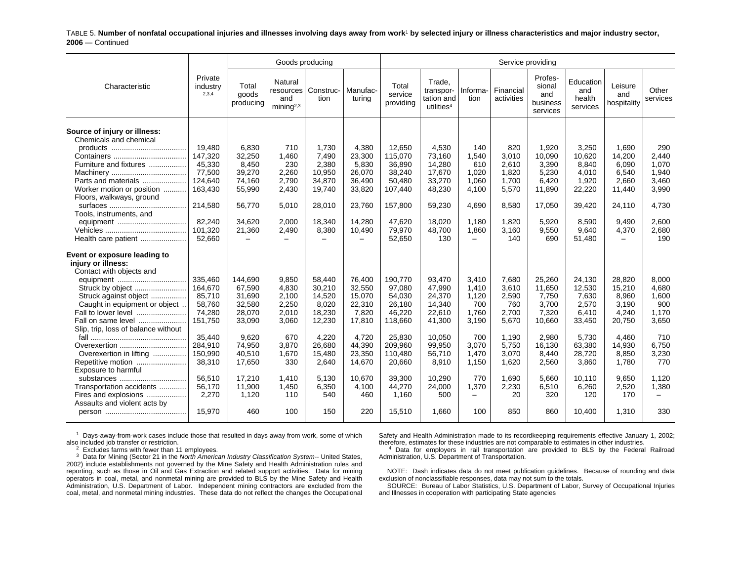TABLE 5. **Number of nonfatal occupational injuries and illnesses involving days away from work**[1] **by selected injury or illness characteristics and major industry sector, 2006** — Continued

| Characteristic | Private industry [2,3,4] | Goods producing | | | | Service providing | | | | | | | |
|---|---|---|---|---|---|---|---|---|---|---|---|---|---|
| | | Total goods producing | Natural resources and mining[2,3] | Construction | Manufacturing | Total service providing | Trade, transportation and utilities[4] | Information | Financial activities | Professional and business services | Education and health services | Leisure and hospitality | Other services |
| **Source of injury or illness:** | | | | | | | | | | | | | |
| Chemicals and chemical products | 19,480 | 6,830 | 710 | 1,730 | 4,380 | 12,650 | 4,530 | 140 | 820 | 1,920 | 3,250 | 1,690 | 290 |
| Containers | 147,320 | 32,250 | 1,460 | 7,490 | 23,300 | 115,070 | 73,160 | 1,540 | 3,010 | 10,090 | 10,620 | 14,200 | 2,440 |
| Furniture and fixtures | 45,330 | 8,450 | 230 | 2,380 | 5,830 | 36,890 | 14,280 | 610 | 2,610 | 3,390 | 8,840 | 6,090 | 1,070 |
| Machinery | 77,500 | 39,270 | 2,260 | 10,950 | 26,070 | 38,240 | 17,670 | 1,020 | 1,820 | 5,230 | 4,010 | 6,540 | 1,940 |
| Parts and materials | 124,640 | 74,160 | 2,790 | 34,870 | 36,490 | 50,480 | 33,270 | 1,060 | 1,700 | 6,420 | 1,920 | 2,660 | 3,460 |
| Worker motion or position | 163,430 | 55,990 | 2,430 | 19,740 | 33,820 | 107,440 | 48,230 | 4,100 | 5,570 | 11,890 | 22,220 | 11,440 | 3,990 |
| Floors, walkways, ground surfaces | 214,580 | 56,770 | 5,010 | 28,010 | 23,760 | 157,800 | 59,230 | 4,690 | 8,580 | 17,050 | 39,420 | 24,110 | 4,730 |
| Tools, instruments, and equipment | 82,240 | 34,620 | 2,000 | 18,340 | 14,280 | 47,620 | 18,020 | 1,180 | 1,820 | 5,920 | 8,590 | 9,490 | 2,600 |
| Vehicles | 101,320 | 21,360 | 2,490 | 8,380 | 10,490 | 79,970 | 48,700 | 1,860 | 3,160 | 9,550 | 9,640 | 4,370 | 2,680 |
| Health care patient | 52,660 | – | – | – | – | 52,650 | 130 | – | 140 | 690 | 51,480 | – | 190 |
| **Event or exposure leading to injury or illness:** | | | | | | | | | | | | | |
| Contact with objects and equipment | 335,460 | 144,690 | 9,850 | 58,440 | 76,400 | 190,770 | 93,470 | 3,410 | 7,680 | 25,260 | 24,130 | 28,820 | 8,000 |
| Struck by object | 164,670 | 67,590 | 4,830 | 30,210 | 32,550 | 97,080 | 47,990 | 1,410 | 3,610 | 11,650 | 12,530 | 15,210 | 4,680 |
| Struck against object | 85,710 | 31,690 | 2,100 | 14,520 | 15,070 | 54,030 | 24,370 | 1,120 | 2,590 | 7,750 | 7,630 | 8,960 | 1,600 |
| Caught in equipment or object | 58,760 | 32,580 | 2,250 | 8,020 | 22,310 | 26,180 | 14,340 | 700 | 760 | 3,700 | 2,570 | 3,190 | 900 |
| Fall to lower level | 74,280 | 28,070 | 2,010 | 18,230 | 7,820 | 46,220 | 22,610 | 1,760 | 2,700 | 7,320 | 6,410 | 4,240 | 1,170 |
| Fall on same level | 151,750 | 33,090 | 3,060 | 12,230 | 17,810 | 118,660 | 41,300 | 3,190 | 5,670 | 10,660 | 33,450 | 20,750 | 3,650 |
| Slip, trip, loss of balance without fall | 35,440 | 9,620 | 670 | 4,220 | 4,720 | 25,830 | 10,050 | 700 | 1,190 | 2,980 | 5,730 | 4,460 | 710 |
| Overexertion | 284,910 | 74,950 | 3,870 | 26,680 | 44,390 | 209,960 | 99,950 | 3,070 | 5,750 | 16,130 | 63,380 | 14,930 | 6,750 |
| Overexertion in lifting | 150,990 | 40,510 | 1,670 | 15,480 | 23,350 | 110,480 | 56,710 | 1,470 | 3,070 | 8,440 | 28,720 | 8,850 | 3,230 |
| Repetitive motion | 38,310 | 17,650 | 330 | 2,640 | 14,670 | 20,660 | 8,910 | 1,150 | 1,620 | 2,560 | 3,860 | 1,780 | 770 |
| Exposure to harmful substances | 56,510 | 17,210 | 1,410 | 5,130 | 10,670 | 39,300 | 10,290 | 770 | 1,690 | 5,660 | 10,110 | 9,650 | 1,120 |
| Transportation accidents | 56,170 | 11,900 | 1,450 | 6,350 | 4,100 | 44,270 | 24,000 | 1,370 | 2,230 | 6,510 | 6,260 | 2,520 | 1,380 |
| Fires and explosions | 2,270 | 1,120 | 110 | 540 | 460 | 1,160 | 500 | – | 20 | 320 | 120 | 170 | – |
| Assaults and violent acts by person | 15,970 | 460 | 100 | 150 | 220 | 15,510 | 1,660 | 100 | 850 | 860 | 10,400 | 1,310 | 330 |

[1] Days-away-from-work cases include those that resulted in days away from work, some of which also included job transfer or restriction.

[2] Excludes farms with fewer than 11 employees.

[3] Data for Mining (Sector 21 in the *North American Industry Classification System*-- United States, 2002) include establishments not governed by the Mine Safety and Health Administration rules and reporting, such as those in Oil and Gas Extraction and related support activities. Data for mining operators in coal, metal, and nonmetal mining are provided to BLS by the Mine Safety and Health Administration, U.S. Department of Labor. Independent mining contractors are excluded from the coal, metal, and nonmetal mining industries. These data do not reflect the changes the Occupational Safety and Health Administration made to its recordkeeping requirements effective January 1, 2002; therefore, estimates for these industries are not comparable to estimates in other industries.

[4] Data for employers in rail transportation are provided to BLS by the Federal Railroad Administration, U.S. Department of Transportation.

NOTE: Dash indicates data do not meet publication guidelines. Because of rounding and data exclusion of nonclassifiable responses, data may not sum to the totals.

SOURCE: Bureau of Labor Statistics, U.S. Department of Labor, Survey of Occupational Injuries and Illnesses in cooperation with participating State agencies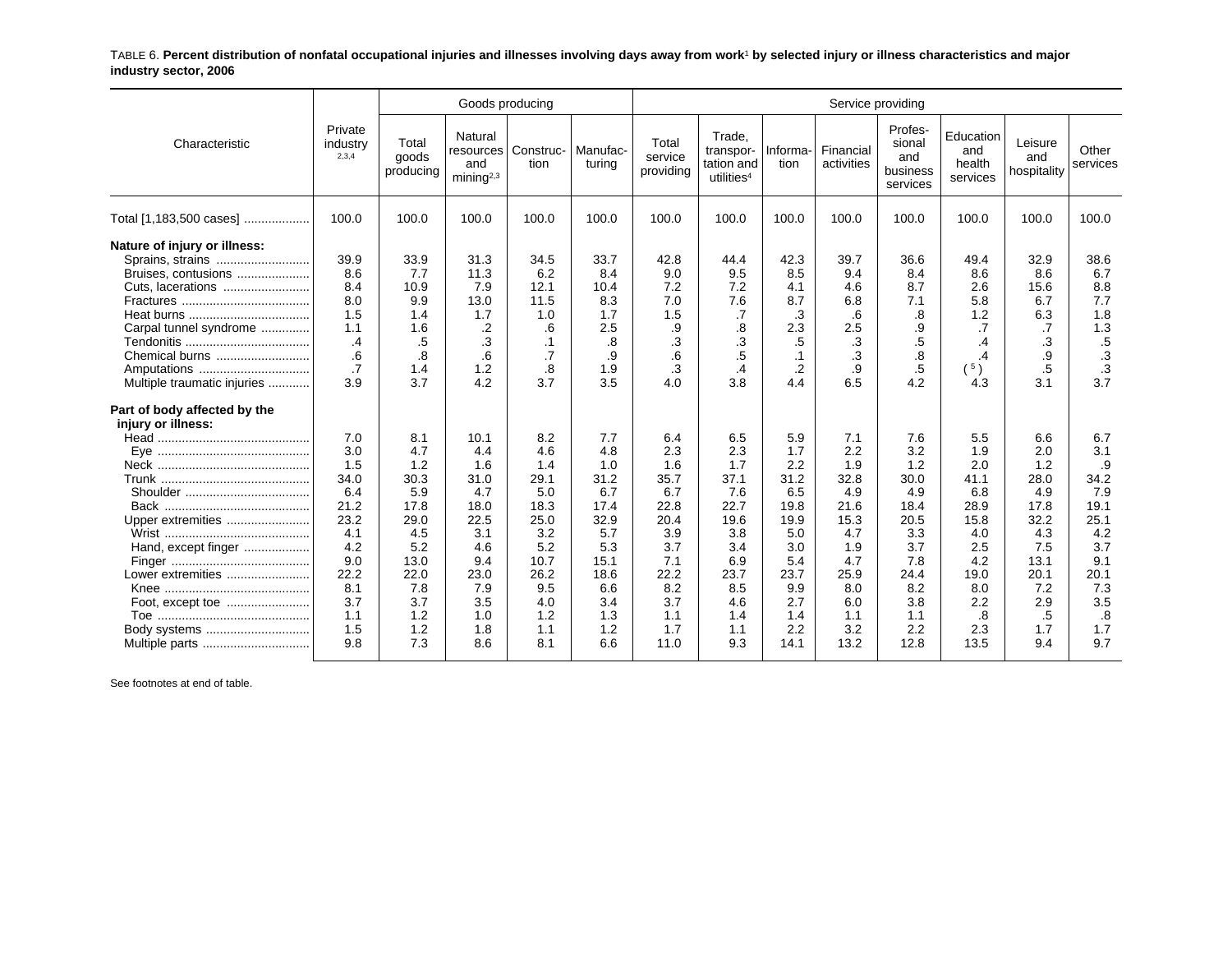TABLE 6. **Percent distribution of nonfatal occupational injuries and illnesses involving days away from work[1] by selected injury or illness characteristics and major industry sector, 2006**

| Characteristic | Private industry [2,3,4] | Goods producing | | | | Service providing | | | | | | | |
|---|---|---|---|---|---|---|---|---|---|---|---|---|---|
| | | Total goods producing | Natural resources and mining[2,3] | Construc-tion | Manufac-turing | Total service providing | Trade, transpor-tation and utilities[4] | Informa-tion | Financial activities | Profes-sional and business services | Education and health services | Leisure and hospitality | Other services |
| Total [1,183,500 cases] | 100.0 | 100.0 | 100.0 | 100.0 | 100.0 | 100.0 | 100.0 | 100.0 | 100.0 | 100.0 | 100.0 | 100.0 | 100.0 |
| **Nature of injury or illness:** | | | | | | | | | | | | | |
| Sprains, strains | 39.9 | 33.9 | 31.3 | 34.5 | 33.7 | 42.8 | 44.4 | 42.3 | 39.7 | 36.6 | 49.4 | 32.9 | 38.6 |
| Bruises, contusions | 8.6 | 7.7 | 11.3 | 6.2 | 8.4 | 9.0 | 9.5 | 8.5 | 9.4 | 8.4 | 8.6 | 8.6 | 6.7 |
| Cuts, lacerations | 8.4 | 10.9 | 7.9 | 12.1 | 10.4 | 7.2 | 7.2 | 4.1 | 4.6 | 8.7 | 2.6 | 15.6 | 8.8 |
| Fractures | 8.0 | 9.9 | 13.0 | 11.5 | 8.3 | 7.0 | 7.6 | 8.7 | 6.8 | 7.1 | 5.8 | 6.7 | 7.7 |
| Heat burns | 1.5 | 1.4 | 1.7 | 1.0 | 1.7 | 1.5 | .7 | .3 | .6 | .8 | 1.2 | 6.3 | 1.8 |
| Carpal tunnel syndrome | 1.1 | 1.6 | .2 | .6 | 2.5 | .9 | .8 | 2.3 | 2.5 | .9 | .7 | .7 | 1.3 |
| Tendonitis | .4 | .5 | .3 | .1 | .8 | .3 | .3 | .5 | .3 | .5 | .4 | .3 | .5 |
| Chemical burns | .6 | .8 | .6 | .7 | .9 | .6 | .5 | .1 | .3 | .8 | .4 | .9 | .3 |
| Amputations | .7 | 1.4 | 1.2 | .8 | 1.9 | .3 | .4 | .2 | .9 | .5 | ( [5] ) | .5 | .3 |
| Multiple traumatic injuries | 3.9 | 3.7 | 4.2 | 3.7 | 3.5 | 4.0 | 3.8 | 4.4 | 6.5 | 4.2 | 4.3 | 3.1 | 3.7 |
| **Part of body affected by the injury or illness:** | | | | | | | | | | | | | |
| Head | 7.0 | 8.1 | 10.1 | 8.2 | 7.7 | 6.4 | 6.5 | 5.9 | 7.1 | 7.6 | 5.5 | 6.6 | 6.7 |
| Eye | 3.0 | 4.7 | 4.4 | 4.6 | 4.8 | 2.3 | 2.3 | 1.7 | 2.2 | 3.2 | 1.9 | 2.0 | 3.1 |
| Neck | 1.5 | 1.2 | 1.6 | 1.4 | 1.0 | 1.6 | 1.7 | 2.2 | 1.9 | 1.2 | 2.0 | 1.2 | .9 |
| Trunk | 34.0 | 30.3 | 31.0 | 29.1 | 31.2 | 35.7 | 37.1 | 31.2 | 32.8 | 30.0 | 41.1 | 28.0 | 34.2 |
| Shoulder | 6.4 | 5.9 | 4.7 | 5.0 | 6.7 | 6.7 | 7.6 | 6.5 | 4.9 | 4.9 | 6.8 | 4.9 | 7.9 |
| Back | 21.2 | 17.8 | 18.0 | 18.3 | 17.4 | 22.8 | 22.7 | 19.8 | 21.6 | 18.4 | 28.9 | 17.8 | 19.1 |
| Upper extremities | 23.2 | 29.0 | 22.5 | 25.0 | 32.9 | 20.4 | 19.6 | 19.9 | 15.3 | 20.5 | 15.8 | 32.2 | 25.1 |
| Wrist | 4.1 | 4.5 | 3.1 | 3.2 | 5.7 | 3.9 | 3.8 | 5.0 | 4.7 | 3.3 | 4.0 | 4.3 | 4.2 |
| Hand, except finger | 4.2 | 5.2 | 4.6 | 5.2 | 5.3 | 3.7 | 3.4 | 3.0 | 1.9 | 3.7 | 2.5 | 7.5 | 3.7 |
| Finger | 9.0 | 13.0 | 9.4 | 10.7 | 15.1 | 7.1 | 6.9 | 5.4 | 4.7 | 7.8 | 4.2 | 13.1 | 9.1 |
| Lower extremities | 22.2 | 22.0 | 23.0 | 26.2 | 18.6 | 22.2 | 23.7 | 23.7 | 25.9 | 24.4 | 19.0 | 20.1 | 20.1 |
| Knee | 8.1 | 7.8 | 7.9 | 9.5 | 6.6 | 8.2 | 8.5 | 9.9 | 8.0 | 8.2 | 8.0 | 7.2 | 7.3 |
| Foot, except toe | 3.7 | 3.7 | 3.5 | 4.0 | 3.4 | 3.7 | 4.6 | 2.7 | 6.0 | 3.8 | 2.2 | 2.9 | 3.5 |
| Toe | 1.1 | 1.2 | 1.0 | 1.2 | 1.3 | 1.1 | 1.4 | 1.4 | 1.1 | 1.1 | .8 | .5 | .8 |
| Body systems | 1.5 | 1.2 | 1.8 | 1.1 | 1.2 | 1.7 | 1.1 | 2.2 | 3.2 | 2.2 | 2.3 | 1.7 | 1.7 |
| Multiple parts | 9.8 | 7.3 | 8.6 | 8.1 | 6.6 | 11.0 | 9.3 | 14.1 | 13.2 | 12.8 | 13.5 | 9.4 | 9.7 |

See footnotes at end of table.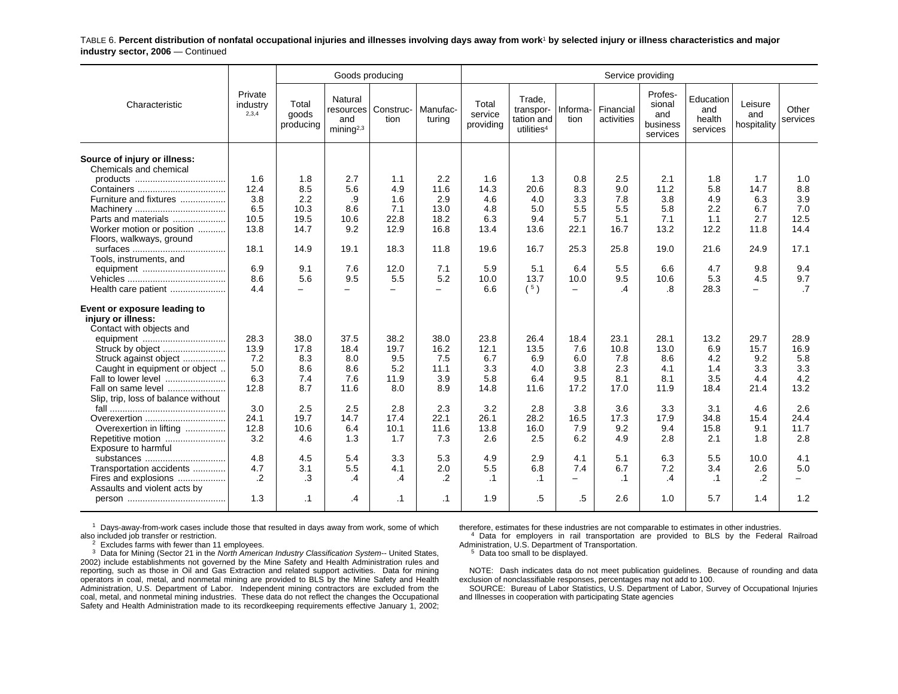TABLE 6. **Percent distribution of nonfatal occupational injuries and illnesses involving days away from work[1] by selected injury or illness characteristics and major industry sector, 2006** — Continued

| Characteristic | Private industry [2,3,4] | Goods producing | | | | Service providing | | | | | | | |
|---|---|---|---|---|---|---|---|---|---|---|---|---|---|
| | | Total goods producing | Natural resources and mining[2,3] | Construction | Manufacturing | Total service providing | Trade, transportation and utilities[4] | Information | Financial activities | Professional and business services | Education and health services | Leisure and hospitality | Other services |
| **Source of injury or illness:** | | | | | | | | | | | | | |
| Chemicals and chemical products | 1.6 | 1.8 | 2.7 | 1.1 | 2.2 | 1.6 | 1.3 | 0.8 | 2.5 | 2.1 | 1.8 | 1.7 | 1.0 |
| Containers | 12.4 | 8.5 | 5.6 | 4.9 | 11.6 | 14.3 | 20.6 | 8.3 | 9.0 | 11.2 | 5.8 | 14.7 | 8.8 |
| Furniture and fixtures | 3.8 | 2.2 | .9 | 1.6 | 2.9 | 4.6 | 4.0 | 3.3 | 7.8 | 3.8 | 4.9 | 6.3 | 3.9 |
| Machinery | 6.5 | 10.3 | 8.6 | 7.1 | 13.0 | 4.8 | 5.0 | 5.5 | 5.5 | 5.8 | 2.2 | 6.7 | 7.0 |
| Parts and materials | 10.5 | 19.5 | 10.6 | 22.8 | 18.2 | 6.3 | 9.4 | 5.7 | 5.1 | 7.1 | 1.1 | 2.7 | 12.5 |
| Worker motion or position | 13.8 | 14.7 | 9.2 | 12.9 | 16.8 | 13.4 | 13.6 | 22.1 | 16.7 | 13.2 | 12.2 | 11.8 | 14.4 |
| Floors, walkways, ground surfaces | 18.1 | 14.9 | 19.1 | 18.3 | 11.8 | 19.6 | 16.7 | 25.3 | 25.8 | 19.0 | 21.6 | 24.9 | 17.1 |
| Tools, instruments, and equipment | 6.9 | 9.1 | 7.6 | 12.0 | 7.1 | 5.9 | 5.1 | 6.4 | 5.5 | 6.6 | 4.7 | 9.8 | 9.4 |
| Vehicles | 8.6 | 5.6 | 9.5 | 5.5 | 5.2 | 10.0 | 13.7 | 10.0 | 9.5 | 10.6 | 5.3 | 4.5 | 9.7 |
| Health care patient | 4.4 | – | – | – | – | 6.6 | ([5]) | – | .4 | .8 | 28.3 | – | .7 |
| **Event or exposure leading to injury or illness:** | | | | | | | | | | | | | |
| Contact with objects and equipment | 28.3 | 38.0 | 37.5 | 38.2 | 38.0 | 23.8 | 26.4 | 18.4 | 23.1 | 28.1 | 13.2 | 29.7 | 28.9 |
| Struck by object | 13.9 | 17.8 | 18.4 | 19.7 | 16.2 | 12.1 | 13.5 | 7.6 | 10.8 | 13.0 | 6.9 | 15.7 | 16.9 |
| Struck against object | 7.2 | 8.3 | 8.0 | 9.5 | 7.5 | 6.7 | 6.9 | 6.0 | 7.8 | 8.6 | 4.2 | 9.2 | 5.8 |
| Caught in equipment or object | 5.0 | 8.6 | 8.6 | 5.2 | 11.1 | 3.3 | 4.0 | 3.8 | 2.3 | 4.1 | 1.4 | 3.3 | 3.3 |
| Fall to lower level | 6.3 | 7.4 | 7.6 | 11.9 | 3.9 | 5.8 | 6.4 | 9.5 | 8.1 | 8.1 | 3.5 | 4.4 | 4.2 |
| Fall on same level | 12.8 | 8.7 | 11.6 | 8.0 | 8.9 | 14.8 | 11.6 | 17.2 | 17.0 | 11.9 | 18.4 | 21.4 | 13.2 |
| Slip, trip, loss of balance without fall | 3.0 | 2.5 | 2.5 | 2.8 | 2.3 | 3.2 | 2.8 | 3.8 | 3.6 | 3.3 | 3.1 | 4.6 | 2.6 |
| Overexertion | 24.1 | 19.7 | 14.7 | 17.4 | 22.1 | 26.1 | 28.2 | 16.5 | 17.3 | 17.9 | 34.8 | 15.4 | 24.4 |
| Overexertion in lifting | 12.8 | 10.6 | 6.4 | 10.1 | 11.6 | 13.8 | 16.0 | 7.9 | 9.2 | 9.4 | 15.8 | 9.1 | 11.7 |
| Repetitive motion | 3.2 | 4.6 | 1.3 | 1.7 | 7.3 | 2.6 | 2.5 | 6.2 | 4.9 | 2.8 | 2.1 | 1.8 | 2.8 |
| Exposure to harmful substances | 4.8 | 4.5 | 5.4 | 3.3 | 5.3 | 4.9 | 2.9 | 4.1 | 5.1 | 6.3 | 5.5 | 10.0 | 4.1 |
| Transportation accidents | 4.7 | 3.1 | 5.5 | 4.1 | 2.0 | 5.5 | 6.8 | 7.4 | 6.7 | 7.2 | 3.4 | 2.6 | 5.0 |
| Fires and explosions | .2 | .3 | .4 | .4 | .2 | .1 | .1 | – | .1 | .4 | .1 | .2 | – |
| Assaults and violent acts by person | 1.3 | .1 | .4 | .1 | .1 | 1.9 | .5 | .5 | 2.6 | 1.0 | 5.7 | 1.4 | 1.2 |

[1] Days-away-from-work cases include those that resulted in days away from work, some of which also included job transfer or restriction.

[2] Excludes farms with fewer than 11 employees.

[3] Data for Mining (Sector 21 in the *North American Industry Classification System*-- United States, 2002) include establishments not governed by the Mine Safety and Health Administration rules and reporting, such as those in Oil and Gas Extraction and related support activities. Data for mining operators in coal, metal, and nonmetal mining are provided to BLS by the Mine Safety and Health Administration, U.S. Department of Labor. Independent mining contractors are excluded from the coal, metal, and nonmetal mining industries. These data do not reflect the changes the Occupational Safety and Health Administration made to its recordkeeping requirements effective January 1, 2002; therefore, estimates for these industries are not comparable to estimates in other industries.

[4] Data for employers in rail transportation are provided to BLS by the Federal Railroad Administration, U.S. Department of Transportation.

[5] Data too small to be displayed.

NOTE: Dash indicates data do not meet publication guidelines. Because of rounding and data exclusion of nonclassifiable responses, percentages may not add to 100.

SOURCE: Bureau of Labor Statistics, U.S. Department of Labor, Survey of Occupational Injuries and Illnesses in cooperation with participating State agencies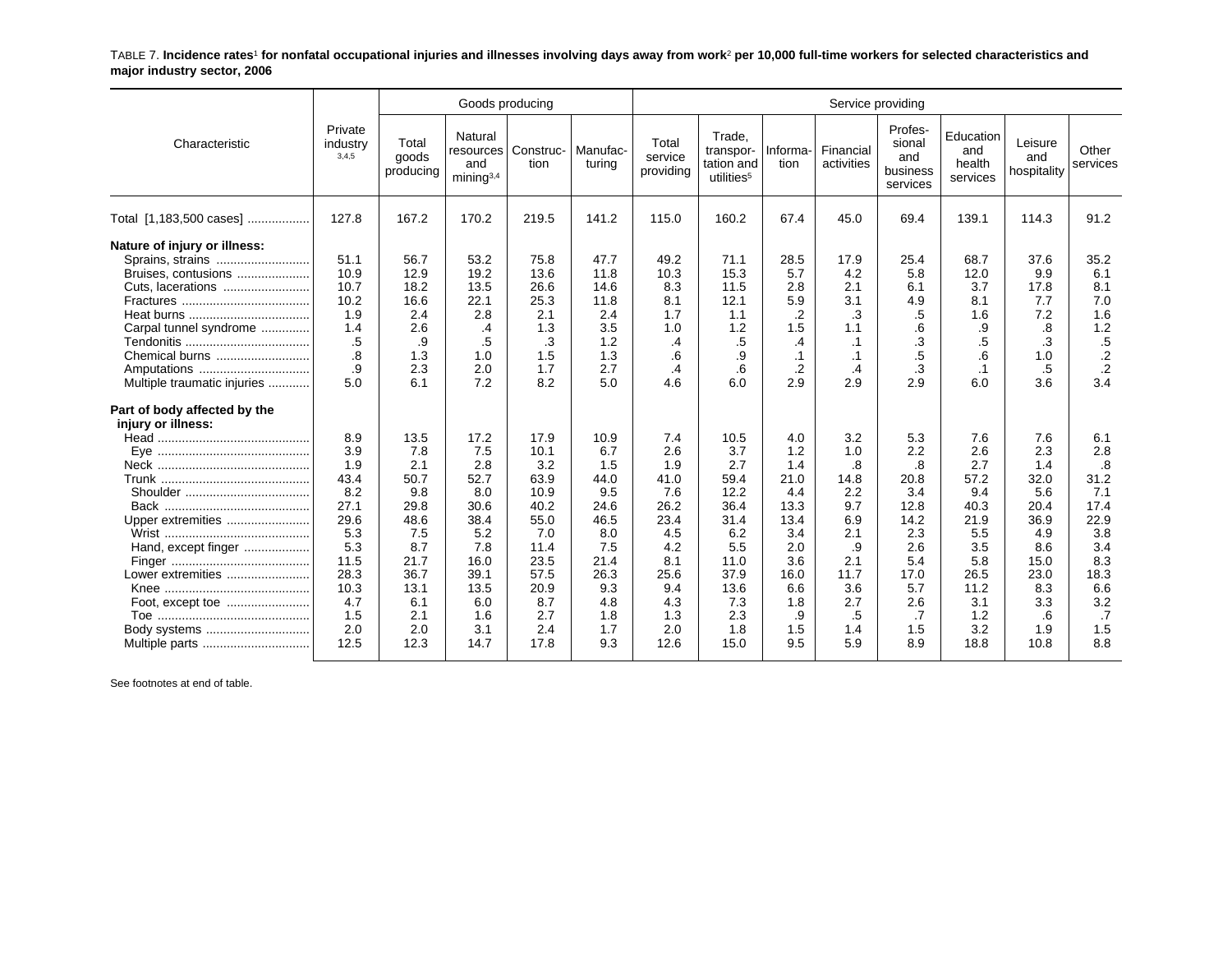TABLE 7. **Incidence rates[1] for nonfatal occupational injuries and illnesses involving days away from work[2] per 10,000 full-time workers for selected characteristics and major industry sector, 2006**

| Characteristic | Private industry [3,4,5] | Goods producing | | | | Service providing | | | | | | | |
|---|---|---|---|---|---|---|---|---|---|---|---|---|---|
| | | Total goods producing | Natural resources and mining[3,4] | Construction | Manufacturing | Total service providing | Trade, transportation and utilities[5] | Information | Financial activities | Professional and business services | Education and health services | Leisure and hospitality | Other services |
| Total [1,183,500 cases] | 127.8 | 167.2 | 170.2 | 219.5 | 141.2 | 115.0 | 160.2 | 67.4 | 45.0 | 69.4 | 139.1 | 114.3 | 91.2 |
| **Nature of injury or illness:** | | | | | | | | | | | | | |
| Sprains, strains | 51.1 | 56.7 | 53.2 | 75.8 | 47.7 | 49.2 | 71.1 | 28.5 | 17.9 | 25.4 | 68.7 | 37.6 | 35.2 |
| Bruises, contusions | 10.9 | 12.9 | 19.2 | 13.6 | 11.8 | 10.3 | 15.3 | 5.7 | 4.2 | 5.8 | 12.0 | 9.9 | 6.1 |
| Cuts, lacerations | 10.7 | 18.2 | 13.5 | 26.6 | 14.6 | 8.3 | 11.5 | 2.8 | 2.1 | 6.1 | 3.7 | 17.8 | 8.1 |
| Fractures | 10.2 | 16.6 | 22.1 | 25.3 | 11.8 | 8.1 | 12.1 | 5.9 | 3.1 | 4.9 | 8.1 | 7.7 | 7.0 |
| Heat burns | 1.9 | 2.4 | 2.8 | 2.1 | 2.4 | 1.7 | 1.1 | .2 | .3 | .5 | 1.6 | 7.2 | 1.6 |
| Carpal tunnel syndrome | 1.4 | 2.6 | .4 | 1.3 | 3.5 | 1.0 | 1.2 | 1.5 | 1.1 | .6 | .9 | .8 | 1.2 |
| Tendonitis | .5 | .9 | .5 | .3 | 1.2 | .4 | .5 | .4 | .1 | .3 | .5 | .3 | .5 |
| Chemical burns | .8 | 1.3 | 1.0 | 1.5 | 1.3 | .6 | .9 | .1 | .1 | .5 | .6 | 1.0 | .2 |
| Amputations | .9 | 2.3 | 2.0 | 1.7 | 2.7 | .4 | .6 | .2 | .4 | .3 | .1 | .5 | .2 |
| Multiple traumatic injuries | 5.0 | 6.1 | 7.2 | 8.2 | 5.0 | 4.6 | 6.0 | 2.9 | 2.9 | 2.9 | 6.0 | 3.6 | 3.4 |
| **Part of body affected by the injury or illness:** | | | | | | | | | | | | | |
| Head | 8.9 | 13.5 | 17.2 | 17.9 | 10.9 | 7.4 | 10.5 | 4.0 | 3.2 | 5.3 | 7.6 | 7.6 | 6.1 |
| Eye | 3.9 | 7.8 | 7.5 | 10.1 | 6.7 | 2.6 | 3.7 | 1.2 | 1.0 | 2.2 | 2.6 | 2.3 | 2.8 |
| Neck | 1.9 | 2.1 | 2.8 | 3.2 | 1.5 | 1.9 | 2.7 | 1.4 | .8 | .8 | 2.7 | 1.4 | .8 |
| Trunk | 43.4 | 50.7 | 52.7 | 63.9 | 44.0 | 41.0 | 59.4 | 21.0 | 14.8 | 20.8 | 57.2 | 32.0 | 31.2 |
| Shoulder | 8.2 | 9.8 | 8.0 | 10.9 | 9.5 | 7.6 | 12.2 | 4.4 | 2.2 | 3.4 | 9.4 | 5.6 | 7.1 |
| Back | 27.1 | 29.8 | 30.6 | 40.2 | 24.6 | 26.2 | 36.4 | 13.3 | 9.7 | 12.8 | 40.3 | 20.4 | 17.4 |
| Upper extremities | 29.6 | 48.6 | 38.4 | 55.0 | 46.5 | 23.4 | 31.4 | 13.4 | 6.9 | 14.2 | 21.9 | 36.9 | 22.9 |
| Wrist | 5.3 | 7.5 | 5.2 | 7.0 | 8.0 | 4.5 | 6.2 | 3.4 | 2.1 | 2.3 | 5.5 | 4.9 | 3.8 |
| Hand, except finger | 5.3 | 8.7 | 7.8 | 11.4 | 7.5 | 4.2 | 5.5 | 2.0 | .9 | 2.6 | 3.5 | 8.6 | 3.4 |
| Finger | 11.5 | 21.7 | 16.0 | 23.5 | 21.4 | 8.1 | 11.0 | 3.6 | 2.1 | 5.4 | 5.8 | 15.0 | 8.3 |
| Lower extremities | 28.3 | 36.7 | 39.1 | 57.5 | 26.3 | 25.6 | 37.9 | 16.0 | 11.7 | 17.0 | 26.5 | 23.0 | 18.3 |
| Knee | 10.3 | 13.1 | 13.5 | 20.9 | 9.3 | 9.4 | 13.6 | 6.6 | 3.6 | 5.7 | 11.2 | 8.3 | 6.6 |
| Foot, except toe | 4.7 | 6.1 | 6.0 | 8.7 | 4.8 | 4.3 | 7.3 | 1.8 | 2.7 | 2.6 | 3.1 | 3.3 | 3.2 |
| Toe | 1.5 | 2.1 | 1.6 | 2.7 | 1.8 | 1.3 | 2.3 | .9 | .5 | .7 | 1.2 | .6 | .7 |
| Body systems | 2.0 | 2.0 | 3.1 | 2.4 | 1.7 | 2.0 | 1.8 | 1.5 | 1.4 | 1.5 | 3.2 | 1.9 | 1.5 |
| Multiple parts | 12.5 | 12.3 | 14.7 | 17.8 | 9.3 | 12.6 | 15.0 | 9.5 | 5.9 | 8.9 | 18.8 | 10.8 | 8.8 |

See footnotes at end of table.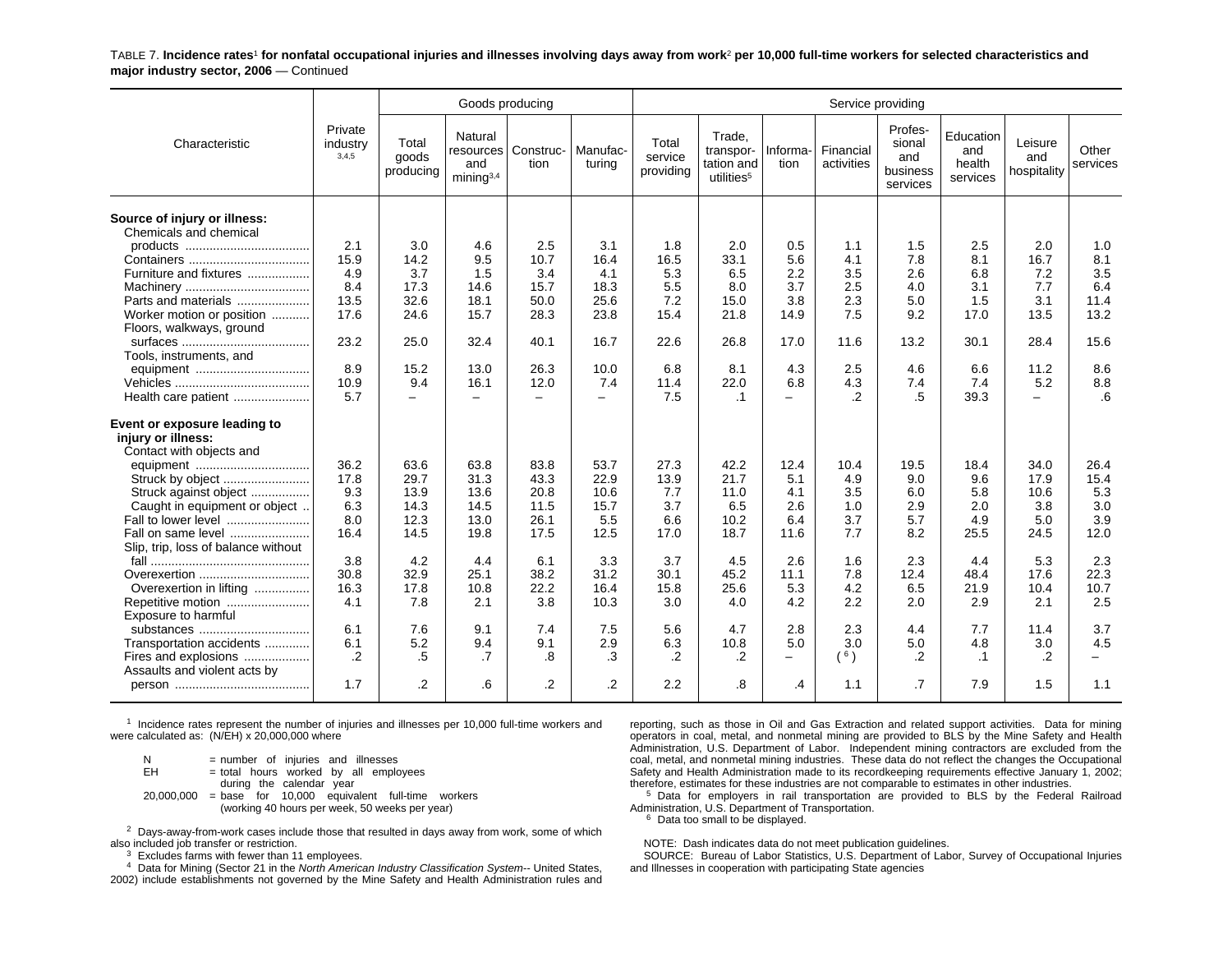TABLE 7. **Incidence rates[1] for nonfatal occupational injuries and illnesses involving days away from work[2] per 10,000 full-time workers for selected characteristics and major industry sector, 2006** — Continued

| Characteristic | Private industry [3,4,5] | Goods producing | | | | Service providing | | | | | | | |
|---|---|---|---|---|---|---|---|---|---|---|---|---|---|
| | | Total goods producing | Natural resources and mining[3,4] | Construction | Manufacturing | Total service providing | Trade, transportation and utilities[5] | Information | Financial activities | Professional and business services | Education and health services | Leisure and hospitality | Other services |
| **Source of injury or illness:** | | | | | | | | | | | | | |
| Chemicals and chemical products | 2.1 | 3.0 | 4.6 | 2.5 | 3.1 | 1.8 | 2.0 | 0.5 | 1.1 | 1.5 | 2.5 | 2.0 | 1.0 |
| Containers | 15.9 | 14.2 | 9.5 | 10.7 | 16.4 | 16.5 | 33.1 | 5.6 | 4.1 | 7.8 | 8.1 | 16.7 | 8.1 |
| Furniture and fixtures | 4.9 | 3.7 | 1.5 | 3.4 | 4.1 | 5.3 | 6.5 | 2.2 | 3.5 | 2.6 | 6.8 | 7.2 | 3.5 |
| Machinery | 8.4 | 17.3 | 14.6 | 15.7 | 18.3 | 5.5 | 8.0 | 3.7 | 2.5 | 4.0 | 3.1 | 7.7 | 6.4 |
| Parts and materials | 13.5 | 32.6 | 18.1 | 50.0 | 25.6 | 7.2 | 15.0 | 3.8 | 2.3 | 5.0 | 1.5 | 3.1 | 11.4 |
| Worker motion or position | 17.6 | 24.6 | 15.7 | 28.3 | 23.8 | 15.4 | 21.8 | 14.9 | 7.5 | 9.2 | 17.0 | 13.5 | 13.2 |
| Floors, walkways, ground surfaces | 23.2 | 25.0 | 32.4 | 40.1 | 16.7 | 22.6 | 26.8 | 17.0 | 11.6 | 13.2 | 30.1 | 28.4 | 15.6 |
| Tools, instruments, and equipment | 8.9 | 15.2 | 13.0 | 26.3 | 10.0 | 6.8 | 8.1 | 4.3 | 2.5 | 4.6 | 6.6 | 11.2 | 8.6 |
| Vehicles | 10.9 | 9.4 | 16.1 | 12.0 | 7.4 | 11.4 | 22.0 | 6.8 | 4.3 | 7.4 | 7.4 | 5.2 | 8.8 |
| Health care patient | 5.7 | – | – | – | – | 7.5 | .1 | – | .2 | .5 | 39.3 | – | .6 |
| **Event or exposure leading to injury or illness:** | | | | | | | | | | | | | |
| Contact with objects and equipment | 36.2 | 63.6 | 63.8 | 83.8 | 53.7 | 27.3 | 42.2 | 12.4 | 10.4 | 19.5 | 18.4 | 34.0 | 26.4 |
| Struck by object | 17.8 | 29.7 | 31.3 | 43.3 | 22.9 | 13.9 | 21.7 | 5.1 | 4.9 | 9.0 | 9.6 | 17.9 | 15.4 |
| Struck against object | 9.3 | 13.9 | 13.6 | 20.8 | 10.6 | 7.7 | 11.0 | 4.1 | 3.5 | 6.0 | 5.8 | 10.6 | 5.3 |
| Caught in equipment or object | 6.3 | 14.3 | 14.5 | 11.5 | 15.7 | 3.7 | 6.5 | 2.6 | 1.0 | 2.9 | 2.0 | 3.8 | 3.0 |
| Fall to lower level | 8.0 | 12.3 | 13.0 | 26.1 | 5.5 | 6.6 | 10.2 | 6.4 | 3.7 | 5.7 | 4.9 | 5.0 | 3.9 |
| Fall on same level | 16.4 | 14.5 | 19.8 | 17.5 | 12.5 | 17.0 | 18.7 | 11.6 | 7.7 | 8.2 | 25.5 | 24.5 | 12.0 |
| Slip, trip, loss of balance without fall | 3.8 | 4.2 | 4.4 | 6.1 | 3.3 | 3.7 | 4.5 | 2.6 | 1.6 | 2.3 | 4.4 | 5.3 | 2.3 |
| Overexertion | 30.8 | 32.9 | 25.1 | 38.2 | 31.2 | 30.1 | 45.2 | 11.1 | 7.8 | 12.4 | 48.4 | 17.6 | 22.3 |
| Overexertion in lifting | 16.3 | 17.8 | 10.8 | 22.2 | 16.4 | 15.8 | 25.6 | 5.3 | 4.2 | 6.5 | 21.9 | 10.4 | 10.7 |
| Repetitive motion | 4.1 | 7.8 | 2.1 | 3.8 | 10.3 | 3.0 | 4.0 | 4.2 | 2.2 | 2.0 | 2.9 | 2.1 | 2.5 |
| Exposure to harmful substances | 6.1 | 7.6 | 9.1 | 7.4 | 7.5 | 5.6 | 4.7 | 2.8 | 2.3 | 4.4 | 7.7 | 11.4 | 3.7 |
| Transportation accidents | 6.1 | 5.2 | 9.4 | 9.1 | 2.9 | 6.3 | 10.8 | 5.0 | 3.0 | 5.0 | 4.8 | 3.0 | 4.5 |
| Fires and explosions | .2 | .5 | .7 | .8 | .3 | .2 | .2 | – | (6) | .2 | .1 | .2 | – |
| Assaults and violent acts by person | 1.7 | .2 | .6 | .2 | .2 | 2.2 | .8 | .4 | 1.1 | .7 | 7.9 | 1.5 | 1.1 |

[1] Incidence rates represent the number of injuries and illnesses per 10,000 full-time workers and were calculated as: (N/EH) x 20,000,000 where

N = number of injuries and illnesses
EH = total hours worked by all employees during the calendar year
20,000,000 = base for 10,000 equivalent full-time workers (working 40 hours per week, 50 weeks per year)

[2] Days-away-from-work cases include those that resulted in days away from work, some of which also included job transfer or restriction.

[3] Excludes farms with fewer than 11 employees.

[4] Data for Mining (Sector 21 in the *North American Industry Classification System*-- United States, 2002) include establishments not governed by the Mine Safety and Health Administration rules and reporting, such as those in Oil and Gas Extraction and related support activities. Data for mining operators in coal, metal, and nonmetal mining are provided to BLS by the Mine Safety and Health Administration, U.S. Department of Labor. Independent mining contractors are excluded from the coal, metal, and nonmetal mining industries. These data do not reflect the changes the Occupational Safety and Health Administration made to its recordkeeping requirements effective January 1, 2002; therefore, estimates for these industries are not comparable to estimates in other industries.

[5] Data for employers in rail transportation are provided to BLS by the Federal Railroad Administration, U.S. Department of Transportation.

[6] Data too small to be displayed.

NOTE: Dash indicates data do not meet publication guidelines.

SOURCE: Bureau of Labor Statistics, U.S. Department of Labor, Survey of Occupational Injuries and Illnesses in cooperation with participating State agencies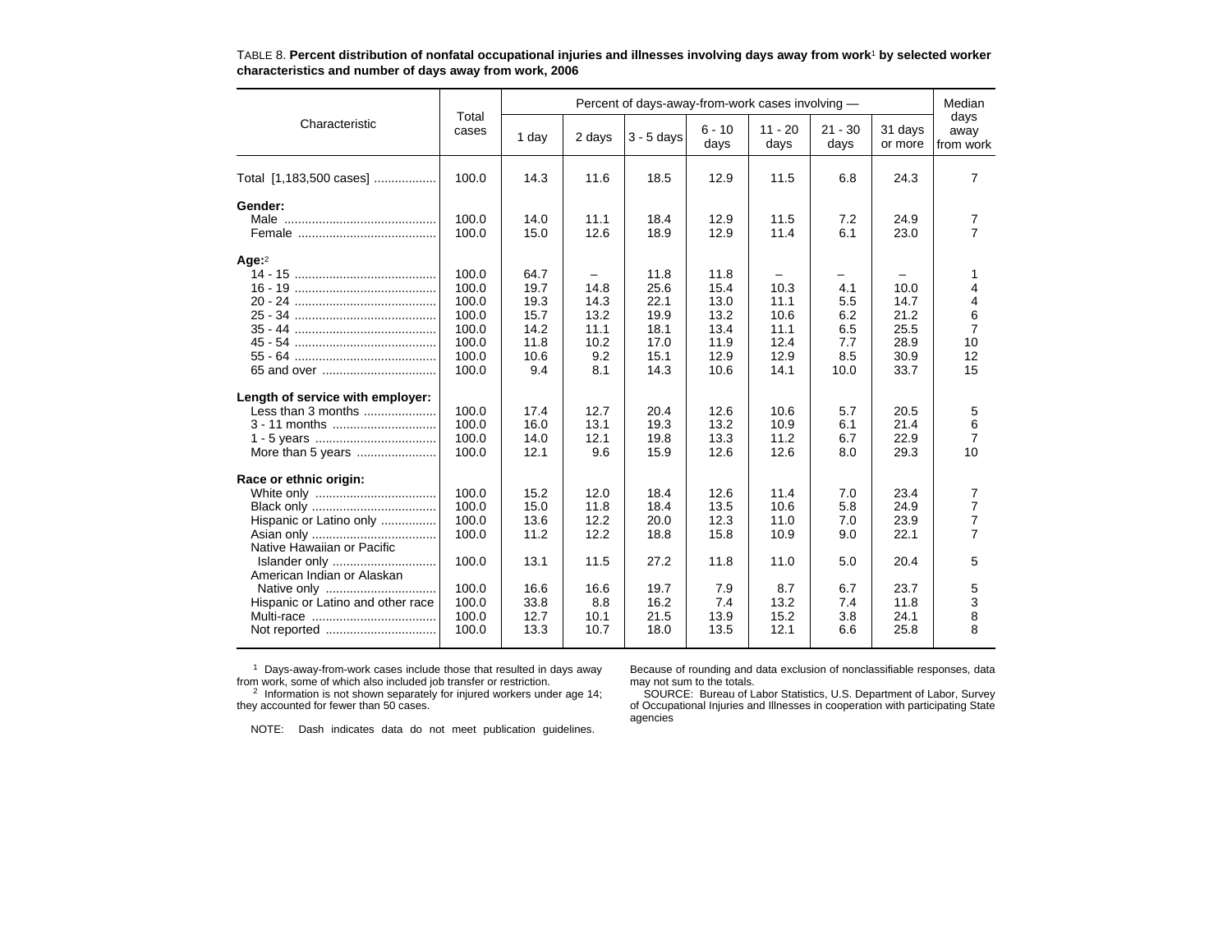TABLE 8. **Percent distribution of nonfatal occupational injuries and illnesses involving days away from work[1] by selected worker characteristics and number of days away from work, 2006**

| Characteristic | Total cases | Percent of days-away-from-work cases involving — | | | | | | | Median days away from work |
|---|---|---|---|---|---|---|---|---|---|
| | | 1 day | 2 days | 3 - 5 days | 6 - 10 days | 11 - 20 days | 21 - 30 days | 31 days or more | |
| Total [1,183,500 cases] | 100.0 | 14.3 | 11.6 | 18.5 | 12.9 | 11.5 | 6.8 | 24.3 | 7 |
| **Gender:** | | | | | | | | | |
| Male | 100.0 | 14.0 | 11.1 | 18.4 | 12.9 | 11.5 | 7.2 | 24.9 | 7 |
| Female | 100.0 | 15.0 | 12.6 | 18.9 | 12.9 | 11.4 | 6.1 | 23.0 | 7 |
| **Age:**[2] | | | | | | | | | |
| 14 - 15 | 100.0 | 64.7 | – | 11.8 | 11.8 | – | – | – | 1 |
| 16 - 19 | 100.0 | 19.7 | 14.8 | 25.6 | 15.4 | 10.3 | 4.1 | 10.0 | 4 |
| 20 - 24 | 100.0 | 19.3 | 14.3 | 22.1 | 13.0 | 11.1 | 5.5 | 14.7 | 4 |
| 25 - 34 | 100.0 | 15.7 | 13.2 | 19.9 | 13.2 | 10.6 | 6.2 | 21.2 | 6 |
| 35 - 44 | 100.0 | 14.2 | 11.1 | 18.1 | 13.4 | 11.1 | 6.5 | 25.5 | 7 |
| 45 - 54 | 100.0 | 11.8 | 10.2 | 17.0 | 11.9 | 12.4 | 7.7 | 28.9 | 10 |
| 55 - 64 | 100.0 | 10.6 | 9.2 | 15.1 | 12.9 | 12.9 | 8.5 | 30.9 | 12 |
| 65 and over | 100.0 | 9.4 | 8.1 | 14.3 | 10.6 | 14.1 | 10.0 | 33.7 | 15 |
| **Length of service with employer:** | | | | | | | | | |
| Less than 3 months | 100.0 | 17.4 | 12.7 | 20.4 | 12.6 | 10.6 | 5.7 | 20.5 | 5 |
| 3 - 11 months | 100.0 | 16.0 | 13.1 | 19.3 | 13.2 | 10.9 | 6.1 | 21.4 | 6 |
| 1 - 5 years | 100.0 | 14.0 | 12.1 | 19.8 | 13.3 | 11.2 | 6.7 | 22.9 | 7 |
| More than 5 years | 100.0 | 12.1 | 9.6 | 15.9 | 12.6 | 12.6 | 8.0 | 29.3 | 10 |
| **Race or ethnic origin:** | | | | | | | | | |
| White only | 100.0 | 15.2 | 12.0 | 18.4 | 12.6 | 11.4 | 7.0 | 23.4 | 7 |
| Black only | 100.0 | 15.0 | 11.8 | 18.4 | 13.5 | 10.6 | 5.8 | 24.9 | 7 |
| Hispanic or Latino only | 100.0 | 13.6 | 12.2 | 20.0 | 12.3 | 11.0 | 7.0 | 23.9 | 7 |
| Asian only | 100.0 | 11.2 | 12.2 | 18.8 | 15.8 | 10.9 | 9.0 | 22.1 | 7 |
| Native Hawaiian or Pacific Islander only | 100.0 | 13.1 | 11.5 | 27.2 | 11.8 | 11.0 | 5.0 | 20.4 | 5 |
| American Indian or Alaskan Native only | 100.0 | 16.6 | 16.6 | 19.7 | 7.9 | 8.7 | 6.7 | 23.7 | 5 |
| Hispanic or Latino and other race | 100.0 | 33.8 | 8.8 | 16.2 | 7.4 | 13.2 | 7.4 | 11.8 | 3 |
| Multi-race | 100.0 | 12.7 | 10.1 | 21.5 | 13.9 | 15.2 | 3.8 | 24.1 | 8 |
| Not reported | 100.0 | 13.3 | 10.7 | 18.0 | 13.5 | 12.1 | 6.6 | 25.8 | 8 |

[1] Days-away-from-work cases include those that resulted in days away from work, some of which also included job transfer or restriction.

[2] Information is not shown separately for injured workers under age 14; they accounted for fewer than 50 cases.

NOTE: Dash indicates data do not meet publication guidelines.

Because of rounding and data exclusion of nonclassifiable responses, data may not sum to the totals.

SOURCE: Bureau of Labor Statistics, U.S. Department of Labor, Survey of Occupational Injuries and Illnesses in cooperation with participating State agencies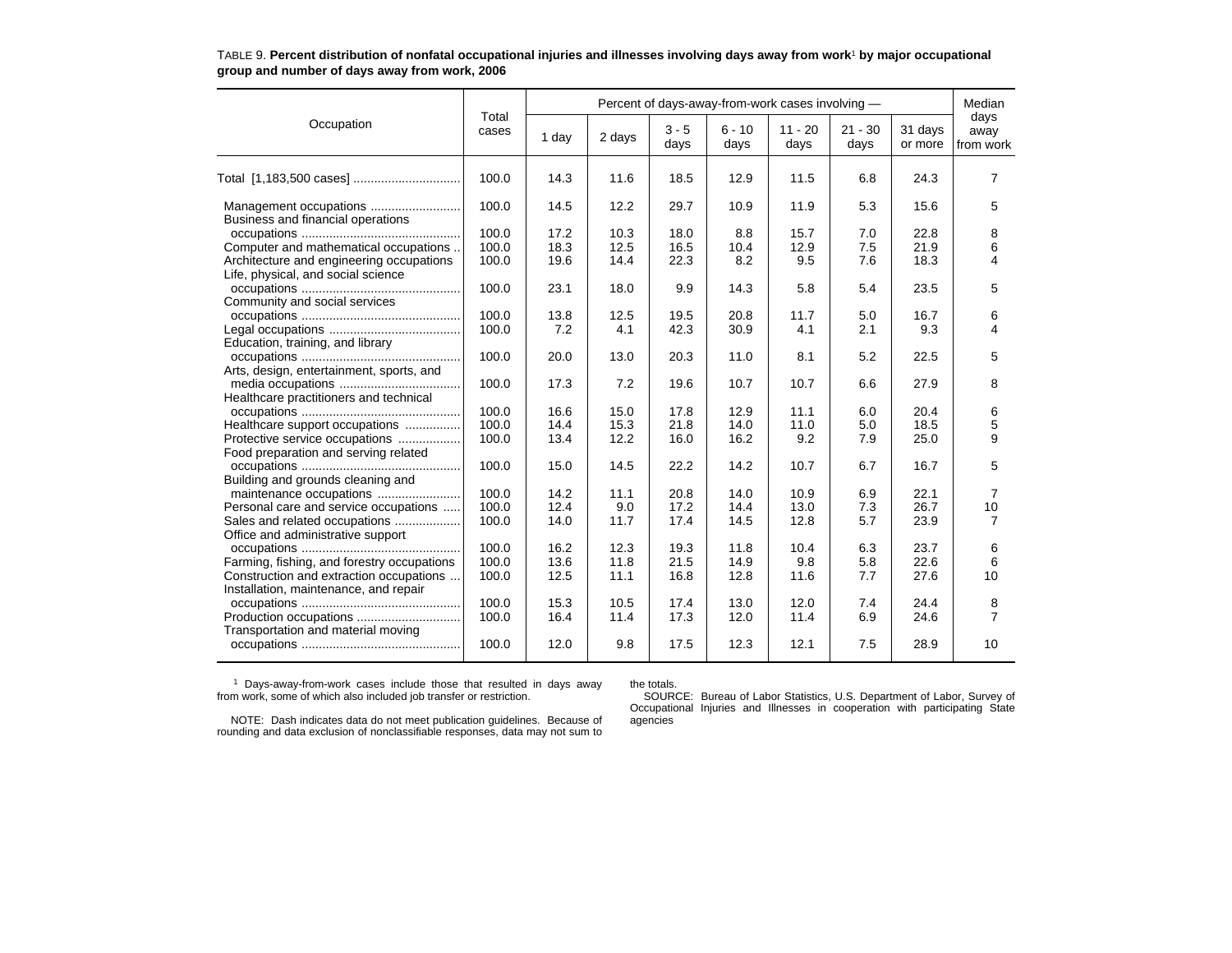TABLE 9. **Percent distribution of nonfatal occupational injuries and illnesses involving days away from work[1] by major occupational group and number of days away from work, 2006**

| Occupation | Total cases | Percent of days-away-from-work cases involving — | | | | | | | Median days away from work |
|---|---|---|---|---|---|---|---|---|---|
| | | 1 day | 2 days | 3 - 5 days | 6 - 10 days | 11 - 20 days | 21 - 30 days | 31 days or more | |
| Total [1,183,500 cases] | 100.0 | 14.3 | 11.6 | 18.5 | 12.9 | 11.5 | 6.8 | 24.3 | 7 |
| Management occupations | 100.0 | 14.5 | 12.2 | 29.7 | 10.9 | 11.9 | 5.3 | 15.6 | 5 |
| Business and financial operations occupations | 100.0 | 17.2 | 10.3 | 18.0 | 8.8 | 15.7 | 7.0 | 22.8 | 8 |
| Computer and mathematical occupations | 100.0 | 18.3 | 12.5 | 16.5 | 10.4 | 12.9 | 7.5 | 21.9 | 6 |
| Architecture and engineering occupations | 100.0 | 19.6 | 14.4 | 22.3 | 8.2 | 9.5 | 7.6 | 18.3 | 4 |
| Life, physical, and social science occupations | 100.0 | 23.1 | 18.0 | 9.9 | 14.3 | 5.8 | 5.4 | 23.5 | 5 |
| Community and social services occupations | 100.0 | 13.8 | 12.5 | 19.5 | 20.8 | 11.7 | 5.0 | 16.7 | 6 |
| Legal occupations | 100.0 | 7.2 | 4.1 | 42.3 | 30.9 | 4.1 | 2.1 | 9.3 | 4 |
| Education, training, and library occupations | 100.0 | 20.0 | 13.0 | 20.3 | 11.0 | 8.1 | 5.2 | 22.5 | 5 |
| Arts, design, entertainment, sports, and media occupations | 100.0 | 17.3 | 7.2 | 19.6 | 10.7 | 10.7 | 6.6 | 27.9 | 8 |
| Healthcare practitioners and technical occupations | 100.0 | 16.6 | 15.0 | 17.8 | 12.9 | 11.1 | 6.0 | 20.4 | 6 |
| Healthcare support occupations | 100.0 | 14.4 | 15.3 | 21.8 | 14.0 | 11.0 | 5.0 | 18.5 | 5 |
| Protective service occupations | 100.0 | 13.4 | 12.2 | 16.0 | 16.2 | 9.2 | 7.9 | 25.0 | 9 |
| Food preparation and serving related occupations | 100.0 | 15.0 | 14.5 | 22.2 | 14.2 | 10.7 | 6.7 | 16.7 | 5 |
| Building and grounds cleaning and maintenance occupations | 100.0 | 14.2 | 11.1 | 20.8 | 14.0 | 10.9 | 6.9 | 22.1 | 7 |
| Personal care and service occupations | 100.0 | 12.4 | 9.0 | 17.2 | 14.4 | 13.0 | 7.3 | 26.7 | 10 |
| Sales and related occupations | 100.0 | 14.0 | 11.7 | 17.4 | 14.5 | 12.8 | 5.7 | 23.9 | 7 |
| Office and administrative support occupations | 100.0 | 16.2 | 12.3 | 19.3 | 11.8 | 10.4 | 6.3 | 23.7 | 6 |
| Farming, fishing, and forestry occupations | 100.0 | 13.6 | 11.8 | 21.5 | 14.9 | 9.8 | 5.8 | 22.6 | 6 |
| Construction and extraction occupations | 100.0 | 12.5 | 11.1 | 16.8 | 12.8 | 11.6 | 7.7 | 27.6 | 10 |
| Installation, maintenance, and repair occupations | 100.0 | 15.3 | 10.5 | 17.4 | 13.0 | 12.0 | 7.4 | 24.4 | 8 |
| Production occupations | 100.0 | 16.4 | 11.4 | 17.3 | 12.0 | 11.4 | 6.9 | 24.6 | 7 |
| Transportation and material moving occupations | 100.0 | 12.0 | 9.8 | 17.5 | 12.3 | 12.1 | 7.5 | 28.9 | 10 |

[1] Days-away-from-work cases include those that resulted in days away from work, some of which also included job transfer or restriction.

NOTE: Dash indicates data do not meet publication guidelines. Because of rounding and data exclusion of nonclassifiable responses, data may not sum to the totals.

SOURCE: Bureau of Labor Statistics, U.S. Department of Labor, Survey of Occupational Injuries and Illnesses in cooperation with participating State agencies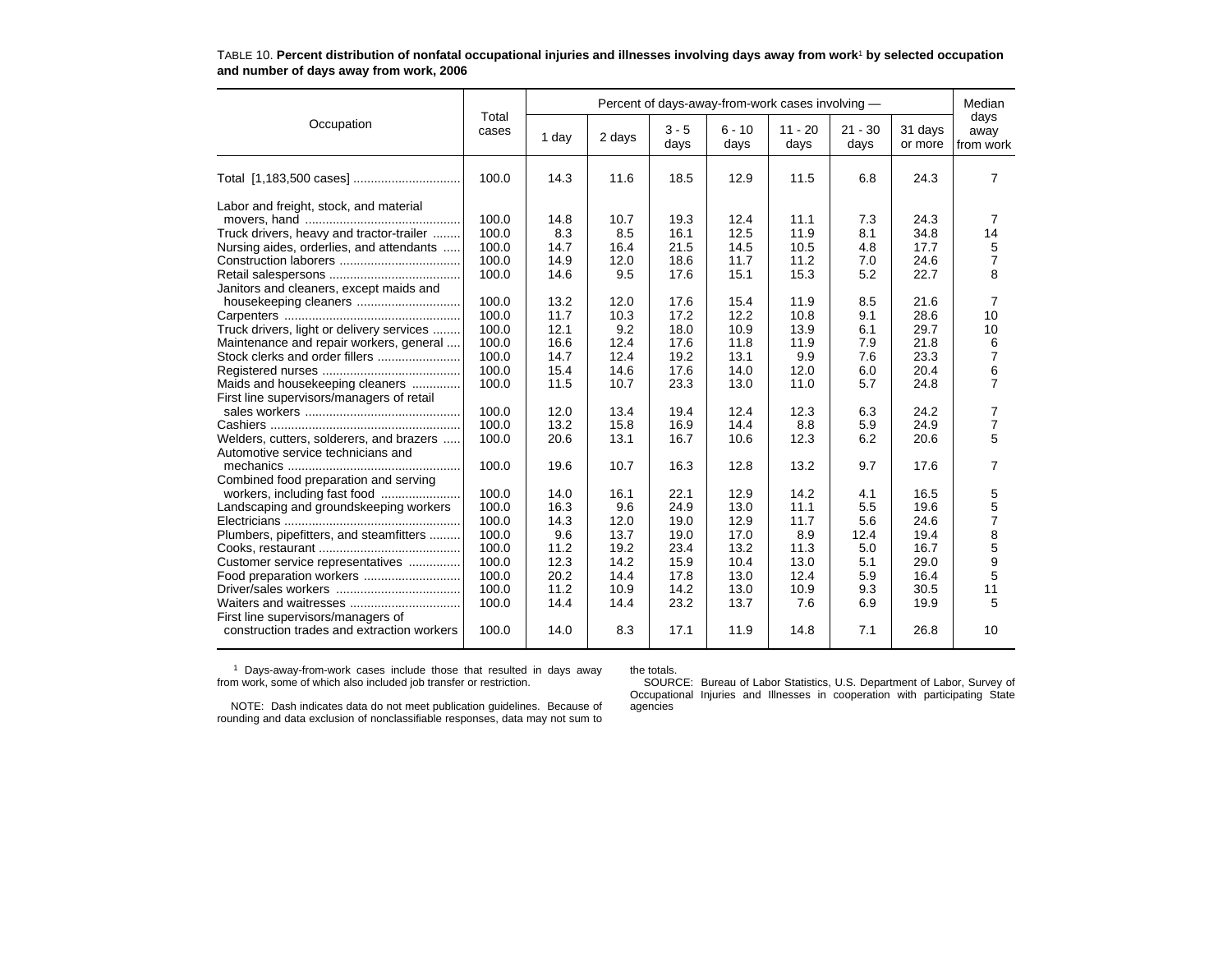TABLE 10. **Percent distribution of nonfatal occupational injuries and illnesses involving days away from work[1] by selected occupation and number of days away from work, 2006**

| Occupation | Total cases | Percent of days-away-from-work cases involving — | | | | | | | Median days away from work |
|---|---|---|---|---|---|---|---|---|---|
| | | 1 day | 2 days | 3 - 5 days | 6 - 10 days | 11 - 20 days | 21 - 30 days | 31 days or more | |
| Total [1,183,500 cases] | 100.0 | 14.3 | 11.6 | 18.5 | 12.9 | 11.5 | 6.8 | 24.3 | 7 |
| Labor and freight, stock, and material movers, hand | 100.0 | 14.8 | 10.7 | 19.3 | 12.4 | 11.1 | 7.3 | 24.3 | 7 |
| Truck drivers, heavy and tractor-trailer | 100.0 | 8.3 | 8.5 | 16.1 | 12.5 | 11.9 | 8.1 | 34.8 | 14 |
| Nursing aides, orderlies, and attendants | 100.0 | 14.7 | 16.4 | 21.5 | 14.5 | 10.5 | 4.8 | 17.7 | 5 |
| Construction laborers | 100.0 | 14.9 | 12.0 | 18.6 | 11.7 | 11.2 | 7.0 | 24.6 | 7 |
| Retail salespersons | 100.0 | 14.6 | 9.5 | 17.6 | 15.1 | 15.3 | 5.2 | 22.7 | 8 |
| Janitors and cleaners, except maids and housekeeping cleaners | 100.0 | 13.2 | 12.0 | 17.6 | 15.4 | 11.9 | 8.5 | 21.6 | 7 |
| Carpenters | 100.0 | 11.7 | 10.3 | 17.2 | 12.2 | 10.8 | 9.1 | 28.6 | 10 |
| Truck drivers, light or delivery services | 100.0 | 12.1 | 9.2 | 18.0 | 10.9 | 13.9 | 6.1 | 29.7 | 10 |
| Maintenance and repair workers, general | 100.0 | 16.6 | 12.4 | 17.6 | 11.8 | 11.9 | 7.9 | 21.8 | 6 |
| Stock clerks and order fillers | 100.0 | 14.7 | 12.4 | 19.2 | 13.1 | 9.9 | 7.6 | 23.3 | 7 |
| Registered nurses | 100.0 | 15.4 | 14.6 | 17.6 | 14.0 | 12.0 | 6.0 | 20.4 | 6 |
| Maids and housekeeping cleaners | 100.0 | 11.5 | 10.7 | 23.3 | 13.0 | 11.0 | 5.7 | 24.8 | 7 |
| First line supervisors/managers of retail sales workers | 100.0 | 12.0 | 13.4 | 19.4 | 12.4 | 12.3 | 6.3 | 24.2 | 7 |
| Cashiers | 100.0 | 13.2 | 15.8 | 16.9 | 14.4 | 8.8 | 5.9 | 24.9 | 7 |
| Welders, cutters, solderers, and brazers | 100.0 | 20.6 | 13.1 | 16.7 | 10.6 | 12.3 | 6.2 | 20.6 | 5 |
| Automotive service technicians and mechanics | 100.0 | 19.6 | 10.7 | 16.3 | 12.8 | 13.2 | 9.7 | 17.6 | 7 |
| Combined food preparation and serving workers, including fast food | 100.0 | 14.0 | 16.1 | 22.1 | 12.9 | 14.2 | 4.1 | 16.5 | 5 |
| Landscaping and groundskeeping workers | 100.0 | 16.3 | 9.6 | 24.9 | 13.0 | 11.1 | 5.5 | 19.6 | 5 |
| Electricians | 100.0 | 14.3 | 12.0 | 19.0 | 12.9 | 11.7 | 5.6 | 24.6 | 7 |
| Plumbers, pipefitters, and steamfitters | 100.0 | 9.6 | 13.7 | 19.0 | 17.0 | 8.9 | 12.4 | 19.4 | 8 |
| Cooks, restaurant | 100.0 | 11.2 | 19.2 | 23.4 | 13.2 | 11.3 | 5.0 | 16.7 | 5 |
| Customer service representatives | 100.0 | 12.3 | 14.2 | 15.9 | 10.4 | 13.0 | 5.1 | 29.0 | 9 |
| Food preparation workers | 100.0 | 20.2 | 14.4 | 17.8 | 13.0 | 12.4 | 5.9 | 16.4 | 5 |
| Driver/sales workers | 100.0 | 11.2 | 10.9 | 14.2 | 13.0 | 10.9 | 9.3 | 30.5 | 11 |
| Waiters and waitresses | 100.0 | 14.4 | 14.4 | 23.2 | 13.7 | 7.6 | 6.9 | 19.9 | 5 |
| First line supervisors/managers of construction trades and extraction workers | 100.0 | 14.0 | 8.3 | 17.1 | 11.9 | 14.8 | 7.1 | 26.8 | 10 |

[1] Days-away-from-work cases include those that resulted in days away from work, some of which also included job transfer or restriction.

NOTE: Dash indicates data do not meet publication guidelines. Because of rounding and data exclusion of nonclassifiable responses, data may not sum to the totals.

SOURCE: Bureau of Labor Statistics, U.S. Department of Labor, Survey of Occupational Injuries and Illnesses in cooperation with participating State agencies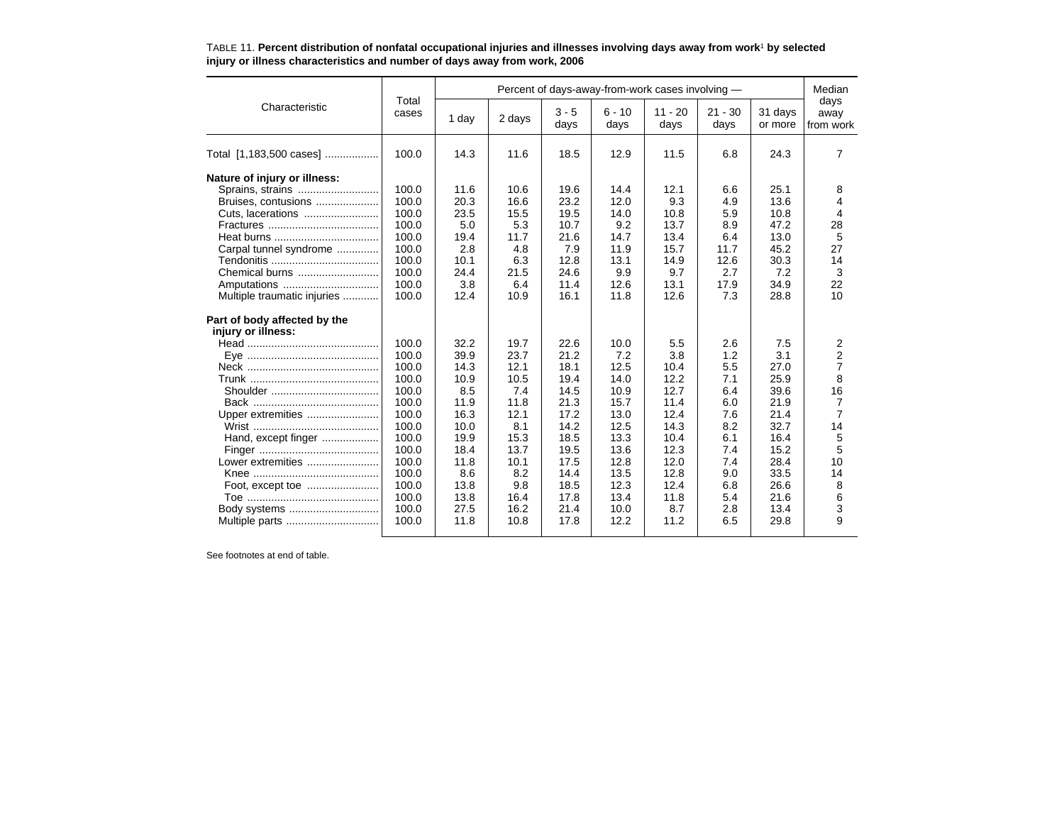TABLE 11. **Percent distribution of nonfatal occupational injuries and illnesses involving days away from work[1] by selected injury or illness characteristics and number of days away from work, 2006**

| Characteristic | Total cases | Percent of days-away-from-work cases involving — | | | | | | | Median days away from work |
|---|---|---|---|---|---|---|---|---|---|
| | | 1 day | 2 days | 3 - 5 days | 6 - 10 days | 11 - 20 days | 21 - 30 days | 31 days or more | |
| Total [1,183,500 cases] | 100.0 | 14.3 | 11.6 | 18.5 | 12.9 | 11.5 | 6.8 | 24.3 | 7 |
| **Nature of injury or illness:** | | | | | | | | | |
| Sprains, strains | 100.0 | 11.6 | 10.6 | 19.6 | 14.4 | 12.1 | 6.6 | 25.1 | 8 |
| Bruises, contusions | 100.0 | 20.3 | 16.6 | 23.2 | 12.0 | 9.3 | 4.9 | 13.6 | 4 |
| Cuts, lacerations | 100.0 | 23.5 | 15.5 | 19.5 | 14.0 | 10.8 | 5.9 | 10.8 | 4 |
| Fractures | 100.0 | 5.0 | 5.3 | 10.7 | 9.2 | 13.7 | 8.9 | 47.2 | 28 |
| Heat burns | 100.0 | 19.4 | 11.7 | 21.6 | 14.7 | 13.4 | 6.4 | 13.0 | 5 |
| Carpal tunnel syndrome | 100.0 | 2.8 | 4.8 | 7.9 | 11.9 | 15.7 | 11.7 | 45.2 | 27 |
| Tendonitis | 100.0 | 10.1 | 6.3 | 12.8 | 13.1 | 14.9 | 12.6 | 30.3 | 14 |
| Chemical burns | 100.0 | 24.4 | 21.5 | 24.6 | 9.9 | 9.7 | 2.7 | 7.2 | 3 |
| Amputations | 100.0 | 3.8 | 6.4 | 11.4 | 12.6 | 13.1 | 17.9 | 34.9 | 22 |
| Multiple traumatic injuries | 100.0 | 12.4 | 10.9 | 16.1 | 11.8 | 12.6 | 7.3 | 28.8 | 10 |
| **Part of body affected by the injury or illness:** | | | | | | | | | |
| Head | 100.0 | 32.2 | 19.7 | 22.6 | 10.0 | 5.5 | 2.6 | 7.5 | 2 |
| Eye | 100.0 | 39.9 | 23.7 | 21.2 | 7.2 | 3.8 | 1.2 | 3.1 | 2 |
| Neck | 100.0 | 14.3 | 12.1 | 18.1 | 12.5 | 10.4 | 5.5 | 27.0 | 7 |
| Trunk | 100.0 | 10.9 | 10.5 | 19.4 | 14.0 | 12.2 | 7.1 | 25.9 | 8 |
| Shoulder | 100.0 | 8.5 | 7.4 | 14.5 | 10.9 | 12.7 | 6.4 | 39.6 | 16 |
| Back | 100.0 | 11.9 | 11.8 | 21.3 | 15.7 | 11.4 | 6.0 | 21.9 | 7 |
| Upper extremities | 100.0 | 16.3 | 12.1 | 17.2 | 13.0 | 12.4 | 7.6 | 21.4 | 7 |
| Wrist | 100.0 | 10.0 | 8.1 | 14.2 | 12.5 | 14.3 | 8.2 | 32.7 | 14 |
| Hand, except finger | 100.0 | 19.9 | 15.3 | 18.5 | 13.3 | 10.4 | 6.1 | 16.4 | 5 |
| Finger | 100.0 | 18.4 | 13.7 | 19.5 | 13.6 | 12.3 | 7.4 | 15.2 | 5 |
| Lower extremities | 100.0 | 11.8 | 10.1 | 17.5 | 12.8 | 12.0 | 7.4 | 28.4 | 10 |
| Knee | 100.0 | 8.6 | 8.2 | 14.4 | 13.5 | 12.8 | 9.0 | 33.5 | 14 |
| Foot, except toe | 100.0 | 13.8 | 9.8 | 18.5 | 12.3 | 12.4 | 6.8 | 26.6 | 8 |
| Toe | 100.0 | 13.8 | 16.4 | 17.8 | 13.4 | 11.8 | 5.4 | 21.6 | 6 |
| Body systems | 100.0 | 27.5 | 16.2 | 21.4 | 10.0 | 8.7 | 2.8 | 13.4 | 3 |
| Multiple parts | 100.0 | 11.8 | 10.8 | 17.8 | 12.2 | 11.2 | 6.5 | 29.8 | 9 |

See footnotes at end of table.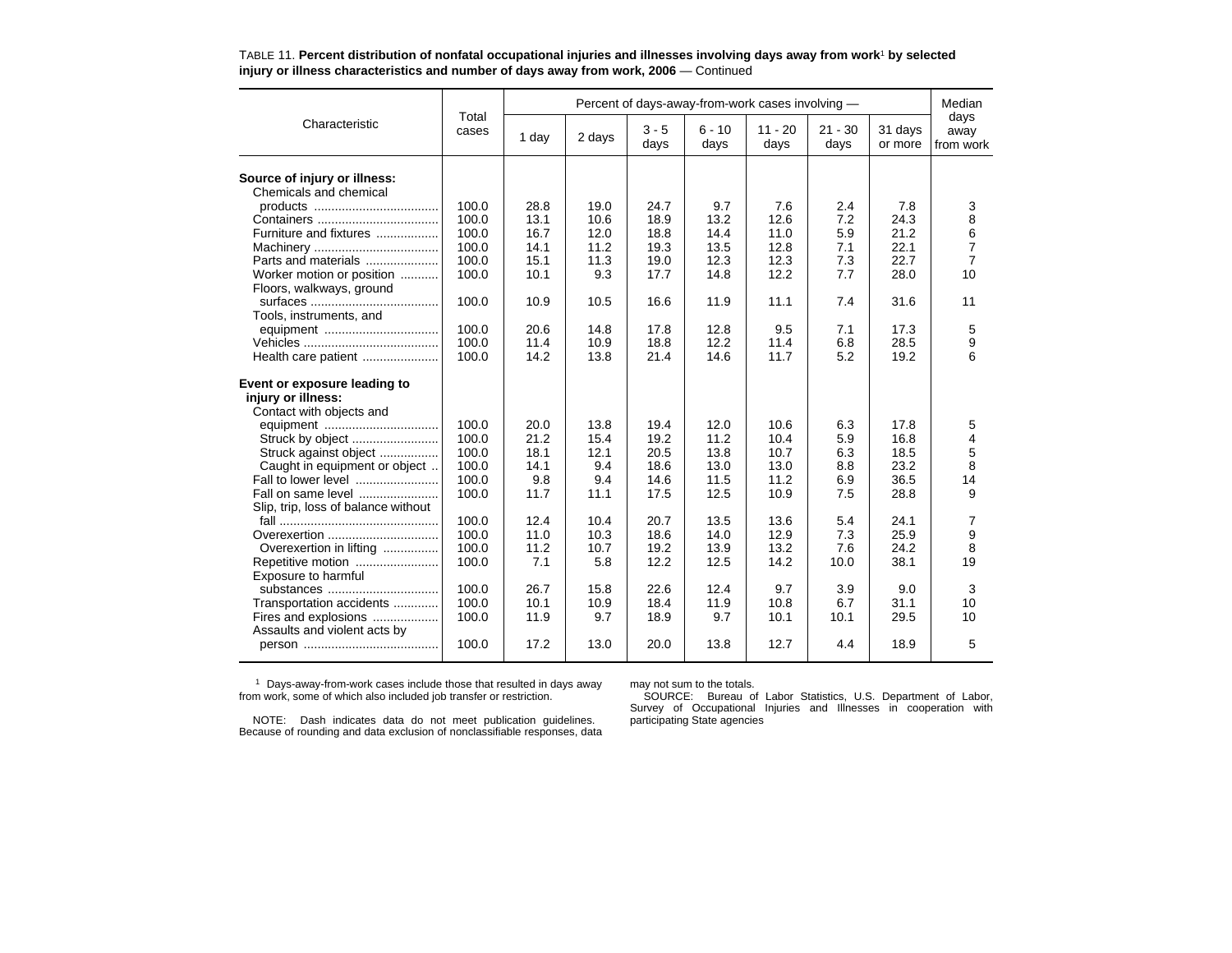TABLE 11. **Percent distribution of nonfatal occupational injuries and illnesses involving days away from work[1] by selected injury or illness characteristics and number of days away from work, 2006** — Continued

| Characteristic | Total cases | Percent of days-away-from-work cases involving — | | | | | | | Median days away from work |
|---|---|---|---|---|---|---|---|---|---|
| | | 1 day | 2 days | 3 - 5 days | 6 - 10 days | 11 - 20 days | 21 - 30 days | 31 days or more | |
| **Source of injury or illness:** | | | | | | | | | |
| Chemicals and chemical products | 100.0 | 28.8 | 19.0 | 24.7 | 9.7 | 7.6 | 2.4 | 7.8 | 3 |
| Containers | 100.0 | 13.1 | 10.6 | 18.9 | 13.2 | 12.6 | 7.2 | 24.3 | 8 |
| Furniture and fixtures | 100.0 | 16.7 | 12.0 | 18.8 | 14.4 | 11.0 | 5.9 | 21.2 | 6 |
| Machinery | 100.0 | 14.1 | 11.2 | 19.3 | 13.5 | 12.8 | 7.1 | 22.1 | 7 |
| Parts and materials | 100.0 | 15.1 | 11.3 | 19.0 | 12.3 | 12.3 | 7.3 | 22.7 | 7 |
| Worker motion or position | 100.0 | 10.1 | 9.3 | 17.7 | 14.8 | 12.2 | 7.7 | 28.0 | 10 |
| Floors, walkways, ground surfaces | 100.0 | 10.9 | 10.5 | 16.6 | 11.9 | 11.1 | 7.4 | 31.6 | 11 |
| Tools, instruments, and equipment | 100.0 | 20.6 | 14.8 | 17.8 | 12.8 | 9.5 | 7.1 | 17.3 | 5 |
| Vehicles | 100.0 | 11.4 | 10.9 | 18.8 | 12.2 | 11.4 | 6.8 | 28.5 | 9 |
| Health care patient | 100.0 | 14.2 | 13.8 | 21.4 | 14.6 | 11.7 | 5.2 | 19.2 | 6 |
| **Event or exposure leading to injury or illness:** | | | | | | | | | |
| Contact with objects and equipment | 100.0 | 20.0 | 13.8 | 19.4 | 12.0 | 10.6 | 6.3 | 17.8 | 5 |
| Struck by object | 100.0 | 21.2 | 15.4 | 19.2 | 11.2 | 10.4 | 5.9 | 16.8 | 4 |
| Struck against object | 100.0 | 18.1 | 12.1 | 20.5 | 13.8 | 10.7 | 6.3 | 18.5 | 5 |
| Caught in equipment or object | 100.0 | 14.1 | 9.4 | 18.6 | 13.0 | 13.0 | 8.8 | 23.2 | 8 |
| Fall to lower level | 100.0 | 9.8 | 9.4 | 14.6 | 11.5 | 11.2 | 6.9 | 36.5 | 14 |
| Fall on same level | 100.0 | 11.7 | 11.1 | 17.5 | 12.5 | 10.9 | 7.5 | 28.8 | 9 |
| Slip, trip, loss of balance without fall | 100.0 | 12.4 | 10.4 | 20.7 | 13.5 | 13.6 | 5.4 | 24.1 | 7 |
| Overexertion | 100.0 | 11.0 | 10.3 | 18.6 | 14.0 | 12.9 | 7.3 | 25.9 | 9 |
| Overexertion in lifting | 100.0 | 11.2 | 10.7 | 19.2 | 13.9 | 13.2 | 7.6 | 24.2 | 8 |
| Repetitive motion | 100.0 | 7.1 | 5.8 | 12.2 | 12.5 | 14.2 | 10.0 | 38.1 | 19 |
| Exposure to harmful substances | 100.0 | 26.7 | 15.8 | 22.6 | 12.4 | 9.7 | 3.9 | 9.0 | 3 |
| Transportation accidents | 100.0 | 10.1 | 10.9 | 18.4 | 11.9 | 10.8 | 6.7 | 31.1 | 10 |
| Fires and explosions | 100.0 | 11.9 | 9.7 | 18.9 | 9.7 | 10.1 | 10.1 | 29.5 | 10 |
| Assaults and violent acts by person | 100.0 | 17.2 | 13.0 | 20.0 | 13.8 | 12.7 | 4.4 | 18.9 | 5 |

[1] Days-away-from-work cases include those that resulted in days away from work, some of which also included job transfer or restriction.

NOTE: Dash indicates data do not meet publication guidelines. Because of rounding and data exclusion of nonclassifiable responses, data may not sum to the totals.

SOURCE: Bureau of Labor Statistics, U.S. Department of Labor, Survey of Occupational Injuries and Illnesses in cooperation with participating State agencies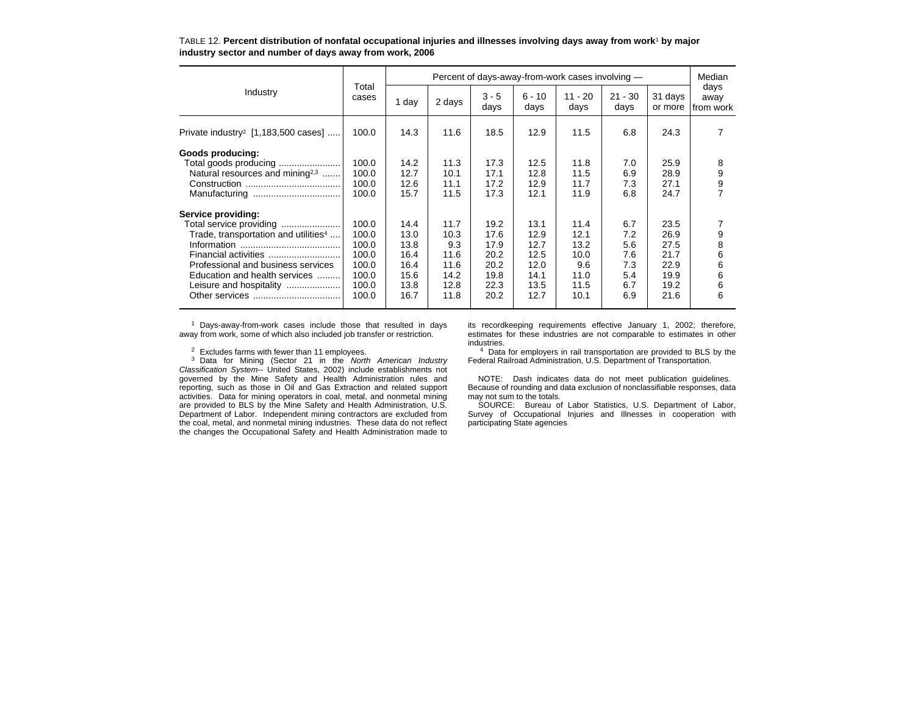TABLE 12. **Percent distribution of nonfatal occupational injuries and illnesses involving days away from work[1] by major industry sector and number of days away from work, 2006**

| Industry | Total cases | Percent of days-away-from-work cases involving — | | | | | | | Median days away from work |
|---|---|---|---|---|---|---|---|---|---|
| | | 1 day | 2 days | 3 - 5 days | 6 - 10 days | 11 - 20 days | 21 - 30 days | 31 days or more | |
| Private industry[2] [1,183,500 cases] | 100.0 | 14.3 | 11.6 | 18.5 | 12.9 | 11.5 | 6.8 | 24.3 | 7 |
| **Goods producing:** | | | | | | | | | |
| Total goods producing | 100.0 | 14.2 | 11.3 | 17.3 | 12.5 | 11.8 | 7.0 | 25.9 | 8 |
| Natural resources and mining[2,3] | 100.0 | 12.7 | 10.1 | 17.1 | 12.8 | 11.5 | 6.9 | 28.9 | 9 |
| Construction | 100.0 | 12.6 | 11.1 | 17.2 | 12.9 | 11.7 | 7.3 | 27.1 | 9 |
| Manufacturing | 100.0 | 15.7 | 11.5 | 17.3 | 12.1 | 11.9 | 6.8 | 24.7 | 7 |
| **Service providing:** | | | | | | | | | |
| Total service providing | 100.0 | 14.4 | 11.7 | 19.2 | 13.1 | 11.4 | 6.7 | 23.5 | 7 |
| Trade, transportation and utilities[4] | 100.0 | 13.0 | 10.3 | 17.6 | 12.9 | 12.1 | 7.2 | 26.9 | 9 |
| Information | 100.0 | 13.8 | 9.3 | 17.9 | 12.7 | 13.2 | 5.6 | 27.5 | 8 |
| Financial activities | 100.0 | 16.4 | 11.6 | 20.2 | 12.5 | 10.0 | 7.6 | 21.7 | 6 |
| Professional and business services | 100.0 | 16.4 | 11.6 | 20.2 | 12.0 | 9.6 | 7.3 | 22.9 | 6 |
| Education and health services | 100.0 | 15.6 | 14.2 | 19.8 | 14.1 | 11.0 | 5.4 | 19.9 | 6 |
| Leisure and hospitality | 100.0 | 13.8 | 12.8 | 22.3 | 13.5 | 11.5 | 6.7 | 19.2 | 6 |
| Other services | 100.0 | 16.7 | 11.8 | 20.2 | 12.7 | 10.1 | 6.9 | 21.6 | 6 |

[1] Days-away-from-work cases include those that resulted in days away from work, some of which also included job transfer or restriction.

[2] Excludes farms with fewer than 11 employees.

[3] Data for Mining (Sector 21 in the *North American Industry Classification System*-- United States, 2002) include establishments not governed by the Mine Safety and Health Administration rules and reporting, such as those in Oil and Gas Extraction and related support activities. Data for mining operators in coal, metal, and nonmetal mining are provided to BLS by the Mine Safety and Health Administration, U.S. Department of Labor. Independent mining contractors are excluded from the coal, metal, and nonmetal mining industries. These data do not reflect the changes the Occupational Safety and Health Administration made to its recordkeeping requirements effective January 1, 2002; therefore, estimates for these industries are not comparable to estimates in other industries.

[4] Data for employers in rail transportation are provided to BLS by the Federal Railroad Administration, U.S. Department of Transportation.

NOTE: Dash indicates data do not meet publication guidelines. Because of rounding and data exclusion of nonclassifiable responses, data may not sum to the totals.

SOURCE: Bureau of Labor Statistics, U.S. Department of Labor, Survey of Occupational Injuries and Illnesses in cooperation with participating State agencies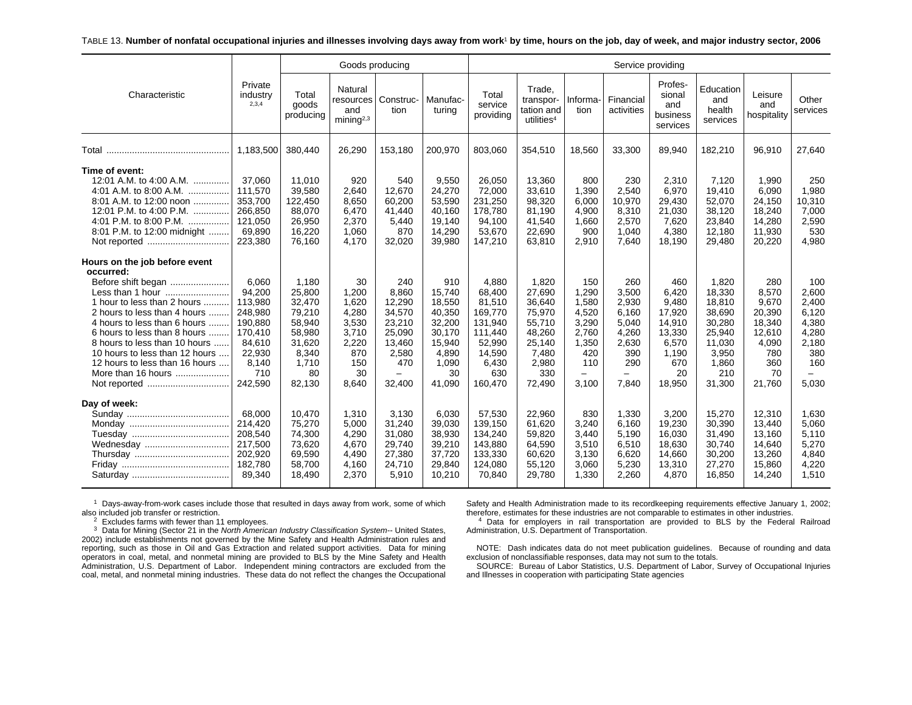TABLE 13. **Number of nonfatal occupational injuries and illnesses involving days away from work[1] by time, hours on the job, day of week, and major industry sector, 2006**

| Characteristic | Private industry [2,3,4] | Goods producing | | | | Service providing | | | | | | | |
|---|---|---|---|---|---|---|---|---|---|---|---|---|---|
| | | Total goods producing | Natural resources and mining [2,3] | Construction | Manufacturing | Total service providing | Trade, transportation and utilities [4] | Information | Financial activities | Professional and business services | Education and health services | Leisure and hospitality | Other services |
| Total | 1,183,500 | 380,440 | 26,290 | 153,180 | 200,970 | 803,060 | 354,510 | 18,560 | 33,300 | 89,940 | 182,210 | 96,910 | 27,640 |
| **Time of event:** | | | | | | | | | | | | | |
| 12:01 A.M. to 4:00 A.M. | 37,060 | 11,010 | 920 | 540 | 9,550 | 26,050 | 13,360 | 800 | 230 | 2,310 | 7,120 | 1,990 | 250 |
| 4:01 A.M. to 8:00 A.M. | 111,570 | 39,580 | 2,640 | 12,670 | 24,270 | 72,000 | 33,610 | 1,390 | 2,540 | 6,970 | 19,410 | 6,090 | 1,980 |
| 8:01 A.M. to 12:00 noon | 353,700 | 122,450 | 8,650 | 60,200 | 53,590 | 231,250 | 98,320 | 6,000 | 10,970 | 29,430 | 52,070 | 24,150 | 10,310 |
| 12:01 P.M. to 4:00 P.M. | 266,850 | 88,070 | 6,470 | 41,440 | 40,160 | 178,780 | 81,190 | 4,900 | 8,310 | 21,030 | 38,120 | 18,240 | 7,000 |
| 4:01 P.M. to 8:00 P.M. | 121,050 | 26,950 | 2,370 | 5,440 | 19,140 | 94,100 | 41,540 | 1,660 | 2,570 | 7,620 | 23,840 | 14,280 | 2,590 |
| 8:01 P.M. to 12:00 midnight | 69,890 | 16,220 | 1,060 | 870 | 14,290 | 53,670 | 22,690 | 900 | 1,040 | 4,380 | 12,180 | 11,930 | 530 |
| Not reported | 223,380 | 76,160 | 4,170 | 32,020 | 39,980 | 147,210 | 63,810 | 2,910 | 7,640 | 18,190 | 29,480 | 20,220 | 4,980 |
| **Hours on the job before event occurred:** | | | | | | | | | | | | | |
| Before shift began | 6,060 | 1,180 | 30 | 240 | 910 | 4,880 | 1,820 | 150 | 260 | 460 | 1,820 | 280 | 100 |
| Less than 1 hour | 94,200 | 25,800 | 1,200 | 8,860 | 15,740 | 68,400 | 27,690 | 1,290 | 3,500 | 6,420 | 18,330 | 8,570 | 2,600 |
| 1 hour to less than 2 hours | 113,980 | 32,470 | 1,620 | 12,290 | 18,550 | 81,510 | 36,640 | 1,580 | 2,930 | 9,480 | 18,810 | 9,670 | 2,400 |
| 2 hours to less than 4 hours | 248,980 | 79,210 | 4,280 | 34,570 | 40,350 | 169,770 | 75,970 | 4,520 | 6,160 | 17,920 | 38,690 | 20,390 | 6,120 |
| 4 hours to less than 6 hours | 190,880 | 58,940 | 3,530 | 23,210 | 32,200 | 131,940 | 55,710 | 3,290 | 5,040 | 14,910 | 30,280 | 18,340 | 4,380 |
| 6 hours to less than 8 hours | 170,410 | 58,980 | 3,710 | 25,090 | 30,170 | 111,440 | 48,260 | 2,760 | 4,260 | 13,330 | 25,940 | 12,610 | 4,280 |
| 8 hours to less than 10 hours | 84,610 | 31,620 | 2,220 | 13,460 | 15,940 | 52,990 | 25,140 | 1,350 | 2,630 | 6,570 | 11,030 | 4,090 | 2,180 |
| 10 hours to less than 12 hours | 22,930 | 8,340 | 870 | 2,580 | 4,890 | 14,590 | 7,480 | 420 | 390 | 1,190 | 3,950 | 780 | 380 |
| 12 hours to less than 16 hours | 8,140 | 1,710 | 150 | 470 | 1,090 | 6,430 | 2,980 | 110 | 290 | 670 | 1,860 | 360 | 160 |
| More than 16 hours | 710 | 80 | 30 | – | 30 | 630 | 330 | – | – | 20 | 210 | 70 | – |
| Not reported | 242,590 | 82,130 | 8,640 | 32,400 | 41,090 | 160,470 | 72,490 | 3,100 | 7,840 | 18,950 | 31,300 | 21,760 | 5,030 |
| **Day of week:** | | | | | | | | | | | | | |
| Sunday | 68,000 | 10,470 | 1,310 | 3,130 | 6,030 | 57,530 | 22,960 | 830 | 1,330 | 3,200 | 15,270 | 12,310 | 1,630 |
| Monday | 214,420 | 75,270 | 5,000 | 31,240 | 39,030 | 139,150 | 61,620 | 3,240 | 6,160 | 19,230 | 30,390 | 13,440 | 5,060 |
| Tuesday | 208,540 | 74,300 | 4,290 | 31,080 | 38,930 | 134,240 | 59,820 | 3,440 | 5,190 | 16,030 | 31,490 | 13,160 | 5,110 |
| Wednesday | 217,500 | 73,620 | 4,670 | 29,740 | 39,210 | 143,880 | 64,590 | 3,510 | 6,510 | 18,630 | 30,740 | 14,640 | 5,270 |
| Thursday | 202,920 | 69,590 | 4,490 | 27,380 | 37,720 | 133,330 | 60,620 | 3,130 | 6,620 | 14,660 | 30,200 | 13,260 | 4,840 |
| Friday | 182,780 | 58,700 | 4,160 | 24,710 | 29,840 | 124,080 | 55,120 | 3,060 | 5,230 | 13,310 | 27,270 | 15,860 | 4,220 |
| Saturday | 89,340 | 18,490 | 2,370 | 5,910 | 10,210 | 70,840 | 29,780 | 1,330 | 2,260 | 4,870 | 16,850 | 14,240 | 1,510 |

[1] Days-away-from-work cases include those that resulted in days away from work, some of which also included job transfer or restriction.

[2] Excludes farms with fewer than 11 employees.

[3] Data for Mining (Sector 21 in the *North American Industry Classification System*-- United States, 2002) include establishments not governed by the Mine Safety and Health Administration rules and reporting, such as those in Oil and Gas Extraction and related support activities. Data for mining operators in coal, metal, and nonmetal mining are provided to BLS by the Mine Safety and Health Administration, U.S. Department of Labor. Independent mining contractors are excluded from the coal, metal, and nonmetal mining industries. These data do not reflect the changes the Occupational Safety and Health Administration made to its recordkeeping requirements effective January 1, 2002; therefore, estimates for these industries are not comparable to estimates in other industries.

[4] Data for employers in rail transportation are provided to BLS by the Federal Railroad Administration, U.S. Department of Transportation.

NOTE: Dash indicates data do not meet publication guidelines. Because of rounding and data exclusion of nonclassifiable responses, data may not sum to the totals.

SOURCE: Bureau of Labor Statistics, U.S. Department of Labor, Survey of Occupational Injuries and Illnesses in cooperation with participating State agencies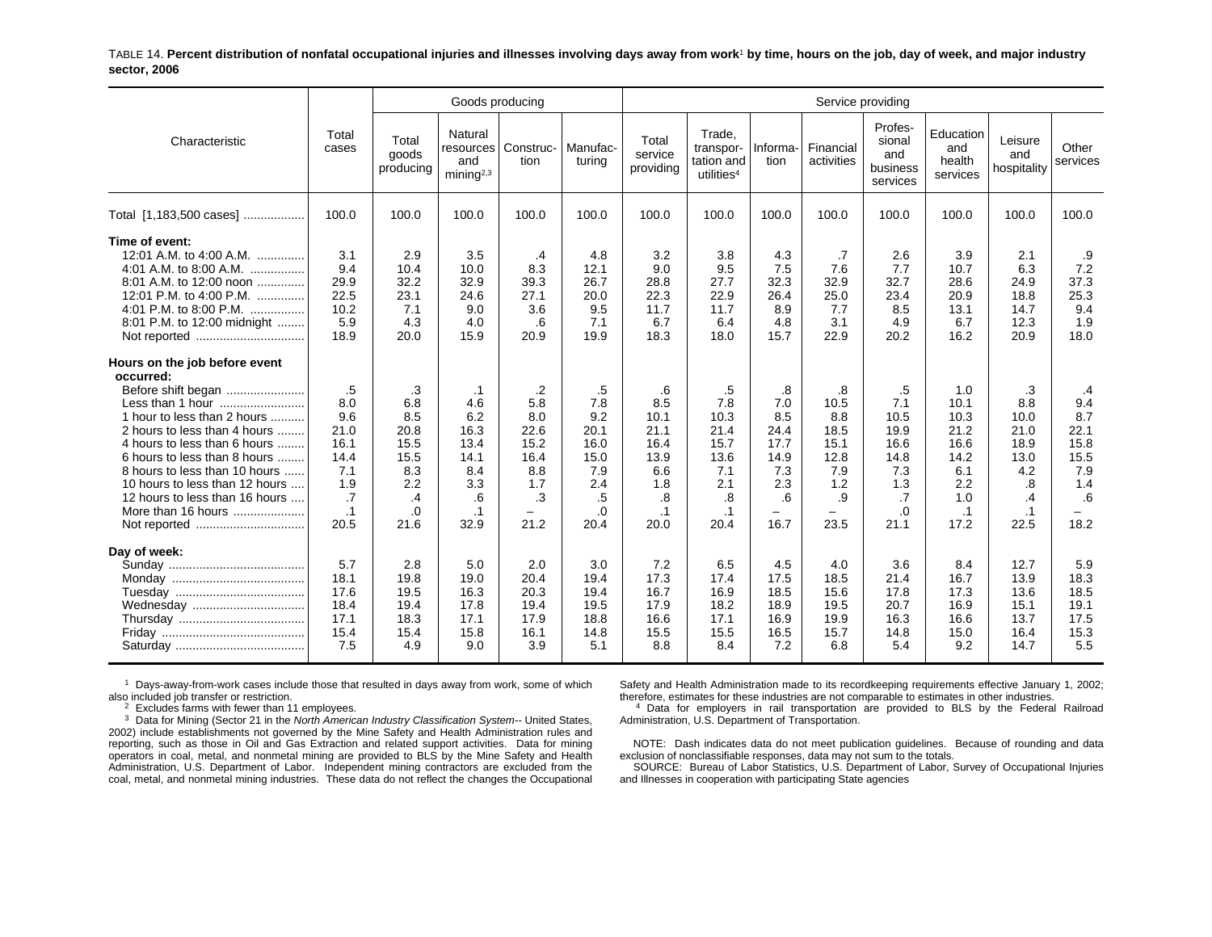TABLE 14. **Percent distribution of nonfatal occupational injuries and illnesses involving days away from work[1] by time, hours on the job, day of week, and major industry sector, 2006**

| Characteristic | Total cases | Goods producing | | | | Service providing | | | | | | | |
|---|---|---|---|---|---|---|---|---|---|---|---|---|---|
| | | Total goods producing | Natural resources and mining[2,3] | Construction | Manufacturing | Total service providing | Trade, transportation and utilities[4] | Information | Financial activities | Professional and business services | Education and health services | Leisure and hospitality | Other services |
| Total [1,183,500 cases] | 100.0 | 100.0 | 100.0 | 100.0 | 100.0 | 100.0 | 100.0 | 100.0 | 100.0 | 100.0 | 100.0 | 100.0 | 100.0 |
| **Time of event:** | | | | | | | | | | | | | |
| 12:01 A.M. to 4:00 A.M. | 3.1 | 2.9 | 3.5 | .4 | 4.8 | 3.2 | 3.8 | 4.3 | .7 | 2.6 | 3.9 | 2.1 | .9 |
| 4:01 A.M. to 8:00 A.M. | 9.4 | 10.4 | 10.0 | 8.3 | 12.1 | 9.0 | 9.5 | 7.5 | 7.6 | 7.7 | 10.7 | 6.3 | 7.2 |
| 8:01 A.M. to 12:00 noon | 29.9 | 32.2 | 32.9 | 39.3 | 26.7 | 28.8 | 27.7 | 32.3 | 32.9 | 32.7 | 28.6 | 24.9 | 37.3 |
| 12:01 P.M. to 4:00 P.M. | 22.5 | 23.1 | 24.6 | 27.1 | 20.0 | 22.3 | 22.9 | 26.4 | 25.0 | 23.4 | 20.9 | 18.8 | 25.3 |
| 4:01 P.M. to 8:00 P.M. | 10.2 | 7.1 | 9.0 | 3.6 | 9.5 | 11.7 | 11.7 | 8.9 | 7.7 | 8.5 | 13.1 | 14.7 | 9.4 |
| 8:01 P.M. to 12:00 midnight | 5.9 | 4.3 | 4.0 | .6 | 7.1 | 6.7 | 6.4 | 4.8 | 3.1 | 4.9 | 6.7 | 12.3 | 1.9 |
| Not reported | 18.9 | 20.0 | 15.9 | 20.9 | 19.9 | 18.3 | 18.0 | 15.7 | 22.9 | 20.2 | 16.2 | 20.9 | 18.0 |
| **Hours on the job before event occurred:** | | | | | | | | | | | | | |
| Before shift began | .5 | .3 | .1 | .2 | .5 | .6 | .5 | .8 | .8 | .5 | 1.0 | .3 | .4 |
| Less than 1 hour | 8.0 | 6.8 | 4.6 | 5.8 | 7.8 | 8.5 | 7.8 | 7.0 | 10.5 | 7.1 | 10.1 | 8.8 | 9.4 |
| 1 hour to less than 2 hours | 9.6 | 8.5 | 6.2 | 8.0 | 9.2 | 10.1 | 10.3 | 8.5 | 8.8 | 10.5 | 10.3 | 10.0 | 8.7 |
| 2 hours to less than 4 hours | 21.0 | 20.8 | 16.3 | 22.6 | 20.1 | 21.1 | 21.4 | 24.4 | 18.5 | 19.9 | 21.2 | 21.0 | 22.1 |
| 4 hours to less than 6 hours | 16.1 | 15.5 | 13.4 | 15.2 | 16.0 | 16.4 | 15.7 | 17.7 | 15.1 | 16.6 | 16.6 | 18.9 | 15.8 |
| 6 hours to less than 8 hours | 14.4 | 15.5 | 14.1 | 16.4 | 15.0 | 13.9 | 13.6 | 14.9 | 12.8 | 14.8 | 14.2 | 13.0 | 15.5 |
| 8 hours to less than 10 hours | 7.1 | 8.3 | 8.4 | 8.8 | 7.9 | 6.6 | 7.1 | 7.3 | 7.9 | 7.3 | 6.1 | 4.2 | 7.9 |
| 10 hours to less than 12 hours | 1.9 | 2.2 | 3.3 | 1.7 | 2.4 | 1.8 | 2.1 | 2.3 | 1.2 | 1.3 | 2.2 | .8 | 1.4 |
| 12 hours to less than 16 hours | .7 | .4 | .6 | .3 | .5 | .8 | .8 | .6 | .9 | .7 | 1.0 | .4 | .6 |
| More than 16 hours | .1 | .0 | .1 | – | .0 | .1 | .1 | – | – | .0 | .1 | .1 | – |
| Not reported | 20.5 | 21.6 | 32.9 | 21.2 | 20.4 | 20.0 | 20.4 | 16.7 | 23.5 | 21.1 | 17.2 | 22.5 | 18.2 |
| **Day of week:** | | | | | | | | | | | | | |
| Sunday | 5.7 | 2.8 | 5.0 | 2.0 | 3.0 | 7.2 | 6.5 | 4.5 | 4.0 | 3.6 | 8.4 | 12.7 | 5.9 |
| Monday | 18.1 | 19.8 | 19.0 | 20.4 | 19.4 | 17.3 | 17.4 | 17.5 | 18.5 | 21.4 | 16.7 | 13.9 | 18.3 |
| Tuesday | 17.6 | 19.5 | 16.3 | 20.3 | 19.4 | 16.7 | 16.9 | 18.5 | 15.6 | 17.8 | 17.3 | 13.6 | 18.5 |
| Wednesday | 18.4 | 19.4 | 17.8 | 19.4 | 19.5 | 17.9 | 18.2 | 18.9 | 19.5 | 20.7 | 16.9 | 15.1 | 19.1 |
| Thursday | 17.1 | 18.3 | 17.1 | 17.9 | 18.8 | 16.6 | 17.1 | 16.9 | 19.9 | 16.3 | 16.6 | 13.7 | 17.5 |
| Friday | 15.4 | 15.4 | 15.8 | 16.1 | 14.8 | 15.5 | 15.5 | 16.5 | 15.7 | 14.8 | 15.0 | 16.4 | 15.3 |
| Saturday | 7.5 | 4.9 | 9.0 | 3.9 | 5.1 | 8.8 | 8.4 | 7.2 | 6.8 | 5.4 | 9.2 | 14.7 | 5.5 |

[1] Days-away-from-work cases include those that resulted in days away from work, some of which also included job transfer or restriction.

[2] Excludes farms with fewer than 11 employees.

[3] Data for Mining (Sector 21 in the *North American Industry Classification System*-- United States, 2002) include establishments not governed by the Mine Safety and Health Administration rules and reporting, such as those in Oil and Gas Extraction and related support activities. Data for mining operators in coal, metal, and nonmetal mining are provided to BLS by the Mine Safety and Health Administration, U.S. Department of Labor. Independent mining contractors are excluded from the coal, metal, and nonmetal mining industries. These data do not reflect the changes the Occupational Safety and Health Administration made to its recordkeeping requirements effective January 1, 2002; therefore, estimates for these industries are not comparable to estimates in other industries.

[4] Data for employers in rail transportation are provided to BLS by the Federal Railroad Administration, U.S. Department of Transportation.

NOTE: Dash indicates data do not meet publication guidelines. Because of rounding and data exclusion of nonclassifiable responses, data may not sum to the totals.

SOURCE: Bureau of Labor Statistics, U.S. Department of Labor, Survey of Occupational Injuries and Illnesses in cooperation with participating State agencies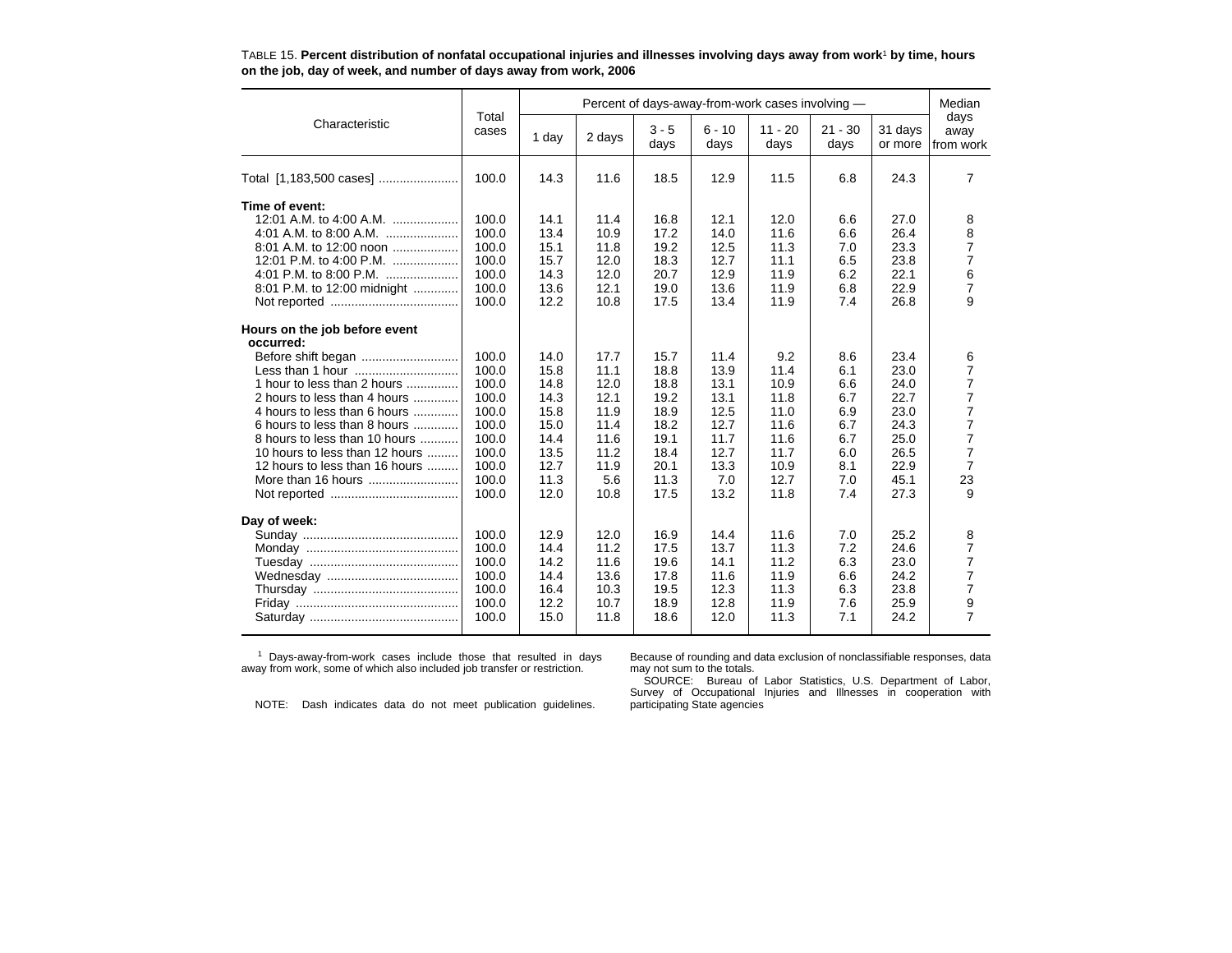TABLE 15. **Percent distribution of nonfatal occupational injuries and illnesses involving days away from work[1] by time, hours on the job, day of week, and number of days away from work, 2006**

| Characteristic | Total cases | Percent of days-away-from-work cases involving — | | | | | | | Median days away from work |
|---|---|---|---|---|---|---|---|---|---|
| | | 1 day | 2 days | 3 - 5 days | 6 - 10 days | 11 - 20 days | 21 - 30 days | 31 days or more | |
| Total [1,183,500 cases] | 100.0 | 14.3 | 11.6 | 18.5 | 12.9 | 11.5 | 6.8 | 24.3 | 7 |
| **Time of event:** | | | | | | | | | |
| 12:01 A.M. to 4:00 A.M. | 100.0 | 14.1 | 11.4 | 16.8 | 12.1 | 12.0 | 6.6 | 27.0 | 8 |
| 4:01 A.M. to 8:00 A.M. | 100.0 | 13.4 | 10.9 | 17.2 | 14.0 | 11.6 | 6.6 | 26.4 | 8 |
| 8:01 A.M. to 12:00 noon | 100.0 | 15.1 | 11.8 | 19.2 | 12.5 | 11.3 | 7.0 | 23.3 | 7 |
| 12:01 P.M. to 4:00 P.M. | 100.0 | 15.7 | 12.0 | 18.3 | 12.7 | 11.1 | 6.5 | 23.8 | 7 |
| 4:01 P.M. to 8:00 P.M. | 100.0 | 14.3 | 12.0 | 20.7 | 12.9 | 11.9 | 6.2 | 22.1 | 6 |
| 8:01 P.M. to 12:00 midnight | 100.0 | 13.6 | 12.1 | 19.0 | 13.6 | 11.9 | 6.8 | 22.9 | 7 |
| Not reported | 100.0 | 12.2 | 10.8 | 17.5 | 13.4 | 11.9 | 7.4 | 26.8 | 9 |
| **Hours on the job before event occurred:** | | | | | | | | | |
| Before shift began | 100.0 | 14.0 | 17.7 | 15.7 | 11.4 | 9.2 | 8.6 | 23.4 | 6 |
| Less than 1 hour | 100.0 | 15.8 | 11.1 | 18.8 | 13.9 | 11.4 | 6.1 | 23.0 | 7 |
| 1 hour to less than 2 hours | 100.0 | 14.8 | 12.0 | 18.8 | 13.1 | 10.9 | 6.6 | 24.0 | 7 |
| 2 hours to less than 4 hours | 100.0 | 14.3 | 12.1 | 19.2 | 13.1 | 11.8 | 6.7 | 22.7 | 7 |
| 4 hours to less than 6 hours | 100.0 | 15.8 | 11.9 | 18.9 | 12.5 | 11.0 | 6.9 | 23.0 | 7 |
| 6 hours to less than 8 hours | 100.0 | 15.0 | 11.4 | 18.2 | 12.7 | 11.6 | 6.7 | 24.3 | 7 |
| 8 hours to less than 10 hours | 100.0 | 14.4 | 11.6 | 19.1 | 11.7 | 11.6 | 6.7 | 25.0 | 7 |
| 10 hours to less than 12 hours | 100.0 | 13.5 | 11.2 | 18.4 | 12.7 | 11.7 | 6.0 | 26.5 | 7 |
| 12 hours to less than 16 hours | 100.0 | 12.7 | 11.9 | 20.1 | 13.3 | 10.9 | 8.1 | 22.9 | 7 |
| More than 16 hours | 100.0 | 11.3 | 5.6 | 11.3 | 7.0 | 12.7 | 7.0 | 45.1 | 23 |
| Not reported | 100.0 | 12.0 | 10.8 | 17.5 | 13.2 | 11.8 | 7.4 | 27.3 | 9 |
| **Day of week:** | | | | | | | | | |
| Sunday | 100.0 | 12.9 | 12.0 | 16.9 | 14.4 | 11.6 | 7.0 | 25.2 | 8 |
| Monday | 100.0 | 14.4 | 11.2 | 17.5 | 13.7 | 11.3 | 7.2 | 24.6 | 7 |
| Tuesday | 100.0 | 14.2 | 11.6 | 19.6 | 14.1 | 11.2 | 6.3 | 23.0 | 7 |
| Wednesday | 100.0 | 14.4 | 13.6 | 17.8 | 11.6 | 11.9 | 6.6 | 24.2 | 7 |
| Thursday | 100.0 | 16.4 | 10.3 | 19.5 | 12.3 | 11.3 | 6.3 | 23.8 | 7 |
| Friday | 100.0 | 12.2 | 10.7 | 18.9 | 12.8 | 11.9 | 7.6 | 25.9 | 9 |
| Saturday | 100.0 | 15.0 | 11.8 | 18.6 | 12.0 | 11.3 | 7.1 | 24.2 | 7 |

[1] Days-away-from-work cases include those that resulted in days away from work, some of which also included job transfer or restriction.

NOTE: Dash indicates data do not meet publication guidelines.

Because of rounding and data exclusion of nonclassifiable responses, data may not sum to the totals.

SOURCE: Bureau of Labor Statistics, U.S. Department of Labor, Survey of Occupational Injuries and Illnesses in cooperation with participating State agencies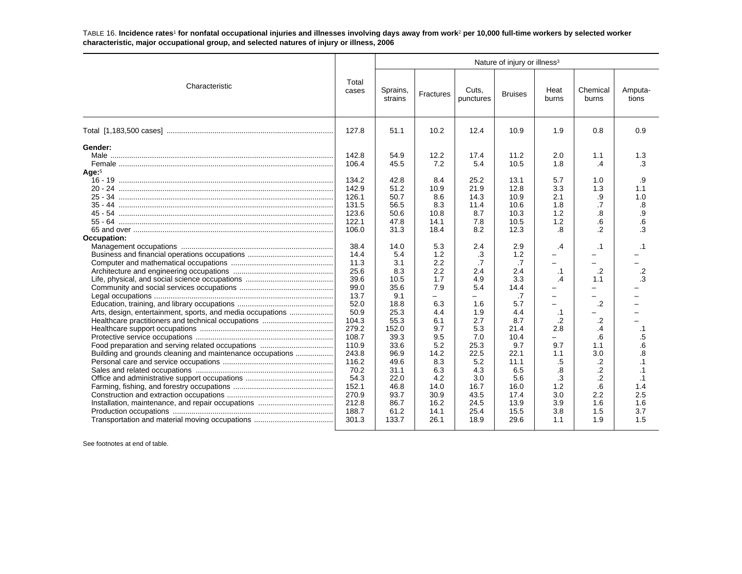TABLE 16. **Incidence rates[1] for nonfatal occupational injuries and illnesses involving days away from work[2] per 10,000 full-time workers by selected worker characteristic, major occupational group, and selected natures of injury or illness, 2006**

| Characteristic | Total cases | Nature of injury or illness[3] | | | | | | |
|---|---|---|---|---|---|---|---|---|
| | | Sprains, strains | Fractures | Cuts, punctures | Bruises | Heat burns | Chemical burns | Amputa- tions |
| Total [1,183,500 cases] | 127.8 | 51.1 | 10.2 | 12.4 | 10.9 | 1.9 | 0.8 | 0.9 |
| **Gender:** | | | | | | | | |
| Male | 142.8 | 54.9 | 12.2 | 17.4 | 11.2 | 2.0 | 1.1 | 1.3 |
| Female | 106.4 | 45.5 | 7.2 | 5.4 | 10.5 | 1.8 | .4 | .3 |
| **Age:[5]** | | | | | | | | |
| 16 - 19 | 134.2 | 42.8 | 8.4 | 25.2 | 13.1 | 5.7 | 1.0 | .9 |
| 20 - 24 | 142.9 | 51.2 | 10.9 | 21.9 | 12.8 | 3.3 | 1.3 | 1.1 |
| 25 - 34 | 126.1 | 50.7 | 8.6 | 14.3 | 10.9 | 2.1 | .9 | 1.0 |
| 35 - 44 | 131.5 | 56.5 | 8.3 | 11.4 | 10.6 | 1.8 | .7 | .8 |
| 45 - 54 | 123.6 | 50.6 | 10.8 | 8.7 | 10.3 | 1.2 | .8 | .9 |
| 55 - 64 | 122.1 | 47.8 | 14.1 | 7.8 | 10.5 | 1.2 | .6 | .6 |
| 65 and over | 106.0 | 31.3 | 18.4 | 8.2 | 12.3 | .8 | .2 | .3 |
| **Occupation:** | | | | | | | | |
| Management occupations | 38.4 | 14.0 | 5.3 | 2.4 | 2.9 | .4 | .1 | .1 |
| Business and financial operations occupations | 14.4 | 5.4 | 1.2 | .3 | 1.2 | – | – | – |
| Computer and mathematical occupations | 11.3 | 3.1 | 2.2 | .7 | .7 | – | – | – |
| Architecture and engineering occupations | 25.6 | 8.3 | 2.2 | 2.4 | 2.4 | .1 | .2 | .2 |
| Life, physical, and social science occupations | 39.6 | 10.5 | 1.7 | 4.9 | 3.3 | .4 | 1.1 | .3 |
| Community and social services occupations | 99.0 | 35.6 | 7.9 | 5.4 | 14.4 | – | – | – |
| Legal occupations | 13.7 | 9.1 | – | – | .7 | – | – | – |
| Education, training, and library occupations | 52.0 | 18.8 | 6.3 | 1.6 | 5.7 | – | .2 | – |
| Arts, design, entertainment, sports, and media occupations | 50.9 | 25.3 | 4.4 | 1.9 | 4.4 | .1 | – | – |
| Healthcare practitioners and technical occupations | 104.3 | 55.3 | 6.1 | 2.7 | 8.7 | .2 | .2 | – |
| Healthcare support occupations | 279.2 | 152.0 | 9.7 | 5.3 | 21.4 | 2.8 | .4 | .1 |
| Protective service occupations | 108.7 | 39.3 | 9.5 | 7.0 | 10.4 | – | .6 | .5 |
| Food preparation and serving related occupations | 110.9 | 33.6 | 5.2 | 25.3 | 9.7 | 9.7 | 1.1 | .6 |
| Building and grounds cleaning and maintenance occupations | 243.8 | 96.9 | 14.2 | 22.5 | 22.1 | 1.1 | 3.0 | .8 |
| Personal care and service occupations | 116.2 | 49.6 | 8.3 | 5.2 | 11.1 | .5 | .2 | .1 |
| Sales and related occupations | 70.2 | 31.1 | 6.3 | 4.3 | 6.5 | .8 | .2 | .1 |
| Office and administrative support occupations | 54.3 | 22.0 | 4.2 | 3.0 | 5.6 | .3 | .2 | .1 |
| Farming, fishing, and forestry occupations | 152.1 | 46.8 | 14.0 | 16.7 | 16.0 | 1.2 | .6 | 1.4 |
| Construction and extraction occupations | 270.9 | 93.7 | 30.9 | 43.5 | 17.4 | 3.0 | 2.2 | 2.5 |
| Installation, maintenance, and repair occupations | 212.8 | 86.7 | 16.2 | 24.5 | 13.9 | 3.9 | 1.6 | 1.6 |
| Production occupations | 188.7 | 61.2 | 14.1 | 25.4 | 15.5 | 3.8 | 1.5 | 3.7 |
| Transportation and material moving occupations | 301.3 | 133.7 | 26.1 | 18.9 | 29.6 | 1.1 | 1.9 | 1.5 |

See footnotes at end of table.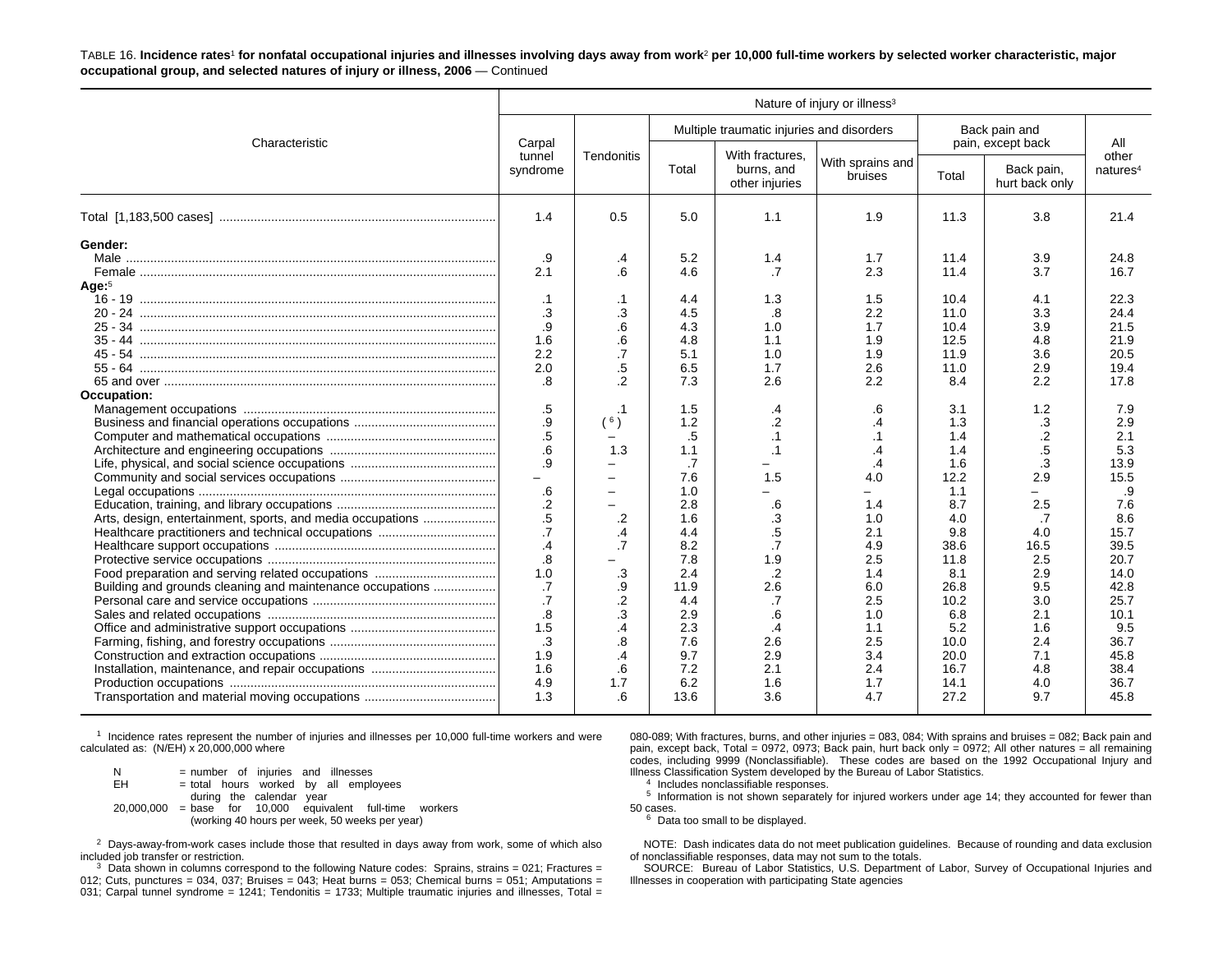TABLE 16. **Incidence rates[1] for nonfatal occupational injuries and illnesses involving days away from work[2] per 10,000 full-time workers by selected worker characteristic, major occupational group, and selected natures of injury or illness, 2006** — Continued

| Characteristic | Nature of injury or illness[3] | | | | | | | |
|---|---|---|---|---|---|---|---|---|
| | Carpal tunnel syndrome | Tendonitis | Multiple traumatic injuries and disorders | | | Back pain and pain, except back | | All other natures[4] |
| | | | Total | With fractures, burns, and other injuries | With sprains and bruises | Total | Back pain, hurt back only | |
| Total [1,183,500 cases] | 1.4 | 0.5 | 5.0 | 1.1 | 1.9 | 11.3 | 3.8 | 21.4 |
| **Gender:** | | | | | | | | |
| Male | .9 | .4 | 5.2 | 1.4 | 1.7 | 11.4 | 3.9 | 24.8 |
| Female | 2.1 | .6 | 4.6 | .7 | 2.3 | 11.4 | 3.7 | 16.7 |
| **Age:**[5] | | | | | | | | |
| 16 - 19 | .1 | .1 | 4.4 | 1.3 | 1.5 | 10.4 | 4.1 | 22.3 |
| 20 - 24 | .3 | .3 | 4.5 | .8 | 2.2 | 11.0 | 3.3 | 24.4 |
| 25 - 34 | .9 | .6 | 4.3 | 1.0 | 1.7 | 10.4 | 3.9 | 21.5 |
| 35 - 44 | 1.6 | .6 | 4.8 | 1.1 | 1.9 | 12.5 | 4.8 | 21.9 |
| 45 - 54 | 2.2 | .7 | 5.1 | 1.0 | 1.9 | 11.9 | 3.6 | 20.5 |
| 55 - 64 | 2.0 | .5 | 6.5 | 1.7 | 2.6 | 11.0 | 2.9 | 19.4 |
| 65 and over | .8 | .2 | 7.3 | 2.6 | 2.2 | 8.4 | 2.2 | 17.8 |
| **Occupation:** | | | | | | | | |
| Management occupations | .5 | .1 | 1.5 | .4 | .6 | 3.1 | 1.2 | 7.9 |
| Business and financial operations occupations | .9 | ([6]) | 1.2 | .2 | .4 | 1.3 | .3 | 2.9 |
| Computer and mathematical occupations | .5 | – | .5 | .1 | .1 | 1.4 | .2 | 2.1 |
| Architecture and engineering occupations | .6 | 1.3 | 1.1 | .1 | .4 | 1.4 | .5 | 5.3 |
| Life, physical, and social science occupations | .9 | – | .7 | – | .4 | 1.6 | .3 | 13.9 |
| Community and social services occupations | – | – | 7.6 | 1.5 | 4.0 | 12.2 | 2.9 | 15.5 |
| Legal occupations | .6 | – | 1.0 | – | – | 1.1 | – | .9 |
| Education, training, and library occupations | .2 | – | 2.8 | .6 | 1.4 | 8.7 | 2.5 | 7.6 |
| Arts, design, entertainment, sports, and media occupations | .5 | .2 | 1.6 | .3 | 1.0 | 4.0 | .7 | 8.6 |
| Healthcare practitioners and technical occupations | .7 | .4 | 4.4 | .5 | 2.1 | 9.8 | 4.0 | 15.7 |
| Healthcare support occupations | .4 | .7 | 8.2 | .7 | 4.9 | 38.6 | 16.5 | 39.5 |
| Protective service occupations | .8 | – | 7.8 | 1.9 | 2.5 | 11.8 | 2.5 | 20.7 |
| Food preparation and serving related occupations | 1.0 | .3 | 2.4 | .2 | 1.4 | 8.1 | 2.9 | 14.0 |
| Building and grounds cleaning and maintenance occupations | .7 | .9 | 11.9 | 2.6 | 6.0 | 26.8 | 9.5 | 42.8 |
| Personal care and service occupations | .7 | .2 | 4.4 | .7 | 2.5 | 10.2 | 3.0 | 25.7 |
| Sales and related occupations | .8 | .3 | 2.9 | .6 | 1.0 | 6.8 | 2.1 | 10.1 |
| Office and administrative support occupations | 1.5 | .4 | 2.3 | .4 | 1.1 | 5.2 | 1.6 | 9.5 |
| Farming, fishing, and forestry occupations | .3 | .8 | 7.6 | 2.6 | 2.5 | 10.0 | 2.4 | 36.7 |
| Construction and extraction occupations | 1.9 | .4 | 9.7 | 2.9 | 3.4 | 20.0 | 7.1 | 45.8 |
| Installation, maintenance, and repair occupations | 1.6 | .6 | 7.2 | 2.1 | 2.4 | 16.7 | 4.8 | 38.4 |
| Production occupations | 4.9 | 1.7 | 6.2 | 1.6 | 1.7 | 14.1 | 4.0 | 36.7 |
| Transportation and material moving occupations | 1.3 | .6 | 13.6 | 3.6 | 4.7 | 27.2 | 9.7 | 45.8 |

[1] Incidence rates represent the number of injuries and illnesses per 10,000 full-time workers and were calculated as: (N/EH) x 20,000,000 where

N = number of injuries and illnesses
EH = total hours worked by all employees during the calendar year
20,000,000 = base for 10,000 equivalent full-time workers (working 40 hours per week, 50 weeks per year)

[2] Days-away-from-work cases include those that resulted in days away from work, some of which also included job transfer or restriction.

[3] Data shown in columns correspond to the following Nature codes: Sprains, strains = 021; Fractures = 012; Cuts, punctures = 034, 037; Bruises = 043; Heat burns = 053; Chemical burns = 051; Amputations = 031; Carpal tunnel syndrome = 1241; Tendonitis = 1733; Multiple traumatic injuries and illnesses, Total = 080-089; With fractures, burns, and other injuries = 083, 084; With sprains and bruises = 082; Back pain and pain, except back, Total = 0972, 0973; Back pain, hurt back only = 0972; All other natures = all remaining codes, including 9999 (Nonclassifiable). These codes are based on the 1992 Occupational Injury and Illness Classification System developed by the Bureau of Labor Statistics.

[4] Includes nonclassifiable responses.

[5] Information is not shown separately for injured workers under age 14; they accounted for fewer than 50 cases.

[6] Data too small to be displayed.

NOTE: Dash indicates data do not meet publication guidelines. Because of rounding and data exclusion of nonclassifiable responses, data may not sum to the totals.

SOURCE: Bureau of Labor Statistics, U.S. Department of Labor, Survey of Occupational Injuries and Illnesses in cooperation with participating State agencies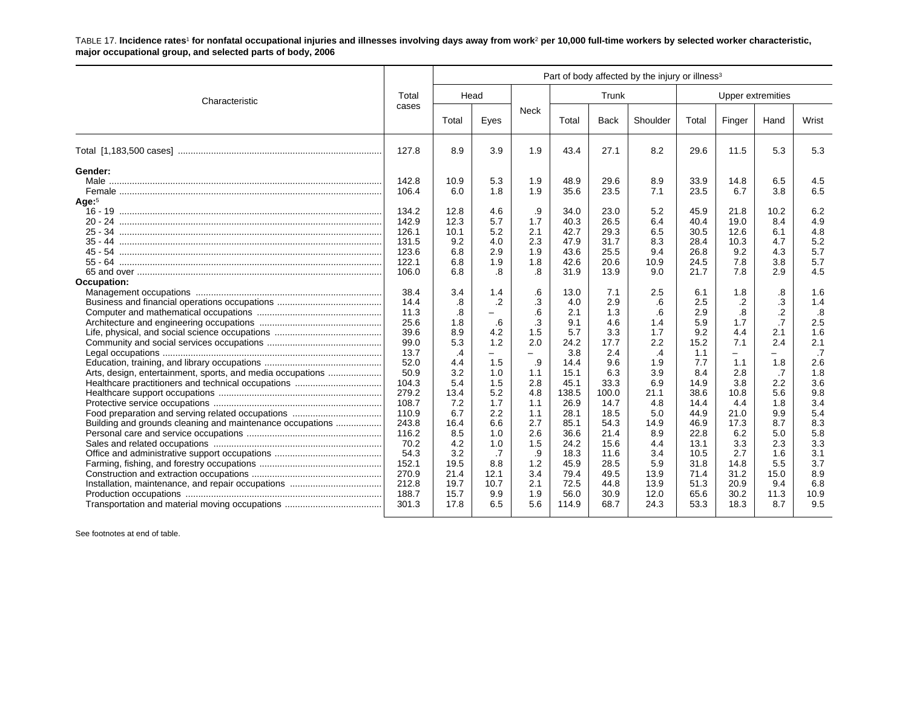TABLE 17. **Incidence rates[1] for nonfatal occupational injuries and illnesses involving days away from work[2] per 10,000 full-time workers by selected worker characteristic, major occupational group, and selected parts of body, 2006**

| Characteristic | Total cases | Part of body affected by the injury or illness[3] | | | | | | | | | |
|---|---|---|---|---|---|---|---|---|---|---|---|
| | | Head | | Neck | Trunk | | | Upper extremities | | | |
| | | Total | Eyes | | Total | Back | Shoulder | Total | Finger | Hand | Wrist |
| Total [1,183,500 cases] | 127.8 | 8.9 | 3.9 | 1.9 | 43.4 | 27.1 | 8.2 | 29.6 | 11.5 | 5.3 | 5.3 |
| **Gender:** | | | | | | | | | | | |
| Male | 142.8 | 10.9 | 5.3 | 1.9 | 48.9 | 29.6 | 8.9 | 33.9 | 14.8 | 6.5 | 4.5 |
| Female | 106.4 | 6.0 | 1.8 | 1.9 | 35.6 | 23.5 | 7.1 | 23.5 | 6.7 | 3.8 | 6.5 |
| **Age:**[5] | | | | | | | | | | | |
| 16 - 19 | 134.2 | 12.8 | 4.6 | .9 | 34.0 | 23.0 | 5.2 | 45.9 | 21.8 | 10.2 | 6.2 |
| 20 - 24 | 142.9 | 12.3 | 5.7 | 1.7 | 40.3 | 26.5 | 6.4 | 40.4 | 19.0 | 8.4 | 4.9 |
| 25 - 34 | 126.1 | 10.1 | 5.2 | 2.1 | 42.7 | 29.3 | 6.5 | 30.5 | 12.6 | 6.1 | 4.8 |
| 35 - 44 | 131.5 | 9.2 | 4.0 | 2.3 | 47.9 | 31.7 | 8.3 | 28.4 | 10.3 | 4.7 | 5.2 |
| 45 - 54 | 123.6 | 6.8 | 2.9 | 1.9 | 43.6 | 25.5 | 9.4 | 26.8 | 9.2 | 4.3 | 5.7 |
| 55 - 64 | 122.1 | 6.8 | 1.9 | 1.8 | 42.6 | 20.6 | 10.9 | 24.5 | 7.8 | 3.8 | 5.7 |
| 65 and over | 106.0 | 6.8 | .8 | .8 | 31.9 | 13.9 | 9.0 | 21.7 | 7.8 | 2.9 | 4.5 |
| **Occupation:** | | | | | | | | | | | |
| Management occupations | 38.4 | 3.4 | 1.4 | .6 | 13.0 | 7.1 | 2.5 | 6.1 | 1.8 | .8 | 1.6 |
| Business and financial operations occupations | 14.4 | .8 | .2 | .3 | 4.0 | 2.9 | .6 | 2.5 | .2 | .3 | 1.4 |
| Computer and mathematical occupations | 11.3 | .8 | – | .6 | 2.1 | 1.3 | .6 | 2.9 | .8 | .2 | .8 |
| Architecture and engineering occupations | 25.6 | 1.8 | .6 | .3 | 9.1 | 4.6 | 1.4 | 5.9 | 1.7 | .7 | 2.5 |
| Life, physical, and social science occupations | 39.6 | 8.9 | 4.2 | 1.5 | 5.7 | 3.3 | 1.7 | 9.2 | 4.4 | 2.1 | 1.6 |
| Community and social services occupations | 99.0 | 5.3 | 1.2 | 2.0 | 24.2 | 17.7 | 2.2 | 15.2 | 7.1 | 2.4 | 2.1 |
| Legal occupations | 13.7 | .4 | – | – | 3.8 | 2.4 | .4 | 1.1 | – | – | .7 |
| Education, training, and library occupations | 52.0 | 4.4 | 1.5 | .9 | 14.4 | 9.6 | 1.9 | 7.7 | 1.1 | 1.8 | 2.6 |
| Arts, design, entertainment, sports, and media occupations | 50.9 | 3.2 | 1.0 | 1.1 | 15.1 | 6.3 | 3.9 | 8.4 | 2.8 | .7 | 1.8 |
| Healthcare practitioners and technical occupations | 104.3 | 5.4 | 1.5 | 2.8 | 45.1 | 33.3 | 6.9 | 14.9 | 3.8 | 2.2 | 3.6 |
| Healthcare support occupations | 279.2 | 13.4 | 5.2 | 4.8 | 138.5 | 100.0 | 21.1 | 38.6 | 10.8 | 5.6 | 9.8 |
| Protective service occupations | 108.7 | 7.2 | 1.7 | 1.1 | 26.9 | 14.7 | 4.8 | 14.4 | 4.4 | 1.8 | 3.4 |
| Food preparation and serving related occupations | 110.9 | 6.7 | 2.2 | 1.1 | 28.1 | 18.5 | 5.0 | 44.9 | 21.0 | 9.9 | 5.4 |
| Building and grounds cleaning and maintenance occupations | 243.8 | 16.4 | 6.6 | 2.7 | 85.1 | 54.3 | 14.9 | 46.9 | 17.3 | 8.7 | 8.3 |
| Personal care and service occupations | 116.2 | 8.5 | 1.0 | 2.6 | 36.6 | 21.4 | 8.9 | 22.8 | 6.2 | 5.0 | 5.8 |
| Sales and related occupations | 70.2 | 4.2 | 1.0 | 1.5 | 24.2 | 15.6 | 4.4 | 13.1 | 3.3 | 2.3 | 3.3 |
| Office and administrative support occupations | 54.3 | 3.2 | .7 | .9 | 18.3 | 11.6 | 3.4 | 10.5 | 2.7 | 1.6 | 3.1 |
| Farming, fishing, and forestry occupations | 152.1 | 19.5 | 8.8 | 1.2 | 45.9 | 28.5 | 5.9 | 31.8 | 14.8 | 5.5 | 3.7 |
| Construction and extraction occupations | 270.9 | 21.4 | 12.1 | 3.4 | 79.4 | 49.5 | 13.9 | 71.4 | 31.2 | 15.0 | 8.9 |
| Installation, maintenance, and repair occupations | 212.8 | 19.7 | 10.7 | 2.1 | 72.5 | 44.8 | 13.9 | 51.3 | 20.9 | 9.4 | 6.8 |
| Production occupations | 188.7 | 15.7 | 9.9 | 1.9 | 56.0 | 30.9 | 12.0 | 65.6 | 30.2 | 11.3 | 10.9 |
| Transportation and material moving occupations | 301.3 | 17.8 | 6.5 | 5.6 | 114.9 | 68.7 | 24.3 | 53.3 | 18.3 | 8.7 | 9.5 |

See footnotes at end of table.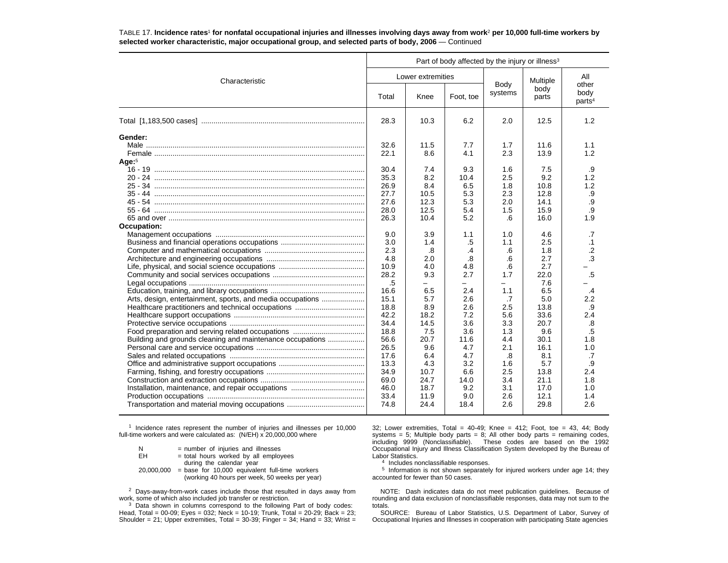TABLE 17. **Incidence rates[1] for nonfatal occupational injuries and illnesses involving days away from work[2] per 10,000 full-time workers by selected worker characteristic, major occupational group, and selected parts of body, 2006** — Continued

| Characteristic | Part of body affected by the injury or illness[3] | | | | | |
|---|---|---|---|---|---|---|
| | Lower extremities | | | Body systems | Multiple body parts | All other body parts[4] |
| | Total | Knee | Foot, toe | | | |
| Total [1,183,500 cases] | 28.3 | 10.3 | 6.2 | 2.0 | 12.5 | 1.2 |
| **Gender:** | | | | | | |
| Male | 32.6 | 11.5 | 7.7 | 1.7 | 11.6 | 1.1 |
| Female | 22.1 | 8.6 | 4.1 | 2.3 | 13.9 | 1.2 |
| **Age:**[5] | | | | | | |
| 16 - 19 | 30.4 | 7.4 | 9.3 | 1.6 | 7.5 | .9 |
| 20 - 24 | 35.3 | 8.2 | 10.4 | 2.5 | 9.2 | 1.2 |
| 25 - 34 | 26.9 | 8.4 | 6.5 | 1.8 | 10.8 | 1.2 |
| 35 - 44 | 27.7 | 10.5 | 5.3 | 2.3 | 12.8 | .9 |
| 45 - 54 | 27.6 | 12.3 | 5.3 | 2.0 | 14.1 | .9 |
| 55 - 64 | 28.0 | 12.5 | 5.4 | 1.5 | 15.9 | .9 |
| 65 and over | 26.3 | 10.4 | 5.2 | .6 | 16.0 | 1.9 |
| **Occupation:** | | | | | | |
| Management occupations | 9.0 | 3.9 | 1.1 | 1.0 | 4.6 | .7 |
| Business and financial operations occupations | 3.0 | 1.4 | .5 | 1.1 | 2.5 | .1 |
| Computer and mathematical occupations | 2.3 | .8 | .4 | .6 | 1.8 | .2 |
| Architecture and engineering occupations | 4.8 | 2.0 | .8 | .6 | 2.7 | .3 |
| Life, physical, and social science occupations | 10.9 | 4.0 | 4.8 | .6 | 2.7 | – |
| Community and social services occupations | 28.2 | 9.3 | 2.7 | 1.7 | 22.0 | .5 |
| Legal occupations | .5 | – | – | – | 7.6 | – |
| Education, training, and library occupations | 16.6 | 6.5 | 2.4 | 1.1 | 6.5 | .4 |
| Arts, design, entertainment, sports, and media occupations | 15.1 | 5.7 | 2.6 | .7 | 5.0 | 2.2 |
| Healthcare practitioners and technical occupations | 18.8 | 8.9 | 2.6 | 2.5 | 13.8 | .9 |
| Healthcare support occupations | 42.2 | 18.2 | 7.2 | 5.6 | 33.6 | 2.4 |
| Protective service occupations | 34.4 | 14.5 | 3.6 | 3.3 | 20.7 | .8 |
| Food preparation and serving related occupations | 18.8 | 7.5 | 3.6 | 1.3 | 9.6 | .5 |
| Building and grounds cleaning and maintenance occupations | 56.6 | 20.7 | 11.6 | 4.4 | 30.1 | 1.8 |
| Personal care and service occupations | 26.5 | 9.6 | 4.7 | 2.1 | 16.1 | 1.0 |
| Sales and related occupations | 17.6 | 6.4 | 4.7 | .8 | 8.1 | .7 |
| Office and administrative support occupations | 13.3 | 4.3 | 3.2 | 1.6 | 5.7 | .9 |
| Farming, fishing, and forestry occupations | 34.9 | 10.7 | 6.6 | 2.5 | 13.8 | 2.4 |
| Construction and extraction occupations | 69.0 | 24.7 | 14.0 | 3.4 | 21.1 | 1.8 |
| Installation, maintenance, and repair occupations | 46.0 | 18.7 | 9.2 | 3.1 | 17.0 | 1.0 |
| Production occupations | 33.4 | 11.9 | 9.0 | 2.6 | 12.1 | 1.4 |
| Transportation and material moving occupations | 74.8 | 24.4 | 18.4 | 2.6 | 29.8 | 2.6 |

[1] Incidence rates represent the number of injuries and illnesses per 10,000 full-time workers and were calculated as: (N/EH) x 20,000,000 where

N = number of injuries and illnesses
EH = total hours worked by all employees during the calendar year
20,000,000 = base for 10,000 equivalent full-time workers (working 40 hours per week, 50 weeks per year)

[2] Days-away-from-work cases include those that resulted in days away from work, some of which also included job transfer or restriction.

[3] Data shown in columns correspond to the following Part of body codes: Head, Total = 00-09; Eyes = 032; Neck = 10-19; Trunk, Total = 20-29; Back = 23; Shoulder = 21; Upper extremities, Total = 30-39; Finger = 34; Hand = 33; Wrist = 32; Lower extremities, Total = 40-49; Knee = 412; Foot, toe = 43, 44; Body systems = 5; Multiple body parts = 8; All other body parts = remaining codes, including 9999 (Nonclassifiable). These codes are based on the 1992 Occupational Injury and Illness Classification System developed by the Bureau of Labor Statistics.

[4] Includes nonclassifiable responses.

[5] Information is not shown separately for injured workers under age 14; they accounted for fewer than 50 cases.

NOTE: Dash indicates data do not meet publication guidelines. Because of rounding and data exclusion of nonclassifiable responses, data may not sum to the totals.

SOURCE: Bureau of Labor Statistics, U.S. Department of Labor, Survey of Occupational Injuries and Illnesses in cooperation with participating State agencies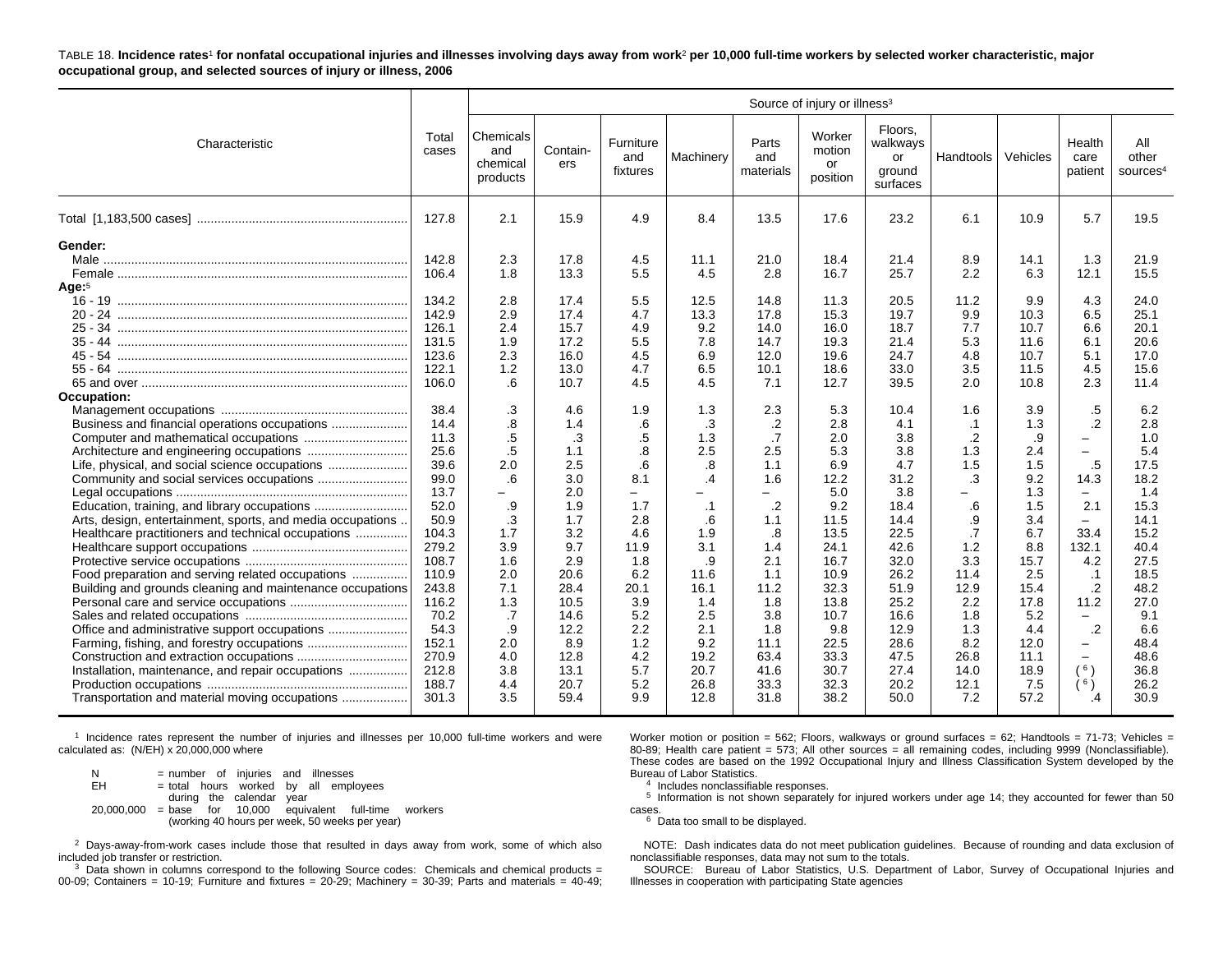TABLE 18. **Incidence rates[1] for nonfatal occupational injuries and illnesses involving days away from work[2] per 10,000 full-time workers by selected worker characteristic, major occupational group, and selected sources of injury or illness, 2006**

| Characteristic | Total cases | Source of injury or illness[3] | | | | | | | | | | |
|---|---|---|---|---|---|---|---|---|---|---|---|---|
| | | Chemicals and chemical products | Containers | Furniture and fixtures | Machinery | Parts and materials | Worker motion or position | Floors, walkways or ground surfaces | Handtools | Vehicles | Health care patient | All other sources[4] |
| Total [1,183,500 cases] | 127.8 | 2.1 | 15.9 | 4.9 | 8.4 | 13.5 | 17.6 | 23.2 | 6.1 | 10.9 | 5.7 | 19.5 |
| **Gender:** | | | | | | | | | | | | |
| Male | 142.8 | 2.3 | 17.8 | 4.5 | 11.1 | 21.0 | 18.4 | 21.4 | 8.9 | 14.1 | 1.3 | 21.9 |
| Female | 106.4 | 1.8 | 13.3 | 5.5 | 4.5 | 2.8 | 16.7 | 25.7 | 2.2 | 6.3 | 12.1 | 15.5 |
| **Age:**[5] | | | | | | | | | | | | |
| 16 - 19 | 134.2 | 2.8 | 17.4 | 5.5 | 12.5 | 14.8 | 11.3 | 20.5 | 11.2 | 9.9 | 4.3 | 24.0 |
| 20 - 24 | 142.9 | 2.9 | 17.4 | 4.7 | 13.3 | 17.8 | 15.3 | 19.7 | 9.9 | 10.3 | 6.5 | 25.1 |
| 25 - 34 | 126.1 | 2.4 | 15.7 | 4.9 | 9.2 | 14.0 | 16.0 | 18.7 | 7.7 | 10.7 | 6.6 | 20.1 |
| 35 - 44 | 131.5 | 1.9 | 17.2 | 5.5 | 7.8 | 14.7 | 19.3 | 21.4 | 5.3 | 11.6 | 6.1 | 20.6 |
| 45 - 54 | 123.6 | 2.3 | 16.0 | 4.5 | 6.9 | 12.0 | 19.6 | 24.7 | 4.8 | 10.7 | 5.1 | 17.0 |
| 55 - 64 | 122.1 | 1.2 | 13.0 | 4.7 | 6.5 | 10.1 | 18.6 | 33.0 | 3.5 | 11.5 | 4.5 | 15.6 |
| 65 and over | 106.0 | .6 | 10.7 | 4.5 | 4.5 | 7.1 | 12.7 | 39.5 | 2.0 | 10.8 | 2.3 | 11.4 |
| **Occupation:** | | | | | | | | | | | | |
| Management occupations | 38.4 | .3 | 4.6 | 1.9 | 1.3 | 2.3 | 5.3 | 10.4 | 1.6 | 3.9 | .5 | 6.2 |
| Business and financial operations occupations | 14.4 | .8 | 1.4 | .6 | .3 | .2 | 2.8 | 4.1 | .1 | 1.3 | .2 | 2.8 |
| Computer and mathematical occupations | 11.3 | .5 | .3 | .5 | 1.3 | .7 | 2.0 | 3.8 | .2 | .9 | – | 1.0 |
| Architecture and engineering occupations | 25.6 | .5 | 1.1 | .8 | 2.5 | 2.5 | 5.3 | 3.8 | 1.3 | 2.4 | – | 5.4 |
| Life, physical, and social science occupations | 39.6 | 2.0 | 2.5 | .6 | .8 | 1.1 | 6.9 | 4.7 | 1.5 | 1.5 | .5 | 17.5 |
| Community and social services occupations | 99.0 | .6 | 3.0 | 8.1 | .4 | 1.6 | 12.2 | 31.2 | .3 | 9.2 | 14.3 | 18.2 |
| Legal occupations | 13.7 | – | 2.0 | – | – | – | 5.0 | 3.8 | – | 1.3 | – | 1.4 |
| Education, training, and library occupations | 52.0 | .9 | 1.9 | 1.7 | .1 | .2 | 9.2 | 18.4 | .6 | 1.5 | 2.1 | 15.3 |
| Arts, design, entertainment, sports, and media occupations | 50.9 | .3 | 1.7 | 2.8 | .6 | 1.1 | 11.5 | 14.4 | .9 | 3.4 | – | 14.1 |
| Healthcare practitioners and technical occupations | 104.3 | 1.7 | 3.2 | 4.6 | 1.9 | .8 | 13.5 | 22.5 | .7 | 6.7 | 33.4 | 15.2 |
| Healthcare support occupations | 279.2 | 3.9 | 9.7 | 11.9 | 3.1 | 1.4 | 24.1 | 42.6 | 1.2 | 8.8 | 132.1 | 40.4 |
| Protective service occupations | 108.7 | 1.6 | 2.9 | 1.8 | .9 | 2.1 | 16.7 | 32.0 | 3.3 | 15.7 | 4.2 | 27.5 |
| Food preparation and serving related occupations | 110.9 | 2.0 | 20.6 | 6.2 | 11.6 | 1.1 | 10.9 | 26.2 | 11.4 | 2.5 | .1 | 18.5 |
| Building and grounds cleaning and maintenance occupations | 243.8 | 7.1 | 28.4 | 20.1 | 16.1 | 11.2 | 32.3 | 51.9 | 12.9 | 15.4 | .2 | 48.2 |
| Personal care and service occupations | 116.2 | 1.3 | 10.5 | 3.9 | 1.4 | 1.8 | 13.8 | 25.2 | 2.2 | 17.8 | 11.2 | 27.0 |
| Sales and related occupations | 70.2 | .7 | 14.6 | 5.2 | 2.5 | 3.8 | 10.7 | 16.6 | 1.8 | 5.2 | – | 9.1 |
| Office and administrative support occupations | 54.3 | .9 | 12.2 | 2.2 | 2.1 | 1.8 | 9.8 | 12.9 | 1.3 | 4.4 | .2 | 6.6 |
| Farming, fishing, and forestry occupations | 152.1 | 2.0 | 8.9 | 1.2 | 9.2 | 11.1 | 22.5 | 28.6 | 8.2 | 12.0 | – | 48.4 |
| Construction and extraction occupations | 270.9 | 4.0 | 12.8 | 4.2 | 19.2 | 63.4 | 33.3 | 47.5 | 26.8 | 11.1 | – | 48.6 |
| Installation, maintenance, and repair occupations | 212.8 | 3.8 | 13.1 | 5.7 | 20.7 | 41.6 | 30.7 | 27.4 | 14.0 | 18.9 | ([6]) | 36.8 |
| Production occupations | 188.7 | 4.4 | 20.7 | 5.2 | 26.8 | 33.3 | 32.3 | 20.2 | 12.1 | 7.5 | ([6]) | 26.2 |
| Transportation and material moving occupations | 301.3 | 3.5 | 59.4 | 9.9 | 12.8 | 31.8 | 38.2 | 50.0 | 7.2 | 57.2 | .4 | 30.9 |

[1] Incidence rates represent the number of injuries and illnesses per 10,000 full-time workers and were calculated as: (N/EH) x 20,000,000 where

N = number of injuries and illnesses
EH = total hours worked by all employees during the calendar year
20,000,000 = base for 10,000 equivalent full-time workers (working 40 hours per week, 50 weeks per year)

[2] Days-away-from-work cases include those that resulted in days away from work, some of which also included job transfer or restriction.

[3] Data shown in columns correspond to the following Source codes: Chemicals and chemical products = 00-09; Containers = 10-19; Furniture and fixtures = 20-29; Machinery = 30-39; Parts and materials = 40-49; Worker motion or position = 562; Floors, walkways or ground surfaces = 62; Handtools = 71-73; Vehicles = 80-89; Health care patient = 573; All other sources = all remaining codes, including 9999 (Nonclassifiable). These codes are based on the 1992 Occupational Injury and Illness Classification System developed by the Bureau of Labor Statistics.

[4] Includes nonclassifiable responses.

[5] Information is not shown separately for injured workers under age 14; they accounted for fewer than 50 cases.

[6] Data too small to be displayed.

NOTE: Dash indicates data do not meet publication guidelines. Because of rounding and data exclusion of nonclassifiable responses, data may not sum to the totals.

SOURCE: Bureau of Labor Statistics, U.S. Department of Labor, Survey of Occupational Injuries and Illnesses in cooperation with participating State agencies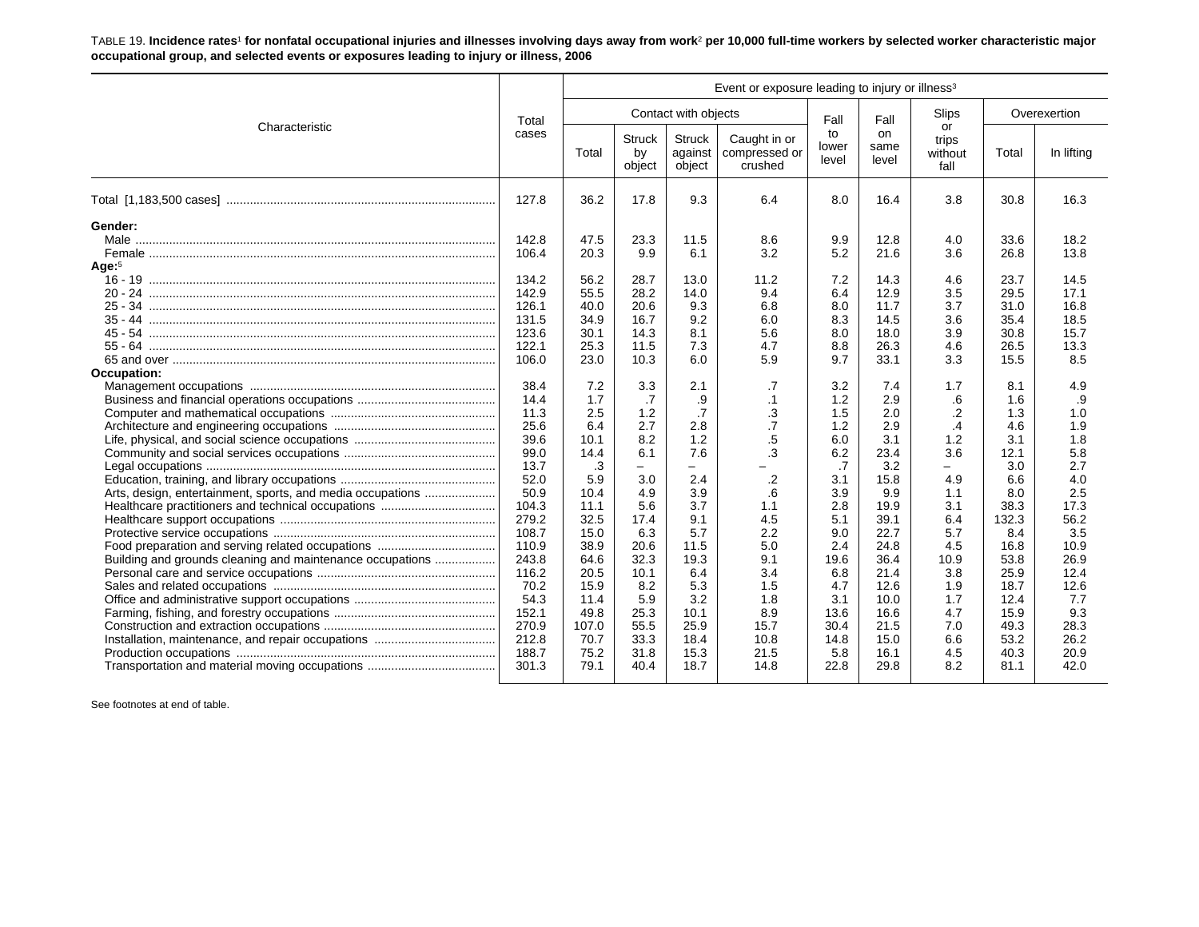TABLE 19. **Incidence rates[1] for nonfatal occupational injuries and illnesses involving days away from work[2] per 10,000 full-time workers by selected worker characteristic major occupational group, and selected events or exposures leading to injury or illness, 2006**

| Characteristic | Total cases | Event or exposure leading to injury or illness[3] | | | | | | | | |
|---|---|---|---|---|---|---|---|---|---|---|
| | | Contact with objects | | | | Fall to lower level | Fall on same level | Slips or trips without fall | Overexertion | |
| | | Total | Struck by object | Struck against object | Caught in or compressed or crushed | | | | Total | In lifting |
| Total [1,183,500 cases] | 127.8 | 36.2 | 17.8 | 9.3 | 6.4 | 8.0 | 16.4 | 3.8 | 30.8 | 16.3 |
| **Gender:** | | | | | | | | | | |
| Male | 142.8 | 47.5 | 23.3 | 11.5 | 8.6 | 9.9 | 12.8 | 4.0 | 33.6 | 18.2 |
| Female | 106.4 | 20.3 | 9.9 | 6.1 | 3.2 | 5.2 | 21.6 | 3.6 | 26.8 | 13.8 |
| **Age:[5]** | | | | | | | | | | |
| 16 - 19 | 134.2 | 56.2 | 28.7 | 13.0 | 11.2 | 7.2 | 14.3 | 4.6 | 23.7 | 14.5 |
| 20 - 24 | 142.9 | 55.5 | 28.2 | 14.0 | 9.4 | 6.4 | 12.9 | 3.5 | 29.5 | 17.1 |
| 25 - 34 | 126.1 | 40.0 | 20.6 | 9.3 | 6.8 | 8.0 | 11.7 | 3.7 | 31.0 | 16.8 |
| 35 - 44 | 131.5 | 34.9 | 16.7 | 9.2 | 6.0 | 8.3 | 14.5 | 3.6 | 35.4 | 18.5 |
| 45 - 54 | 123.6 | 30.1 | 14.3 | 8.1 | 5.6 | 8.0 | 18.0 | 3.9 | 30.8 | 15.7 |
| 55 - 64 | 122.1 | 25.3 | 11.5 | 7.3 | 4.7 | 8.8 | 26.3 | 4.6 | 26.5 | 13.3 |
| 65 and over | 106.0 | 23.0 | 10.3 | 6.0 | 5.9 | 9.7 | 33.1 | 3.3 | 15.5 | 8.5 |
| **Occupation:** | | | | | | | | | | |
| Management occupations | 38.4 | 7.2 | 3.3 | 2.1 | .7 | 3.2 | 7.4 | 1.7 | 8.1 | 4.9 |
| Business and financial operations occupations | 14.4 | 1.7 | .7 | .9 | .1 | 1.2 | 2.9 | .6 | 1.6 | .9 |
| Computer and mathematical occupations | 11.3 | 2.5 | 1.2 | .7 | .3 | 1.5 | 2.0 | .2 | 1.3 | 1.0 |
| Architecture and engineering occupations | 25.6 | 6.4 | 2.7 | 2.8 | .7 | 1.2 | 2.9 | .4 | 4.6 | 1.9 |
| Life, physical, and social science occupations | 39.6 | 10.1 | 8.2 | 1.2 | .5 | 6.0 | 3.1 | 1.2 | 3.1 | 1.8 |
| Community and social services occupations | 99.0 | 14.4 | 6.1 | 7.6 | .3 | 6.2 | 23.4 | 3.6 | 12.1 | 5.8 |
| Legal occupations | 13.7 | .3 | – | – | – | .7 | 3.2 | – | 3.0 | 2.7 |
| Education, training, and library occupations | 52.0 | 5.9 | 3.0 | 2.4 | .2 | 3.1 | 15.8 | 4.9 | 6.6 | 4.0 |
| Arts, design, entertainment, sports, and media occupations | 50.9 | 10.4 | 4.9 | 3.9 | .6 | 3.9 | 9.9 | 1.1 | 8.0 | 2.5 |
| Healthcare practitioners and technical occupations | 104.3 | 11.1 | 5.6 | 3.7 | 1.1 | 2.8 | 19.9 | 3.1 | 38.3 | 17.3 |
| Healthcare support occupations | 279.2 | 32.5 | 17.4 | 9.1 | 4.5 | 5.1 | 39.1 | 6.4 | 132.3 | 56.2 |
| Protective service occupations | 108.7 | 15.0 | 6.3 | 5.7 | 2.2 | 9.0 | 22.7 | 5.7 | 8.4 | 3.5 |
| Food preparation and serving related occupations | 110.9 | 38.9 | 20.6 | 11.5 | 5.0 | 2.4 | 24.8 | 4.5 | 16.8 | 10.9 |
| Building and grounds cleaning and maintenance occupations | 243.8 | 64.6 | 32.3 | 19.3 | 9.1 | 19.6 | 36.4 | 10.9 | 53.8 | 26.9 |
| Personal care and service occupations | 116.2 | 20.5 | 10.1 | 6.4 | 3.4 | 6.8 | 21.4 | 3.8 | 25.9 | 12.4 |
| Sales and related occupations | 70.2 | 15.9 | 8.2 | 5.3 | 1.5 | 4.7 | 12.6 | 1.9 | 18.7 | 12.6 |
| Office and administrative support occupations | 54.3 | 11.4 | 5.9 | 3.2 | 1.8 | 3.1 | 10.0 | 1.7 | 12.4 | 7.7 |
| Farming, fishing, and forestry occupations | 152.1 | 49.8 | 25.3 | 10.1 | 8.9 | 13.6 | 16.6 | 4.7 | 15.9 | 9.3 |
| Construction and extraction occupations | 270.9 | 107.0 | 55.5 | 25.9 | 15.7 | 30.4 | 21.5 | 7.0 | 49.3 | 28.3 |
| Installation, maintenance, and repair occupations | 212.8 | 70.7 | 33.3 | 18.4 | 10.8 | 14.8 | 15.0 | 6.6 | 53.2 | 26.2 |
| Production occupations | 188.7 | 75.2 | 31.8 | 15.3 | 21.5 | 5.8 | 16.1 | 4.5 | 40.3 | 20.9 |
| Transportation and material moving occupations | 301.3 | 79.1 | 40.4 | 18.7 | 14.8 | 22.8 | 29.8 | 8.2 | 81.1 | 42.0 |

See footnotes at end of table.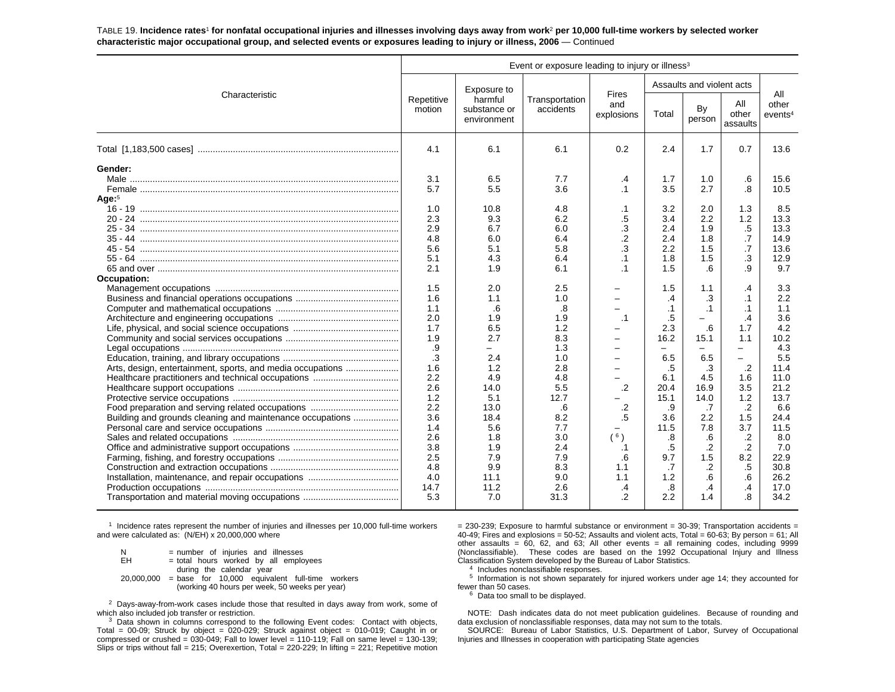TABLE 19. **Incidence rates[1] for nonfatal occupational injuries and illnesses involving days away from work[2] per 10,000 full-time workers by selected worker characteristic major occupational group, and selected events or exposures leading to injury or illness, 2006** — Continued

| Characteristic | Event or exposure leading to injury or illness[3] | | | | | | | |
|---|---|---|---|---|---|---|---|---|
| | Repetitive motion | Exposure to harmful substance or environment | Transportation accidents | Fires and explosions | Assaults and violent acts | | | All other events[4] |
| | | | | | Total | By person | All other assaults | |
| Total [1,183,500 cases] | 4.1 | 6.1 | 6.1 | 0.2 | 2.4 | 1.7 | 0.7 | 13.6 |
| **Gender:** | | | | | | | | |
| Male | 3.1 | 6.5 | 7.7 | .4 | 1.7 | 1.0 | .6 | 15.6 |
| Female | 5.7 | 5.5 | 3.6 | .1 | 3.5 | 2.7 | .8 | 10.5 |
| **Age:**[5] | | | | | | | | |
| 16 - 19 | 1.0 | 10.8 | 4.8 | .1 | 3.2 | 2.0 | 1.3 | 8.5 |
| 20 - 24 | 2.3 | 9.3 | 6.2 | .5 | 3.4 | 2.2 | 1.2 | 13.3 |
| 25 - 34 | 2.9 | 6.7 | 6.0 | .3 | 2.4 | 1.9 | .5 | 13.3 |
| 35 - 44 | 4.8 | 6.0 | 6.4 | .2 | 2.4 | 1.8 | .7 | 14.9 |
| 45 - 54 | 5.6 | 5.1 | 5.8 | .3 | 2.2 | 1.5 | .7 | 13.6 |
| 55 - 64 | 5.1 | 4.3 | 6.4 | .1 | 1.8 | 1.5 | .3 | 12.9 |
| 65 and over | 2.1 | 1.9 | 6.1 | .1 | 1.5 | .6 | .9 | 9.7 |
| **Occupation:** | | | | | | | | |
| Management occupations | 1.5 | 2.0 | 2.5 | – | 1.5 | 1.1 | .4 | 3.3 |
| Business and financial operations occupations | 1.6 | 1.1 | 1.0 | – | .4 | .3 | .1 | 2.2 |
| Computer and mathematical occupations | 1.1 | .6 | .8 | – | .1 | .1 | .1 | 1.1 |
| Architecture and engineering occupations | 2.0 | 1.9 | 1.9 | .1 | .5 | – | .4 | 3.6 |
| Life, physical, and social science occupations | 1.7 | 6.5 | 1.2 | – | 2.3 | .6 | 1.7 | 4.2 |
| Community and social services occupations | 1.9 | 2.7 | 8.3 | – | 16.2 | 15.1 | 1.1 | 10.2 |
| Legal occupations | .9 | – | 1.3 | – | – | – | – | 4.3 |
| Education, training, and library occupations | .3 | 2.4 | 1.0 | – | 6.5 | 6.5 | – | 5.5 |
| Arts, design, entertainment, sports, and media occupations | 1.6 | 1.2 | 2.8 | – | .5 | .3 | .2 | 11.4 |
| Healthcare practitioners and technical occupations | 2.2 | 4.9 | 4.8 | – | 6.1 | 4.5 | 1.6 | 11.0 |
| Healthcare support occupations | 2.6 | 14.0 | 5.5 | .2 | 20.4 | 16.9 | 3.5 | 21.2 |
| Protective service occupations | 1.2 | 5.1 | 12.7 | – | 15.1 | 14.0 | 1.2 | 13.7 |
| Food preparation and serving related occupations | 2.2 | 13.0 | .6 | .2 | .9 | .7 | .2 | 6.6 |
| Building and grounds cleaning and maintenance occupations | 3.6 | 18.4 | 8.2 | .5 | 3.6 | 2.2 | 1.5 | 24.4 |
| Personal care and service occupations | 1.4 | 5.6 | 7.7 | – | 11.5 | 7.8 | 3.7 | 11.5 |
| Sales and related occupations | 2.6 | 1.8 | 3.0 | ([6]) | .8 | .6 | .2 | 8.0 |
| Office and administrative support occupations | 3.8 | 1.9 | 2.4 | .1 | .5 | .2 | .2 | 7.0 |
| Farming, fishing, and forestry occupations | 2.5 | 7.9 | 7.9 | .6 | 9.7 | 1.5 | 8.2 | 22.9 |
| Construction and extraction occupations | 4.8 | 9.9 | 8.3 | 1.1 | .7 | .2 | .5 | 30.8 |
| Installation, maintenance, and repair occupations | 4.0 | 11.1 | 9.0 | 1.1 | 1.2 | .6 | .6 | 26.2 |
| Production occupations | 14.7 | 11.2 | 2.6 | .4 | .8 | .4 | .4 | 17.0 |
| Transportation and material moving occupations | 5.3 | 7.0 | 31.3 | .2 | 2.2 | 1.4 | .8 | 34.2 |

[1] Incidence rates represent the number of injuries and illnesses per 10,000 full-time workers and were calculated as: (N/EH) x 20,000,000 where

N = number of injuries and illnesses
EH = total hours worked by all employees during the calendar year
20,000,000 = base for 10,000 equivalent full-time workers (working 40 hours per week, 50 weeks per year)

[2] Days-away-from-work cases include those that resulted in days away from work, some of which also included job transfer or restriction.

[3] Data shown in columns correspond to the following Event codes: Contact with objects, Total = 00-09; Struck by object = 020-029; Struck against object = 010-019; Caught in or compressed or crushed = 030-049; Fall to lower level = 110-119; Fall on same level = 130-139; Slips or trips without fall = 215; Overexertion, Total = 220-229; In lifting = 221; Repetitive motion = 230-239; Exposure to harmful substance or environment = 30-39; Transportation accidents = 40-49; Fires and explosions = 50-52; Assaults and violent acts, Total = 60-63; By person = 61; All other assaults = 60, 62, and 63; All other events = all remaining codes, including 9999 (Nonclassifiable). These codes are based on the 1992 Occupational Injury and Illness Classification System developed by the Bureau of Labor Statistics.

[4] Includes nonclassifiable responses.

[5] Information is not shown separately for injured workers under age 14; they accounted for fewer than 50 cases.

[6] Data too small to be displayed.

NOTE: Dash indicates data do not meet publication guidelines. Because of rounding and data exclusion of nonclassifiable responses, data may not sum to the totals.

SOURCE: Bureau of Labor Statistics, U.S. Department of Labor, Survey of Occupational Injuries and Illnesses in cooperation with participating State agencies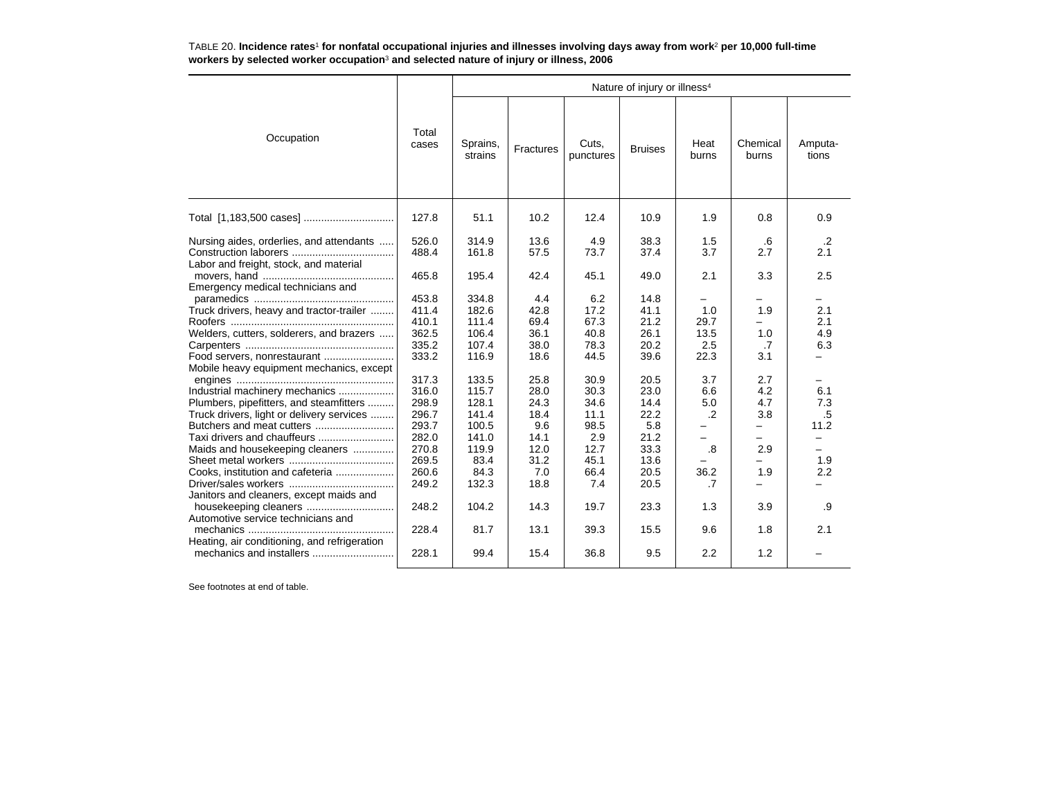TABLE 20. **Incidence rates[1] for nonfatal occupational injuries and illnesses involving days away from work[2] per 10,000 full-time workers by selected worker occupation[3] and selected nature of injury or illness, 2006**

| Occupation | Total cases | Nature of injury or illness[4] | | | | | | |
|---|---|---|---|---|---|---|---|---|
| | | Sprains, strains | Fractures | Cuts, punctures | Bruises | Heat burns | Chemical burns | Amputa-tions |
| Total [1,183,500 cases] | 127.8 | 51.1 | 10.2 | 12.4 | 10.9 | 1.9 | 0.8 | 0.9 |
| Nursing aides, orderlies, and attendants | 526.0 | 314.9 | 13.6 | 4.9 | 38.3 | 1.5 | .6 | .2 |
| Construction laborers | 488.4 | 161.8 | 57.5 | 73.7 | 37.4 | 3.7 | 2.7 | 2.1 |
| Labor and freight, stock, and material movers, hand | 465.8 | 195.4 | 42.4 | 45.1 | 49.0 | 2.1 | 3.3 | 2.5 |
| Emergency medical technicians and paramedics | 453.8 | 334.8 | 4.4 | 6.2 | 14.8 | – | – | – |
| Truck drivers, heavy and tractor-trailer | 411.4 | 182.6 | 42.8 | 17.2 | 41.1 | 1.0 | 1.9 | 2.1 |
| Roofers | 410.1 | 111.4 | 69.4 | 67.3 | 21.2 | 29.7 | – | 2.1 |
| Welders, cutters, solderers, and brazers | 362.5 | 106.4 | 36.1 | 40.8 | 26.1 | 13.5 | 1.0 | 4.9 |
| Carpenters | 335.2 | 107.4 | 38.0 | 78.3 | 20.2 | 2.5 | .7 | 6.3 |
| Food servers, nonrestaurant | 333.2 | 116.9 | 18.6 | 44.5 | 39.6 | 22.3 | 3.1 | – |
| Mobile heavy equipment mechanics, except engines | 317.3 | 133.5 | 25.8 | 30.9 | 20.5 | 3.7 | 2.7 | – |
| Industrial machinery mechanics | 316.0 | 115.7 | 28.0 | 30.3 | 23.0 | 6.6 | 4.2 | 6.1 |
| Plumbers, pipefitters, and steamfitters | 298.9 | 128.1 | 24.3 | 34.6 | 14.4 | 5.0 | 4.7 | 7.3 |
| Truck drivers, light or delivery services | 296.7 | 141.4 | 18.4 | 11.1 | 22.2 | .2 | 3.8 | .5 |
| Butchers and meat cutters | 293.7 | 100.5 | 9.6 | 98.5 | 5.8 | – | – | 11.2 |
| Taxi drivers and chauffeurs | 282.0 | 141.0 | 14.1 | 2.9 | 21.2 | – | – | – |
| Maids and housekeeping cleaners | 270.8 | 119.9 | 12.0 | 12.7 | 33.3 | .8 | 2.9 | – |
| Sheet metal workers | 269.5 | 83.4 | 31.2 | 45.1 | 13.6 | – | – | 1.9 |
| Cooks, institution and cafeteria | 260.6 | 84.3 | 7.0 | 66.4 | 20.5 | 36.2 | 1.9 | 2.2 |
| Driver/sales workers | 249.2 | 132.3 | 18.8 | 7.4 | 20.5 | .7 | – | – |
| Janitors and cleaners, except maids and housekeeping cleaners | 248.2 | 104.2 | 14.3 | 19.7 | 23.3 | 1.3 | 3.9 | .9 |
| Automotive service technicians and mechanics | 228.4 | 81.7 | 13.1 | 39.3 | 15.5 | 9.6 | 1.8 | 2.1 |
| Heating, air conditioning, and refrigeration mechanics and installers | 228.1 | 99.4 | 15.4 | 36.8 | 9.5 | 2.2 | 1.2 | – |

See footnotes at end of table.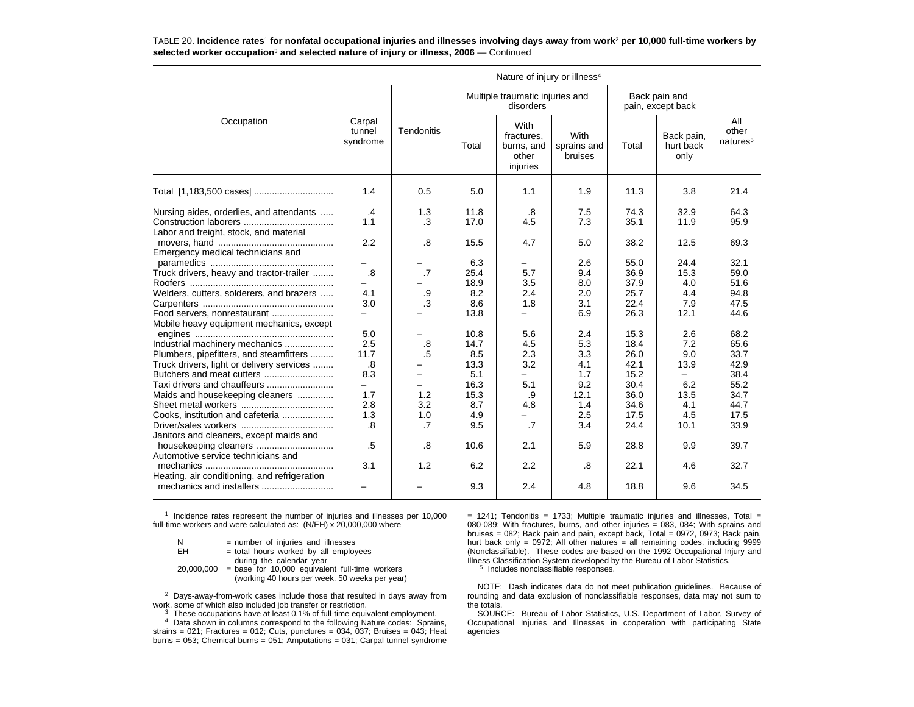TABLE 20. **Incidence rates[1] for nonfatal occupational injuries and illnesses involving days away from work[2] per 10,000 full-time workers by selected worker occupation[3] and selected nature of injury or illness, 2006** — Continued

| Occupation | Nature of injury or illness[4] | | | | | | | |
|---|---|---|---|---|---|---|---|---|
| | Carpal tunnel syndrome | Tendonitis | Multiple traumatic injuries and disorders | | | Back pain and pain, except back | | All other natures[5] |
| | | | Total | With fractures, burns, and other injuries | With sprains and bruises | Total | Back pain, hurt back only | |
| Total [1,183,500 cases] | 1.4 | 0.5 | 5.0 | 1.1 | 1.9 | 11.3 | 3.8 | 21.4 |
| Nursing aides, orderlies, and attendants | .4 | 1.3 | 11.8 | .8 | 7.5 | 74.3 | 32.9 | 64.3 |
| Construction laborers | 1.1 | .3 | 17.0 | 4.5 | 7.3 | 35.1 | 11.9 | 95.9 |
| Labor and freight, stock, and material movers, hand | 2.2 | .8 | 15.5 | 4.7 | 5.0 | 38.2 | 12.5 | 69.3 |
| Emergency medical technicians and paramedics | – | – | 6.3 | – | 2.6 | 55.0 | 24.4 | 32.1 |
| Truck drivers, heavy and tractor-trailer | .8 | .7 | 25.4 | 5.7 | 9.4 | 36.9 | 15.3 | 59.0 |
| Roofers | – | – | 18.9 | 3.5 | 8.0 | 37.9 | 4.0 | 51.6 |
| Welders, cutters, solderers, and brazers | 4.1 | .9 | 8.2 | 2.4 | 2.0 | 25.7 | 4.4 | 94.8 |
| Carpenters | 3.0 | .3 | 8.6 | 1.8 | 3.1 | 22.4 | 7.9 | 47.5 |
| Food servers, nonrestaurant | – | – | 13.8 | – | 6.9 | 26.3 | 12.1 | 44.6 |
| Mobile heavy equipment mechanics, except engines | 5.0 | – | 10.8 | 5.6 | 2.4 | 15.3 | 2.6 | 68.2 |
| Industrial machinery mechanics | 2.5 | .8 | 14.7 | 4.5 | 5.3 | 18.4 | 7.2 | 65.6 |
| Plumbers, pipefitters, and steamfitters | 11.7 | .5 | 8.5 | 2.3 | 3.3 | 26.0 | 9.0 | 33.7 |
| Truck drivers, light or delivery services | .8 | – | 13.3 | 3.2 | 4.1 | 42.1 | 13.9 | 42.9 |
| Butchers and meat cutters | 8.3 | – | 5.1 | – | 1.7 | 15.2 | – | 38.4 |
| Taxi drivers and chauffeurs | – | – | 16.3 | 5.1 | 9.2 | 30.4 | 6.2 | 55.2 |
| Maids and housekeeping cleaners | 1.7 | 1.2 | 15.3 | .9 | 12.1 | 36.0 | 13.5 | 34.7 |
| Sheet metal workers | 2.8 | 3.2 | 8.7 | 4.8 | 1.4 | 34.6 | 4.1 | 44.7 |
| Cooks, institution and cafeteria | 1.3 | 1.0 | 4.9 | – | 2.5 | 17.5 | 4.5 | 17.5 |
| Driver/sales workers | .8 | .7 | 9.5 | .7 | 3.4 | 24.4 | 10.1 | 33.9 |
| Janitors and cleaners, except maids and housekeeping cleaners | .5 | .8 | 10.6 | 2.1 | 5.9 | 28.8 | 9.9 | 39.7 |
| Automotive service technicians and mechanics | 3.1 | 1.2 | 6.2 | 2.2 | .8 | 22.1 | 4.6 | 32.7 |
| Heating, air conditioning, and refrigeration mechanics and installers | – | – | 9.3 | 2.4 | 4.8 | 18.8 | 9.6 | 34.5 |

[1] Incidence rates represent the number of injuries and illnesses per 10,000 full-time workers and were calculated as: (N/EH) x 20,000,000 where

N = number of injuries and illnesses
EH = total hours worked by all employees during the calendar year
20,000,000 = base for 10,000 equivalent full-time workers (working 40 hours per week, 50 weeks per year)

[2] Days-away-from-work cases include those that resulted in days away from work, some of which also included job transfer or restriction.

[3] These occupations have at least 0.1% of full-time equivalent employment.

[4] Data shown in columns correspond to the following Nature codes: Sprains, strains = 021; Fractures = 012; Cuts, punctures = 034, 037; Bruises = 043; Heat burns = 053; Chemical burns = 051; Amputations = 031; Carpal tunnel syndrome = 1241; Tendonitis = 1733; Multiple traumatic injuries and illnesses, Total = 080-089; With fractures, burns, and other injuries = 083, 084; With sprains and bruises = 082; Back pain and pain, except back, Total = 0972, 0973; Back pain, hurt back only = 0972; All other natures = all remaining codes, including 9999 (Nonclassifiable). These codes are based on the 1992 Occupational Injury and Illness Classification System developed by the Bureau of Labor Statistics.

[5] Includes nonclassifiable responses.

NOTE: Dash indicates data do not meet publication guidelines. Because of rounding and data exclusion of nonclassifiable responses, data may not sum to the totals.

SOURCE: Bureau of Labor Statistics, U.S. Department of Labor, Survey of Occupational Injuries and Illnesses in cooperation with participating State agencies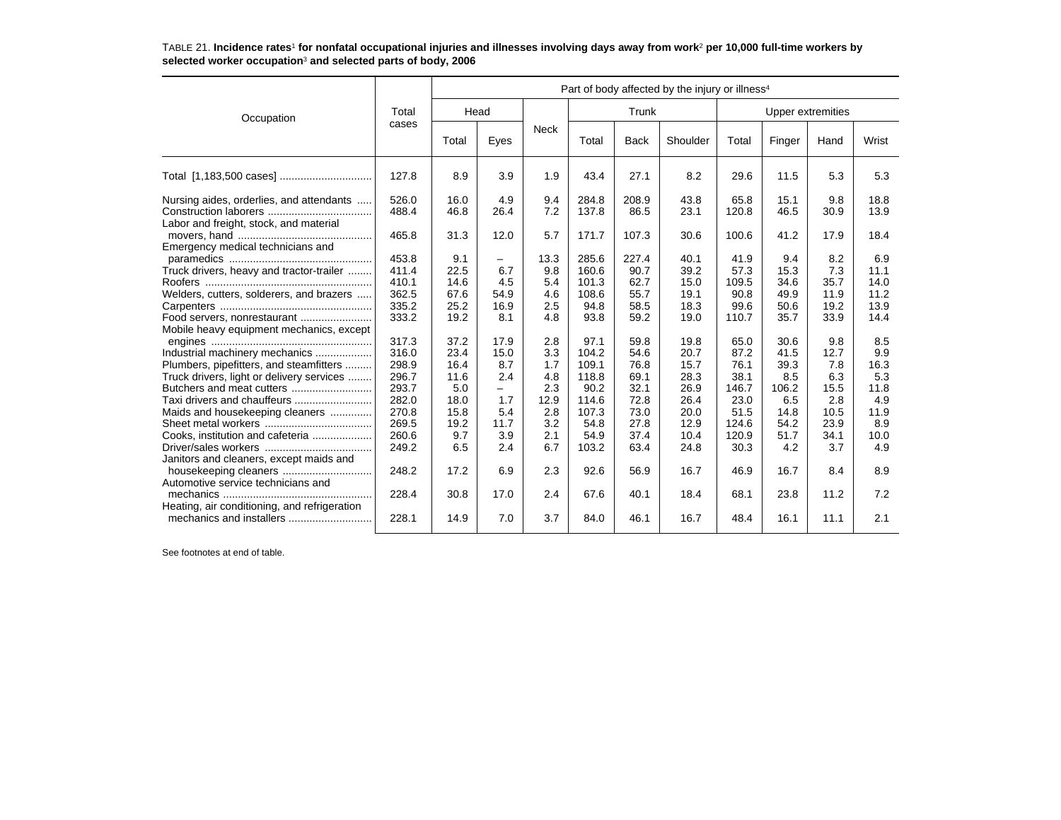TABLE 21. **Incidence rates[1] for nonfatal occupational injuries and illnesses involving days away from work[2] per 10,000 full-time workers by selected worker occupation[3] and selected parts of body, 2006**

| Occupation | Total cases | Part of body affected by the injury or illness[4] | | | | | | | | | |
|---|---|---|---|---|---|---|---|---|---|---|---|
| | | Head | | Neck | Trunk | | | Upper extremities | | | |
| | | Total | Eyes | | Total | Back | Shoulder | Total | Finger | Hand | Wrist |
| Total [1,183,500 cases] | 127.8 | 8.9 | 3.9 | 1.9 | 43.4 | 27.1 | 8.2 | 29.6 | 11.5 | 5.3 | 5.3 |
| Nursing aides, orderlies, and attendants | 526.0 | 16.0 | 4.9 | 9.4 | 284.8 | 208.9 | 43.8 | 65.8 | 15.1 | 9.8 | 18.8 |
| Construction laborers | 488.4 | 46.8 | 26.4 | 7.2 | 137.8 | 86.5 | 23.1 | 120.8 | 46.5 | 30.9 | 13.9 |
| Labor and freight, stock, and material movers, hand | 465.8 | 31.3 | 12.0 | 5.7 | 171.7 | 107.3 | 30.6 | 100.6 | 41.2 | 17.9 | 18.4 |
| Emergency medical technicians and paramedics | 453.8 | 9.1 | – | 13.3 | 285.6 | 227.4 | 40.1 | 41.9 | 9.4 | 8.2 | 6.9 |
| Truck drivers, heavy and tractor-trailer | 411.4 | 22.5 | 6.7 | 9.8 | 160.6 | 90.7 | 39.2 | 57.3 | 15.3 | 7.3 | 11.1 |
| Roofers | 410.1 | 14.6 | 4.5 | 5.4 | 101.3 | 62.7 | 15.0 | 109.5 | 34.6 | 35.7 | 14.0 |
| Welders, cutters, solderers, and brazers | 362.5 | 67.6 | 54.9 | 4.6 | 108.6 | 55.7 | 19.1 | 90.8 | 49.9 | 11.9 | 11.2 |
| Carpenters | 335.2 | 25.2 | 16.9 | 2.5 | 94.8 | 58.5 | 18.3 | 99.6 | 50.6 | 19.2 | 13.9 |
| Food servers, nonrestaurant | 333.2 | 19.2 | 8.1 | 4.8 | 93.8 | 59.2 | 19.0 | 110.7 | 35.7 | 33.9 | 14.4 |
| Mobile heavy equipment mechanics, except engines | 317.3 | 37.2 | 17.9 | 2.8 | 97.1 | 59.8 | 19.8 | 65.0 | 30.6 | 9.8 | 8.5 |
| Industrial machinery mechanics | 316.0 | 23.4 | 15.0 | 3.3 | 104.2 | 54.6 | 20.7 | 87.2 | 41.5 | 12.7 | 9.9 |
| Plumbers, pipefitters, and steamfitters | 298.9 | 16.4 | 8.7 | 1.7 | 109.1 | 76.8 | 15.7 | 76.1 | 39.3 | 7.8 | 16.3 |
| Truck drivers, light or delivery services | 296.7 | 11.6 | 2.4 | 4.8 | 118.8 | 69.1 | 28.3 | 38.1 | 8.5 | 6.3 | 5.3 |
| Butchers and meat cutters | 293.7 | 5.0 | – | 2.3 | 90.2 | 32.1 | 26.9 | 146.7 | 106.2 | 15.5 | 11.8 |
| Taxi drivers and chauffeurs | 282.0 | 18.0 | 1.7 | 12.9 | 114.6 | 72.8 | 26.4 | 23.0 | 6.5 | 2.8 | 4.9 |
| Maids and housekeeping cleaners | 270.8 | 15.8 | 5.4 | 2.8 | 107.3 | 73.0 | 20.0 | 51.5 | 14.8 | 10.5 | 11.9 |
| Sheet metal workers | 269.5 | 19.2 | 11.7 | 3.2 | 54.8 | 27.8 | 12.9 | 124.6 | 54.2 | 23.9 | 8.9 |
| Cooks, institution and cafeteria | 260.6 | 9.7 | 3.9 | 2.1 | 54.9 | 37.4 | 10.4 | 120.9 | 51.7 | 34.1 | 10.0 |
| Driver/sales workers | 249.2 | 6.5 | 2.4 | 6.7 | 103.2 | 63.4 | 24.8 | 30.3 | 4.2 | 3.7 | 4.9 |
| Janitors and cleaners, except maids and housekeeping cleaners | 248.2 | 17.2 | 6.9 | 2.3 | 92.6 | 56.9 | 16.7 | 46.9 | 16.7 | 8.4 | 8.9 |
| Automotive service technicians and mechanics | 228.4 | 30.8 | 17.0 | 2.4 | 67.6 | 40.1 | 18.4 | 68.1 | 23.8 | 11.2 | 7.2 |
| Heating, air conditioning, and refrigeration mechanics and installers | 228.1 | 14.9 | 7.0 | 3.7 | 84.0 | 46.1 | 16.7 | 48.4 | 16.1 | 11.1 | 2.1 |

See footnotes at end of table.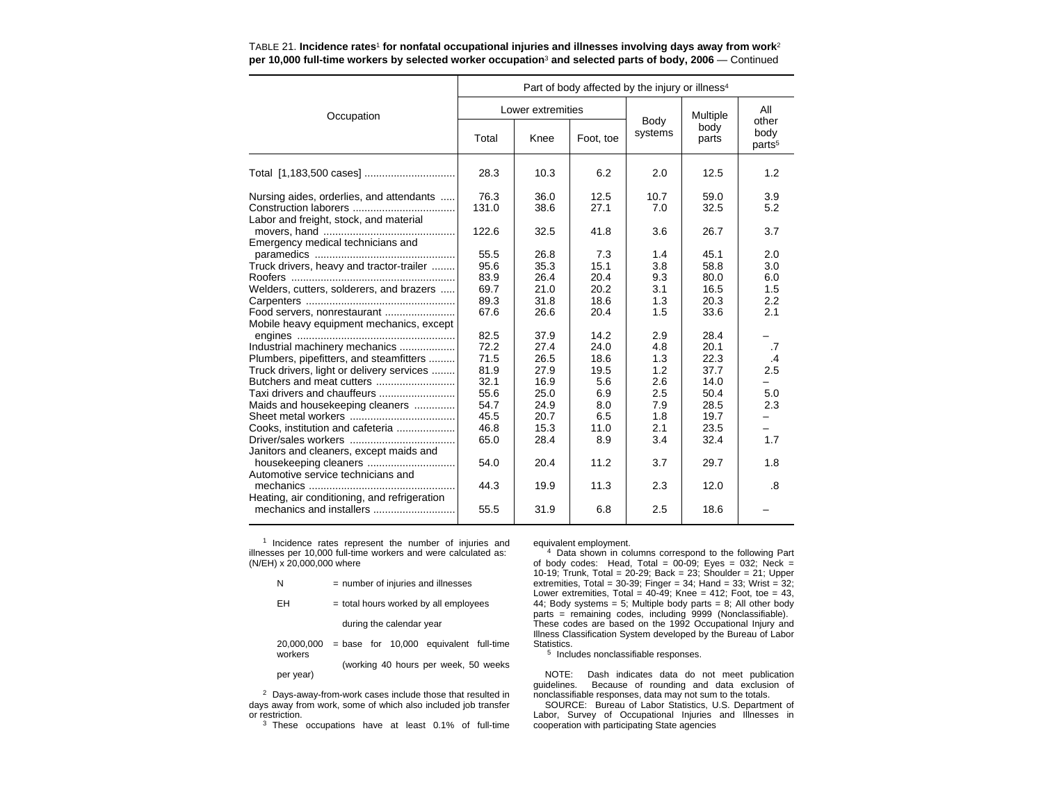TABLE 21. **Incidence rates[1] for nonfatal occupational injuries and illnesses involving days away from work[2] per 10,000 full-time workers by selected worker occupation[3] and selected parts of body, 2006** — Continued

| Occupation | Part of body affected by the injury or illness[4] | | | | | |
|---|---|---|---|---|---|---|
| | Lower extremities | | | Body systems | Multiple body parts | All other body parts[5] |
| | Total | Knee | Foot, toe | | | |
| Total [1,183,500 cases] | 28.3 | 10.3 | 6.2 | 2.0 | 12.5 | 1.2 |
| Nursing aides, orderlies, and attendants | 76.3 | 36.0 | 12.5 | 10.7 | 59.0 | 3.9 |
| Construction laborers | 131.0 | 38.6 | 27.1 | 7.0 | 32.5 | 5.2 |
| Labor and freight, stock, and material movers, hand | 122.6 | 32.5 | 41.8 | 3.6 | 26.7 | 3.7 |
| Emergency medical technicians and paramedics | 55.5 | 26.8 | 7.3 | 1.4 | 45.1 | 2.0 |
| Truck drivers, heavy and tractor-trailer | 95.6 | 35.3 | 15.1 | 3.8 | 58.8 | 3.0 |
| Roofers | 83.9 | 26.4 | 20.4 | 9.3 | 80.0 | 6.0 |
| Welders, cutters, solderers, and brazers | 69.7 | 21.0 | 20.2 | 3.1 | 16.5 | 1.5 |
| Carpenters | 89.3 | 31.8 | 18.6 | 1.3 | 20.3 | 2.2 |
| Food servers, nonrestaurant | 67.6 | 26.6 | 20.4 | 1.5 | 33.6 | 2.1 |
| Mobile heavy equipment mechanics, except engines | 82.5 | 37.9 | 14.2 | 2.9 | 28.4 | – |
| Industrial machinery mechanics | 72.2 | 27.4 | 24.0 | 4.8 | 20.1 | .7 |
| Plumbers, pipefitters, and steamfitters | 71.5 | 26.5 | 18.6 | 1.3 | 22.3 | .4 |
| Truck drivers, light or delivery services | 81.9 | 27.9 | 19.5 | 1.2 | 37.7 | 2.5 |
| Butchers and meat cutters | 32.1 | 16.9 | 5.6 | 2.6 | 14.0 | – |
| Taxi drivers and chauffeurs | 55.6 | 25.0 | 6.9 | 2.5 | 50.4 | 5.0 |
| Maids and housekeeping cleaners | 54.7 | 24.9 | 8.0 | 7.9 | 28.5 | 2.3 |
| Sheet metal workers | 45.5 | 20.7 | 6.5 | 1.8 | 19.7 | – |
| Cooks, institution and cafeteria | 46.8 | 15.3 | 11.0 | 2.1 | 23.5 | – |
| Driver/sales workers | 65.0 | 28.4 | 8.9 | 3.4 | 32.4 | 1.7 |
| Janitors and cleaners, except maids and housekeeping cleaners | 54.0 | 20.4 | 11.2 | 3.7 | 29.7 | 1.8 |
| Automotive service technicians and mechanics | 44.3 | 19.9 | 11.3 | 2.3 | 12.0 | .8 |
| Heating, air conditioning, and refrigeration mechanics and installers | 55.5 | 31.9 | 6.8 | 2.5 | 18.6 | – |

[1] Incidence rates represent the number of injuries and illnesses per 10,000 full-time workers and were calculated as: (N/EH) x 20,000,000 where

N = number of injuries and illnesses

EH = total hours worked by all employees during the calendar year

20,000,000 = base for 10,000 equivalent full-time workers (working 40 hours per week, 50 weeks per year)

[2] Days-away-from-work cases include those that resulted in days away from work, some of which also included job transfer or restriction.

[3] These occupations have at least 0.1% of full-time equivalent employment.

[4] Data shown in columns correspond to the following Part of body codes: Head, Total = 00-09; Eyes = 032; Neck = 10-19; Trunk, Total = 20-29; Back = 23; Shoulder = 21; Upper extremities, Total = 30-39; Finger = 34; Hand = 33; Wrist = 32; Lower extremities, Total = 40-49; Knee = 412; Foot, toe = 43, 44; Body systems = 5; Multiple body parts = 8; All other body parts = remaining codes, including 9999 (Nonclassifiable). These codes are based on the 1992 Occupational Injury and Illness Classification System developed by the Bureau of Labor Statistics.

[5] Includes nonclassifiable responses.

NOTE: Dash indicates data do not meet publication guidelines. Because of rounding and data exclusion of nonclassifiable responses, data may not sum to the totals.

SOURCE: Bureau of Labor Statistics, U.S. Department of Labor, Survey of Occupational Injuries and Illnesses in cooperation with participating State agencies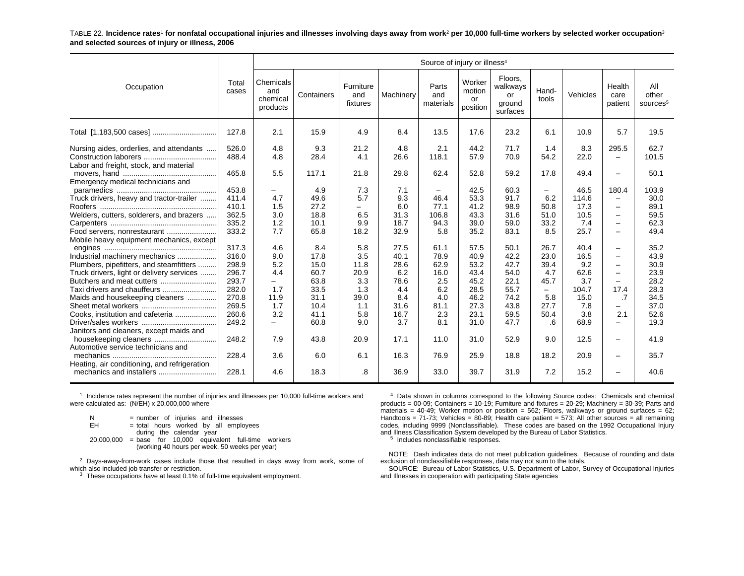TABLE 22. **Incidence rates[1] for nonfatal occupational injuries and illnesses involving days away from work[2] per 10,000 full-time workers by selected worker occupation[3] and selected sources of injury or illness, 2006**

| Occupation | Total cases | Source of injury or illness[4] | | | | | | | | | | |
|---|---|---|---|---|---|---|---|---|---|---|---|---|
| | | Chemicals and chemical products | Containers | Furniture and fixtures | Machinery | Parts and materials | Worker motion or position | Floors, walkways or ground surfaces | Hand-tools | Vehicles | Health care patient | All other sources[5] |
| Total [1,183,500 cases] | 127.8 | 2.1 | 15.9 | 4.9 | 8.4 | 13.5 | 17.6 | 23.2 | 6.1 | 10.9 | 5.7 | 19.5 |
| Nursing aides, orderlies, and attendants | 526.0 | 4.8 | 9.3 | 21.2 | 4.8 | 2.1 | 44.2 | 71.7 | 1.4 | 8.3 | 295.5 | 62.7 |
| Construction laborers | 488.4 | 4.8 | 28.4 | 4.1 | 26.6 | 118.1 | 57.9 | 70.9 | 54.2 | 22.0 | – | 101.5 |
| Labor and freight, stock, and material movers, hand | 465.8 | 5.5 | 117.1 | 21.8 | 29.8 | 62.4 | 52.8 | 59.2 | 17.8 | 49.4 | – | 50.1 |
| Emergency medical technicians and paramedics | 453.8 | – | 4.9 | 7.3 | 7.1 | – | 42.5 | 60.3 | – | 46.5 | 180.4 | 103.9 |
| Truck drivers, heavy and tractor-trailer | 411.4 | 4.7 | 49.6 | 5.7 | 9.3 | 46.4 | 53.3 | 91.7 | 6.2 | 114.6 | – | 30.0 |
| Roofers | 410.1 | 1.5 | 27.2 | – | 6.0 | 77.1 | 41.2 | 98.9 | 50.8 | 17.3 | – | 89.1 |
| Welders, cutters, solderers, and brazers | 362.5 | 3.0 | 18.8 | 6.5 | 31.3 | 106.8 | 43.3 | 31.6 | 51.0 | 10.5 | – | 59.5 |
| Carpenters | 335.2 | 1.2 | 10.1 | 9.9 | 18.7 | 94.3 | 39.0 | 59.0 | 33.2 | 7.4 | – | 62.3 |
| Food servers, nonrestaurant | 333.2 | 7.7 | 65.8 | 18.2 | 32.9 | 5.8 | 35.2 | 83.1 | 8.5 | 25.7 | – | 49.4 |
| Mobile heavy equipment mechanics, except engines | 317.3 | 4.6 | 8.4 | 5.8 | 27.5 | 61.1 | 57.5 | 50.1 | 26.7 | 40.4 | – | 35.2 |
| Industrial machinery mechanics | 316.0 | 9.0 | 17.8 | 3.5 | 40.1 | 78.9 | 40.9 | 42.2 | 23.0 | 16.5 | – | 43.9 |
| Plumbers, pipefitters, and steamfitters | 298.9 | 5.2 | 15.0 | 11.8 | 28.6 | 62.9 | 53.2 | 42.7 | 39.4 | 9.2 | – | 30.9 |
| Truck drivers, light or delivery services | 296.7 | 4.4 | 60.7 | 20.9 | 6.2 | 16.0 | 43.4 | 54.0 | 4.7 | 62.6 | – | 23.9 |
| Butchers and meat cutters | 293.7 | – | 63.8 | 3.3 | 78.6 | 2.5 | 45.2 | 22.1 | 45.7 | 3.7 | – | 28.2 |
| Taxi drivers and chauffeurs | 282.0 | 1.7 | 33.5 | 1.3 | 4.4 | 6.2 | 28.5 | 55.7 | – | 104.7 | 17.4 | 28.3 |
| Maids and housekeeping cleaners | 270.8 | 11.9 | 31.1 | 39.0 | 8.4 | 4.0 | 46.2 | 74.2 | 5.8 | 15.0 | .7 | 34.5 |
| Sheet metal workers | 269.5 | 1.7 | 10.4 | 1.1 | 31.6 | 81.1 | 27.3 | 43.8 | 27.7 | 7.8 | – | 37.0 |
| Cooks, institution and cafeteria | 260.6 | 3.2 | 41.1 | 5.8 | 16.7 | 2.3 | 23.1 | 59.5 | 50.4 | 3.8 | 2.1 | 52.6 |
| Driver/sales workers | 249.2 | – | 60.8 | 9.0 | 3.7 | 8.1 | 31.0 | 47.7 | .6 | 68.9 | – | 19.3 |
| Janitors and cleaners, except maids and housekeeping cleaners | 248.2 | 7.9 | 43.8 | 20.9 | 17.1 | 11.0 | 31.0 | 52.9 | 9.0 | 12.5 | – | 41.9 |
| Automotive service technicians and mechanics | 228.4 | 3.6 | 6.0 | 6.1 | 16.3 | 76.9 | 25.9 | 18.8 | 18.2 | 20.9 | – | 35.7 |
| Heating, air conditioning, and refrigeration mechanics and installers | 228.1 | 4.6 | 18.3 | .8 | 36.9 | 33.0 | 39.7 | 31.9 | 7.2 | 15.2 | – | 40.6 |

[1] Incidence rates represent the number of injuries and illnesses per 10,000 full-time workers and were calculated as: (N/EH) x 20,000,000 where

N = number of injuries and illnesses
EH = total hours worked by all employees during the calendar year
20,000,000 = base for 10,000 equivalent full-time workers (working 40 hours per week, 50 weeks per year)

[2] Days-away-from-work cases include those that resulted in days away from work, some of which also included job transfer or restriction.

[3] These occupations have at least 0.1% of full-time equivalent employment.

[4] Data shown in columns correspond to the following Source codes: Chemicals and chemical products = 00-09; Containers = 10-19; Furniture and fixtures = 20-29; Machinery = 30-39; Parts and materials = 40-49; Worker motion or position = 562; Floors, walkways or ground surfaces = 62; Handtools = 71-73; Vehicles = 80-89; Health care patient = 573; All other sources = all remaining codes, including 9999 (Nonclassifiable). These codes are based on the 1992 Occupational Injury and Illness Classification System developed by the Bureau of Labor Statistics.

[5] Includes nonclassifiable responses.

NOTE: Dash indicates data do not meet publication guidelines. Because of rounding and data exclusion of nonclassifiable responses, data may not sum to the totals.

SOURCE: Bureau of Labor Statistics, U.S. Department of Labor, Survey of Occupational Injuries and Illnesses in cooperation with participating State agencies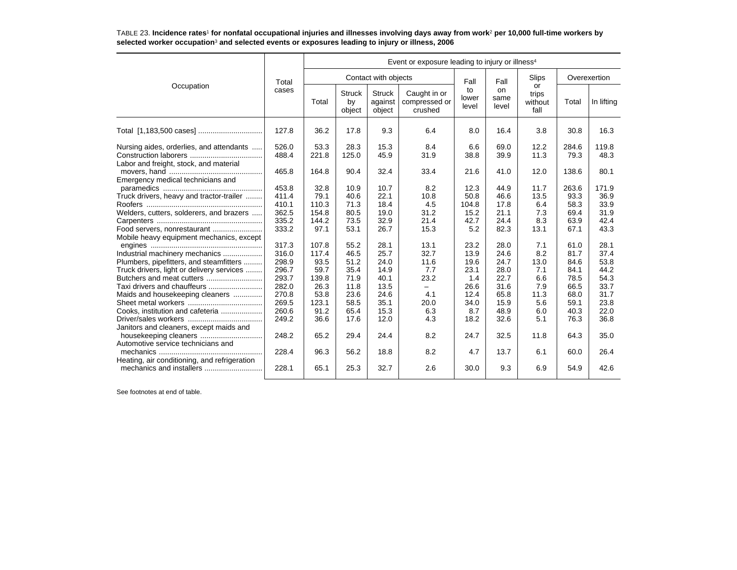TABLE 23. **Incidence rates[1] for nonfatal occupational injuries and illnesses involving days away from work[2] per 10,000 full-time workers by selected worker occupation[3] and selected events or exposures leading to injury or illness, 2006**

| Occupation | Total cases | Event or exposure leading to injury or illness[4] | | | | | | | | |
|---|---|---|---|---|---|---|---|---|---|---|
| | | Contact with objects | | | | Fall to lower level | Fall on same level | Slips or trips without fall | Overexertion | |
| | | Total | Struck by object | Struck against object | Caught in or compressed or crushed | | | | Total | In lifting |
| Total [1,183,500 cases] | 127.8 | 36.2 | 17.8 | 9.3 | 6.4 | 8.0 | 16.4 | 3.8 | 30.8 | 16.3 |
| Nursing aides, orderlies, and attendants | 526.0 | 53.3 | 28.3 | 15.3 | 8.4 | 6.6 | 69.0 | 12.2 | 284.6 | 119.8 |
| Construction laborers | 488.4 | 221.8 | 125.0 | 45.9 | 31.9 | 38.8 | 39.9 | 11.3 | 79.3 | 48.3 |
| Labor and freight, stock, and material movers, hand | 465.8 | 164.8 | 90.4 | 32.4 | 33.4 | 21.6 | 41.0 | 12.0 | 138.6 | 80.1 |
| Emergency medical technicians and paramedics | 453.8 | 32.8 | 10.9 | 10.7 | 8.2 | 12.3 | 44.9 | 11.7 | 263.6 | 171.9 |
| Truck drivers, heavy and tractor-trailer | 411.4 | 79.1 | 40.6 | 22.1 | 10.8 | 50.8 | 46.6 | 13.5 | 93.3 | 36.9 |
| Roofers | 410.1 | 110.3 | 71.3 | 18.4 | 4.5 | 104.8 | 17.8 | 6.4 | 58.3 | 33.9 |
| Welders, cutters, solderers, and brazers | 362.5 | 154.8 | 80.5 | 19.0 | 31.2 | 15.2 | 21.1 | 7.3 | 69.4 | 31.9 |
| Carpenters | 335.2 | 144.2 | 73.5 | 32.9 | 21.4 | 42.7 | 24.4 | 8.3 | 63.9 | 42.4 |
| Food servers, nonrestaurant | 333.2 | 97.1 | 53.1 | 26.7 | 15.3 | 5.2 | 82.3 | 13.1 | 67.1 | 43.3 |
| Mobile heavy equipment mechanics, except engines | 317.3 | 107.8 | 55.2 | 28.1 | 13.1 | 23.2 | 28.0 | 7.1 | 61.0 | 28.1 |
| Industrial machinery mechanics | 316.0 | 117.4 | 46.5 | 25.7 | 32.7 | 13.9 | 24.6 | 8.2 | 81.7 | 37.4 |
| Plumbers, pipefitters, and steamfitters | 298.9 | 93.5 | 51.2 | 24.0 | 11.6 | 19.6 | 24.7 | 13.0 | 84.6 | 53.8 |
| Truck drivers, light or delivery services | 296.7 | 59.7 | 35.4 | 14.9 | 7.7 | 23.1 | 28.0 | 7.1 | 84.1 | 44.2 |
| Butchers and meat cutters | 293.7 | 139.8 | 71.9 | 40.1 | 23.2 | 1.4 | 22.7 | 6.6 | 78.5 | 54.3 |
| Taxi drivers and chauffeurs | 282.0 | 26.3 | 11.8 | 13.5 | – | 26.6 | 31.6 | 7.9 | 66.5 | 33.7 |
| Maids and housekeeping cleaners | 270.8 | 53.8 | 23.6 | 24.6 | 4.1 | 12.4 | 65.8 | 11.3 | 68.0 | 31.7 |
| Sheet metal workers | 269.5 | 123.1 | 58.5 | 35.1 | 20.0 | 34.0 | 15.9 | 5.6 | 59.1 | 23.8 |
| Cooks, institution and cafeteria | 260.6 | 91.2 | 65.4 | 15.3 | 6.3 | 8.7 | 48.9 | 6.0 | 40.3 | 22.0 |
| Driver/sales workers | 249.2 | 36.6 | 17.6 | 12.0 | 4.3 | 18.2 | 32.6 | 5.1 | 76.3 | 36.8 |
| Janitors and cleaners, except maids and housekeeping cleaners | 248.2 | 65.2 | 29.4 | 24.4 | 8.2 | 24.7 | 32.5 | 11.8 | 64.3 | 35.0 |
| Automotive service technicians and mechanics | 228.4 | 96.3 | 56.2 | 18.8 | 8.2 | 4.7 | 13.7 | 6.1 | 60.0 | 26.4 |
| Heating, air conditioning, and refrigeration mechanics and installers | 228.1 | 65.1 | 25.3 | 32.7 | 2.6 | 30.0 | 9.3 | 6.9 | 54.9 | 42.6 |

See footnotes at end of table.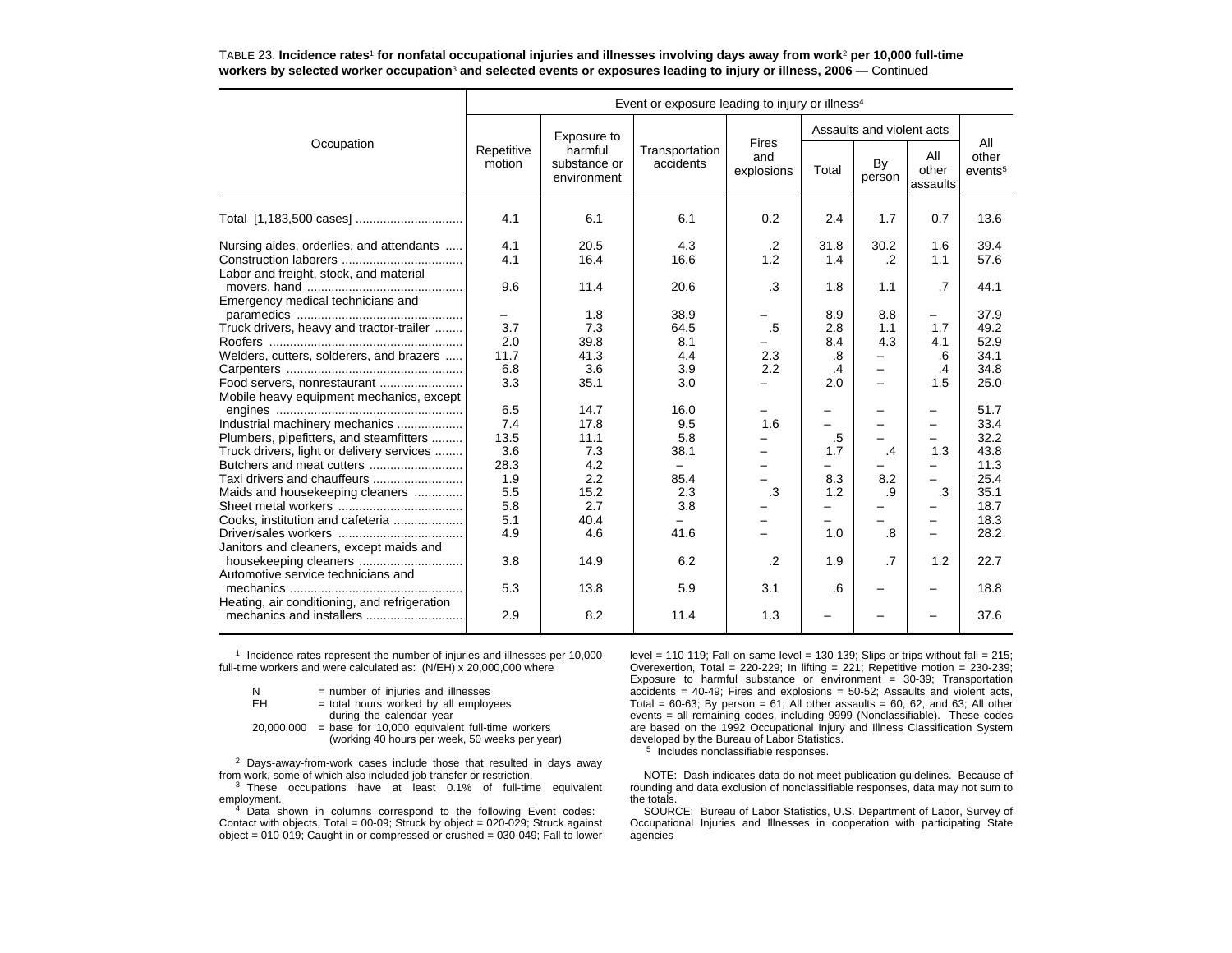TABLE 23. **Incidence rates[1] for nonfatal occupational injuries and illnesses involving days away from work[2] per 10,000 full-time workers by selected worker occupation[3] and selected events or exposures leading to injury or illness, 2006** — Continued

| Occupation | Event or exposure leading to injury or illness[4] | | | | | | | |
|---|---|---|---|---|---|---|---|---|
| | Repetitive motion | Exposure to harmful substance or environment | Transportation accidents | Fires and explosions | Assaults and violent acts: Total | Assaults and violent acts: By person | Assaults and violent acts: All other assaults | All other events[5] |
| Total [1,183,500 cases] | 4.1 | 6.1 | 6.1 | 0.2 | 2.4 | 1.7 | 0.7 | 13.6 |
| Nursing aides, orderlies, and attendants | 4.1 | 20.5 | 4.3 | .2 | 31.8 | 30.2 | 1.6 | 39.4 |
| Construction laborers | 4.1 | 16.4 | 16.6 | 1.2 | 1.4 | .2 | 1.1 | 57.6 |
| Labor and freight, stock, and material movers, hand | 9.6 | 11.4 | 20.6 | .3 | 1.8 | 1.1 | .7 | 44.1 |
| Emergency medical technicians and paramedics | – | 1.8 | 38.9 | – | 8.9 | 8.8 | – | 37.9 |
| Truck drivers, heavy and tractor-trailer | 3.7 | 7.3 | 64.5 | .5 | 2.8 | 1.1 | 1.7 | 49.2 |
| Roofers | 2.0 | 39.8 | 8.1 | – | 8.4 | 4.3 | 4.1 | 52.9 |
| Welders, cutters, solderers, and brazers | 11.7 | 41.3 | 4.4 | 2.3 | .8 | – | .6 | 34.1 |
| Carpenters | 6.8 | 3.6 | 3.9 | 2.2 | .4 | – | .4 | 34.8 |
| Food servers, nonrestaurant | 3.3 | 35.1 | 3.0 | – | 2.0 | – | 1.5 | 25.0 |
| Mobile heavy equipment mechanics, except engines | 6.5 | 14.7 | 16.0 | – | – | – | – | 51.7 |
| Industrial machinery mechanics | 7.4 | 17.8 | 9.5 | 1.6 | – | – | – | 33.4 |
| Plumbers, pipefitters, and steamfitters | 13.5 | 11.1 | 5.8 | – | .5 | – | – | 32.2 |
| Truck drivers, light or delivery services | 3.6 | 7.3 | 38.1 | – | 1.7 | .4 | 1.3 | 43.8 |
| Butchers and meat cutters | 28.3 | 4.2 | – | – | – | – | – | 11.3 |
| Taxi drivers and chauffeurs | 1.9 | 2.2 | 85.4 | – | 8.3 | 8.2 | – | 25.4 |
| Maids and housekeeping cleaners | 5.5 | 15.2 | 2.3 | .3 | 1.2 | .9 | .3 | 35.1 |
| Sheet metal workers | 5.8 | 2.7 | 3.8 | – | – | – | – | 18.7 |
| Cooks, institution and cafeteria | 5.1 | 40.4 | – | – | – | – | – | 18.3 |
| Driver/sales workers | 4.9 | 4.6 | 41.6 | – | 1.0 | .8 | – | 28.2 |
| Janitors and cleaners, except maids and housekeeping cleaners | 3.8 | 14.9 | 6.2 | .2 | 1.9 | .7 | 1.2 | 22.7 |
| Automotive service technicians and mechanics | 5.3 | 13.8 | 5.9 | 3.1 | .6 | – | – | 18.8 |
| Heating, air conditioning, and refrigeration mechanics and installers | 2.9 | 8.2 | 11.4 | 1.3 | – | – | – | 37.6 |

[1] Incidence rates represent the number of injuries and illnesses per 10,000 full-time workers and were calculated as: (N/EH) x 20,000,000 where

N = number of injuries and illnesses
EH = total hours worked by all employees during the calendar year
20,000,000 = base for 10,000 equivalent full-time workers (working 40 hours per week, 50 weeks per year)

[2] Days-away-from-work cases include those that resulted in days away from work, some of which also included job transfer or restriction.

[3] These occupations have at least 0.1% of full-time equivalent employment.

[4] Data shown in columns correspond to the following Event codes: Contact with objects, Total = 00-09; Struck by object = 020-029; Struck against object = 010-019; Caught in or compressed or crushed = 030-049; Fall to lower level = 110-119; Fall on same level = 130-139; Slips or trips without fall = 215; Overexertion, Total = 220-229; In lifting = 221; Repetitive motion = 230-239; Exposure to harmful substance or environment = 30-39; Transportation accidents = 40-49; Fires and explosions = 50-52; Assaults and violent acts, Total = 60-63; By person = 61; All other assaults = 60, 62, and 63; All other events = all remaining codes, including 9999 (Nonclassifiable). These codes are based on the 1992 Occupational Injury and Illness Classification System developed by the Bureau of Labor Statistics.

[5] Includes nonclassifiable responses.

NOTE: Dash indicates data do not meet publication guidelines. Because of rounding and data exclusion of nonclassifiable responses, data may not sum to the totals.

SOURCE: Bureau of Labor Statistics, U.S. Department of Labor, Survey of Occupational Injuries and Illnesses in cooperation with participating State agencies